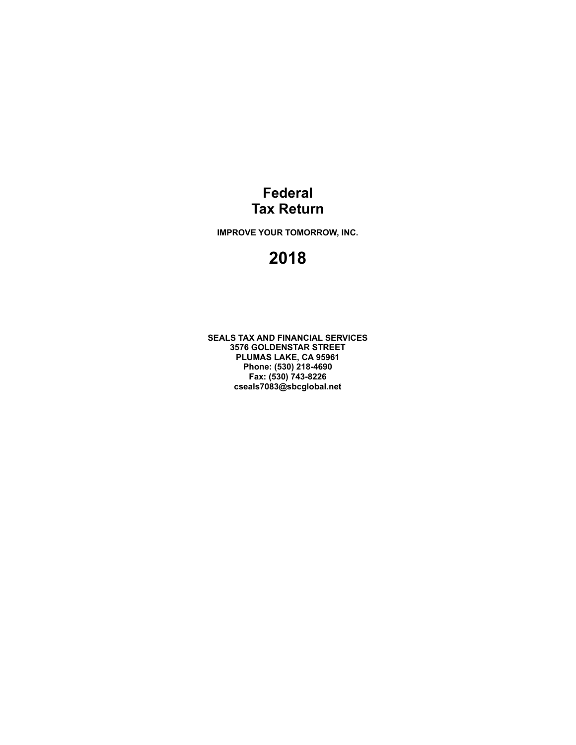# Federal
# Tax Return

**IMPROVE YOUR TOMORROW, INC.**

# 2018

**SEALS TAX AND FINANCIAL SERVICES**
**3576 GOLDENSTAR STREET**
**PLUMAS LAKE, CA 95961**
**Phone: (530) 218-4690**
**Fax: (530) 743-8226**
**cseals7083@sbcglobal.net**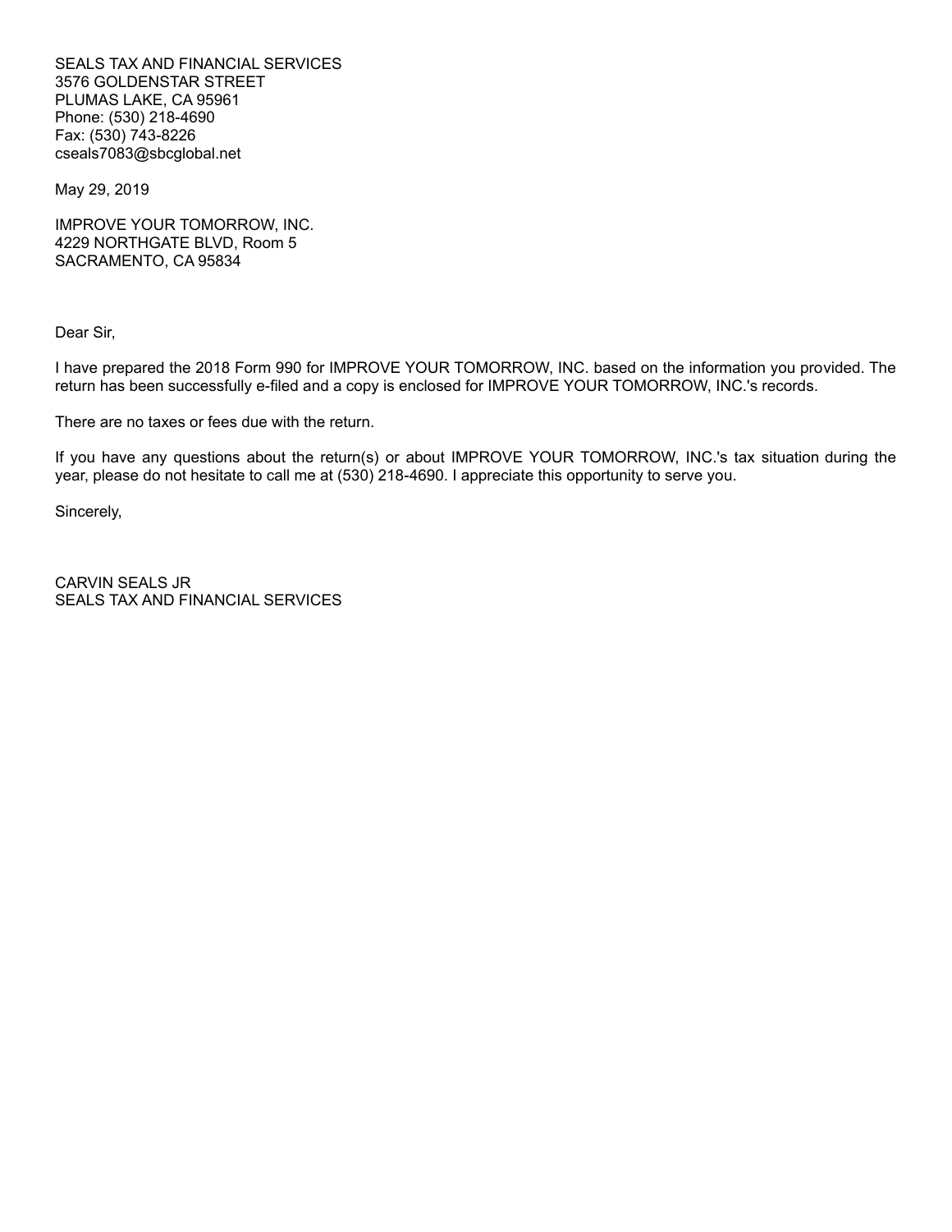SEALS TAX AND FINANCIAL SERVICES
3576 GOLDENSTAR STREET
PLUMAS LAKE, CA 95961
Phone: (530) 218-4690
Fax: (530) 743-8226
cseals7083@sbcglobal.net

May 29, 2019

IMPROVE YOUR TOMORROW, INC.
4229 NORTHGATE BLVD, Room 5
SACRAMENTO, CA 95834

Dear Sir,

I have prepared the 2018 Form 990 for IMPROVE YOUR TOMORROW, INC. based on the information you provided. The return has been successfully e-filed and a copy is enclosed for IMPROVE YOUR TOMORROW, INC.'s records.

There are no taxes or fees due with the return.

If you have any questions about the return(s) or about IMPROVE YOUR TOMORROW, INC.'s tax situation during the year, please do not hesitate to call me at (530) 218-4690. I appreciate this opportunity to serve you.

Sincerely,

CARVIN SEALS JR
SEALS TAX AND FINANCIAL SERVICES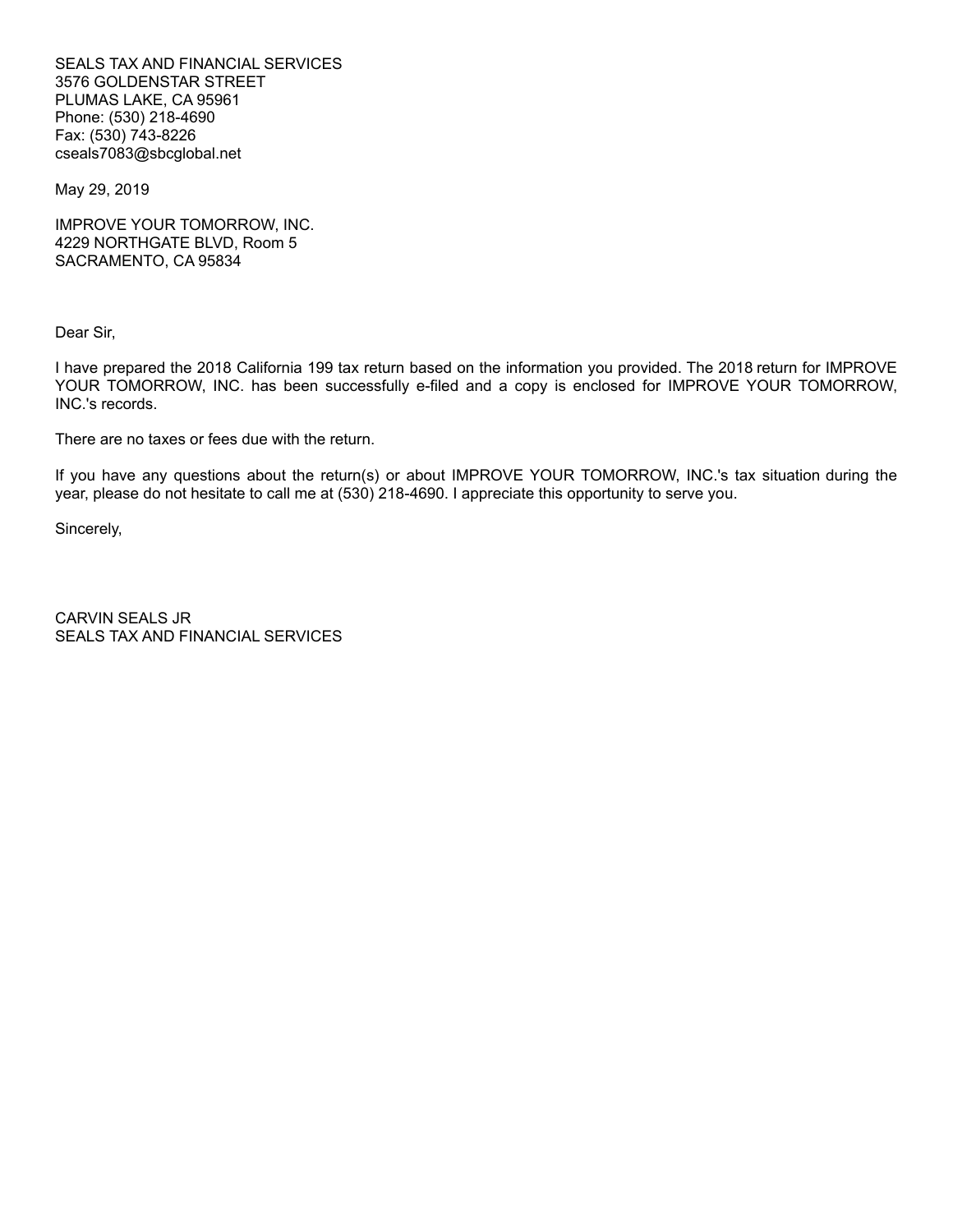SEALS TAX AND FINANCIAL SERVICES
3576 GOLDENSTAR STREET
PLUMAS LAKE, CA 95961
Phone: (530) 218-4690
Fax: (530) 743-8226
cseals7083@sbcglobal.net

May 29, 2019

IMPROVE YOUR TOMORROW, INC.
4229 NORTHGATE BLVD, Room 5
SACRAMENTO, CA 95834

Dear Sir,

I have prepared the 2018 California 199 tax return based on the information you provided. The 2018 return for IMPROVE YOUR TOMORROW, INC. has been successfully e-filed and a copy is enclosed for IMPROVE YOUR TOMORROW, INC.'s records.

There are no taxes or fees due with the return.

If you have any questions about the return(s) or about IMPROVE YOUR TOMORROW, INC.'s tax situation during the year, please do not hesitate to call me at (530) 218-4690. I appreciate this opportunity to serve you.

Sincerely,

CARVIN SEALS JR
SEALS TAX AND FINANCIAL SERVICES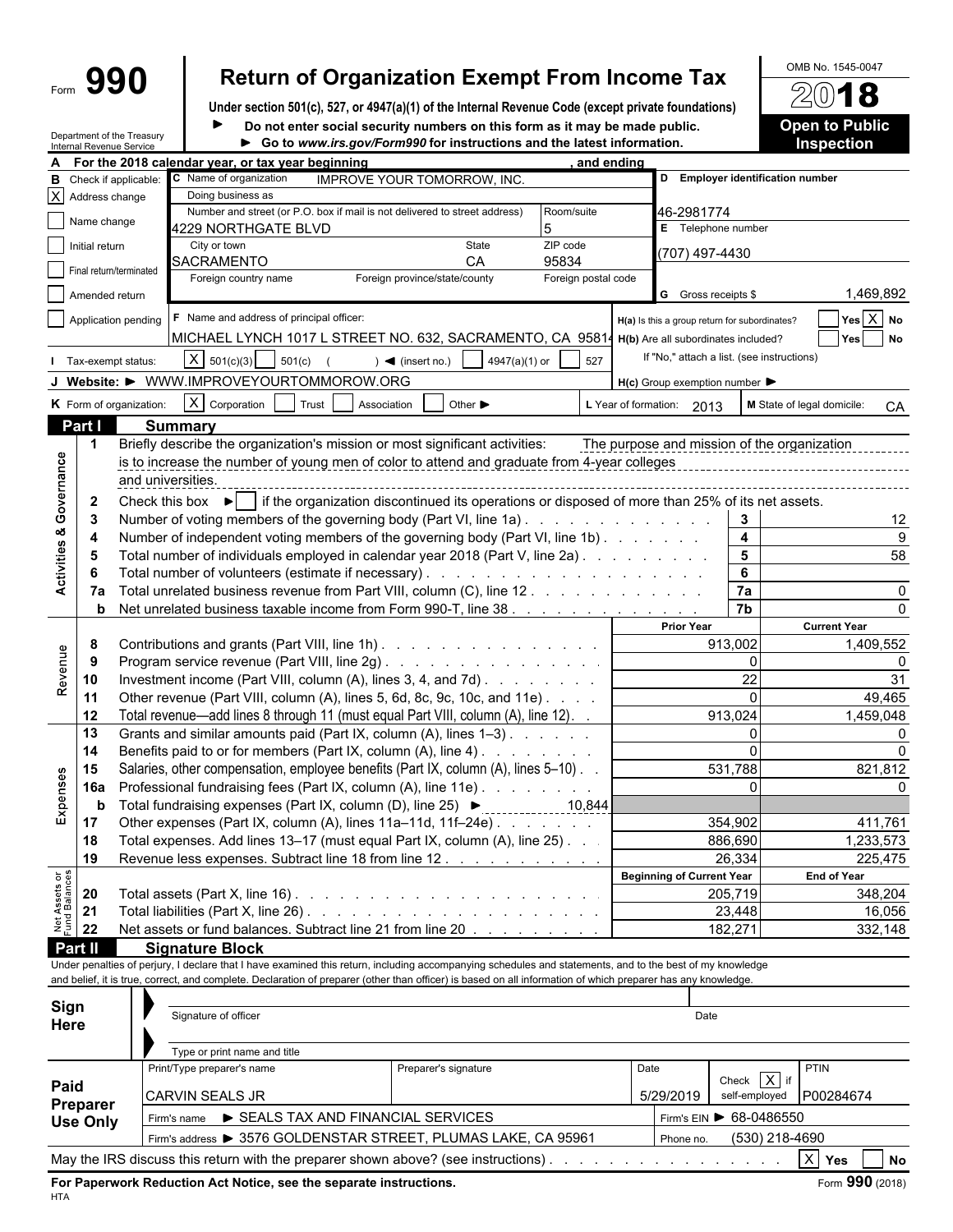Form **990**

# Return of Organization Exempt From Income Tax

**Under section 501(c), 527, or 4947(a)(1) of the Internal Revenue Code (except private foundations)**

► Do not enter social security numbers on this form as it may be made public.

► Go to *www.irs.gov/Form990* for instructions and the latest information.

Department of the Treasury
Internal Revenue Service

OMB No. 1545-0047

**2018**

**Open to Public Inspection**

**A** For the 2018 calendar year, or tax year beginning , and ending

**B** Check if applicable:
- [X] Address change
- [ ] Name change
- [ ] Initial return
- [ ] Final return/terminated
- [ ] Amended return
- [ ] Application pending

**C** Name of organization: IMPROVE YOUR TOMORROW, INC.

Doing business as

Number and street (or P.O. box if mail is not delivered to street address): 4229 NORTHGATE BLVD — Room/suite: 5

City or town: SACRAMENTO — State: CA — ZIP code: 95834

Foreign country name — Foreign province/state/county — Foreign postal code

**D** Employer identification number: 46-2981774

**E** Telephone number: (707) 497-4430

**G** Gross receipts $ 1,469,892

**F** Name and address of principal officer: MICHAEL LYNCH 1017 L STREET NO. 632, SACRAMENTO, CA 95814

**H(a)** Is this a group return for subordinates? [ ] Yes [X] No

**H(b)** Are all subordinates included? [ ] Yes [ ] No

If "No," attach a list. (see instructions)

**H(c)** Group exemption number ►

**I** Tax-exempt status: [X] 501(c)(3) [ ] 501(c) ( ) ◄ (insert no.) [ ] 4947(a)(1) or [ ] 527

**J** Website: ► WWW.IMPROVEYOURTOMMOROW.ORG

**K** Form of organization: [X] Corporation [ ] Trust [ ] Association [ ] Other ►

**L** Year of formation: 2013

**M** State of legal domicile: CA

## Part I — Summary

**Activities & Governance**

1. Briefly describe the organization's mission or most significant activities: The purpose and mission of the organization is to increase the number of young men of color to attend and graduate from 4-year colleges and universities.
2. Check this box ► [ ] if the organization discontinued its operations or disposed of more than 25% of its net assets.

| Line | Description | Box | Value |
|---|---|---|---|
| 3 | Number of voting members of the governing body (Part VI, line 1a) | 3 | 12 |
| 4 | Number of independent voting members of the governing body (Part VI, line 1b) | 4 | 9 |
| 5 | Total number of individuals employed in calendar year 2018 (Part V, line 2a) | 5 | 58 |
| 6 | Total number of volunteers (estimate if necessary) | 6 | |
| 7a | Total unrelated business revenue from Part VIII, column (C), line 12 | 7a | 0 |
| b | Net unrelated business taxable income from Form 990-T, line 38 | 7b | 0 |

| Line | Description | Prior Year | Current Year |
|---|---|---|---|
| **Revenue** | | | |
| 8 | Contributions and grants (Part VIII, line 1h) | 913,002 | 1,409,552 |
| 9 | Program service revenue (Part VIII, line 2g) | 0 | 0 |
| 10 | Investment income (Part VIII, column (A), lines 3, 4, and 7d) | 22 | 31 |
| 11 | Other revenue (Part VIII, column (A), lines 5, 6d, 8c, 9c, 10c, and 11e) | 0 | 49,465 |
| 12 | Total revenue—add lines 8 through 11 (must equal Part VIII, column (A), line 12) | 913,024 | 1,459,048 |
| **Expenses** | | | |
| 13 | Grants and similar amounts paid (Part IX, column (A), lines 1–3) | 0 | 0 |
| 14 | Benefits paid to or for members (Part IX, column (A), line 4) | 0 | 0 |
| 15 | Salaries, other compensation, employee benefits (Part IX, column (A), lines 5–10) | 531,788 | 821,812 |
| 16a | Professional fundraising fees (Part IX, column (A), line 11e) | 0 | 0 |
| b | Total fundraising expenses (Part IX, column (D), line 25) ► 10,844 | | |
| 17 | Other expenses (Part IX, column (A), lines 11a–11d, 11f–24e) | 354,902 | 411,761 |
| 18 | Total expenses. Add lines 13–17 (must equal Part IX, column (A), line 25) | 886,690 | 1,233,573 |
| 19 | Revenue less expenses. Subtract line 18 from line 12 | 26,334 | 225,475 |

| Line | Net Assets or Fund Balances | Beginning of Current Year | End of Year |
|---|---|---|---|
| 20 | Total assets (Part X, line 16) | 205,719 | 348,204 |
| 21 | Total liabilities (Part X, line 26) | 23,448 | 16,056 |
| 22 | Net assets or fund balances. Subtract line 21 from line 20 | 182,271 | 332,148 |

## Part II — Signature Block

Under penalties of perjury, I declare that I have examined this return, including accompanying schedules and statements, and to the best of my knowledge and belief, it is true, correct, and complete. Declaration of preparer (other than officer) is based on all information of which preparer has any knowledge.

**Sign Here**

Signature of officer — Date

Type or print name and title

**Paid Preparer Use Only**

| Print/Type preparer's name | Preparer's signature | Date | Check [X] if self-employed | PTIN |
|---|---|---|---|---|
| CARVIN SEALS JR | | 5/29/2019 | | P00284674 |

Firm's name ► SEALS TAX AND FINANCIAL SERVICES — Firm's EIN ► 68-0486550

Firm's address ► 3576 GOLDENSTAR STREET, PLUMAS LAKE, CA 95961 — Phone no. (530) 218-4690

May the IRS discuss this return with the preparer shown above? (see instructions) [X] Yes [ ] No

**For Paperwork Reduction Act Notice, see the separate instructions.** Form **990** (2018)

HTA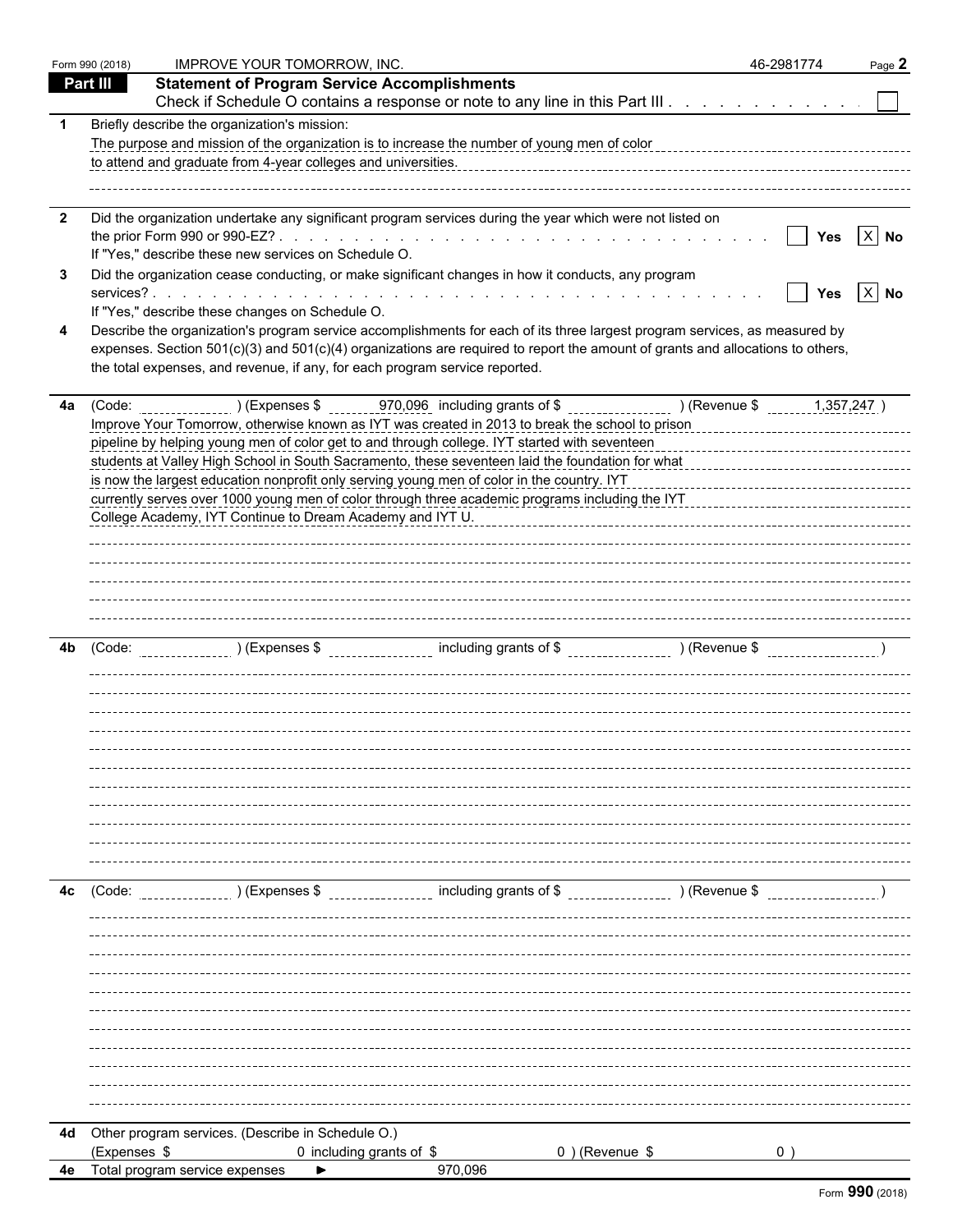Form 990 (2018) IMPROVE YOUR TOMORROW, INC. 46-2981774

## Part III Statement of Program Service Accomplishments

Check if Schedule O contains a response or note to any line in this Part III . . . . . . . . . . . . ☐

**1** Briefly describe the organization's mission:

The purpose and mission of the organization is to increase the number of young men of color to attend and graduate from 4-year colleges and universities.

**2** Did the organization undertake any significant program services during the year which were not listed on the prior Form 990 or 990-EZ? . . . . . . . . . . . . . . . . . . . . . . . . . . . . . ☐ Yes ☒ No

If "Yes," describe these new services on Schedule O.

**3** Did the organization cease conducting, or make significant changes in how it conducts, any program services? . . . . . . . . . . . . . . . . . . . . . . . . . . . . . . . . . . . . ☐ Yes ☒ No

If "Yes," describe these changes on Schedule O.

**4** Describe the organization's program service accomplishments for each of its three largest program services, as measured by expenses. Section 501(c)(3) and 501(c)(4) organizations are required to report the amount of grants and allocations to others, the total expenses, and revenue, if any, for each program service reported.

**4a** (Code: ) (Expenses $ 970,096 including grants of $ ) (Revenue $ 1,357,247 )

Improve Your Tomorrow, otherwise known as IYT was created in 2013 to break the school to prison pipeline by helping young men of color get to and through college. IYT started with seventeen students at Valley High School in South Sacramento, these seventeen laid the foundation for what is now the largest education nonprofit only serving young men of color in the country. IYT currently serves over 1000 young men of color through three academic programs including the IYT College Academy, IYT Continue to Dream Academy and IYT U.

**4b** (Code: ) (Expenses $ including grants of $ ) (Revenue $ )

**4c** (Code: ) (Expenses $ including grants of $ ) (Revenue $ )

**4d** Other program services. (Describe in Schedule O.)

(Expenses $ 0 including grants of $ 0 ) (Revenue $ 0 )

**4e** Total program service expenses ► 970,096

Form 990 (2018)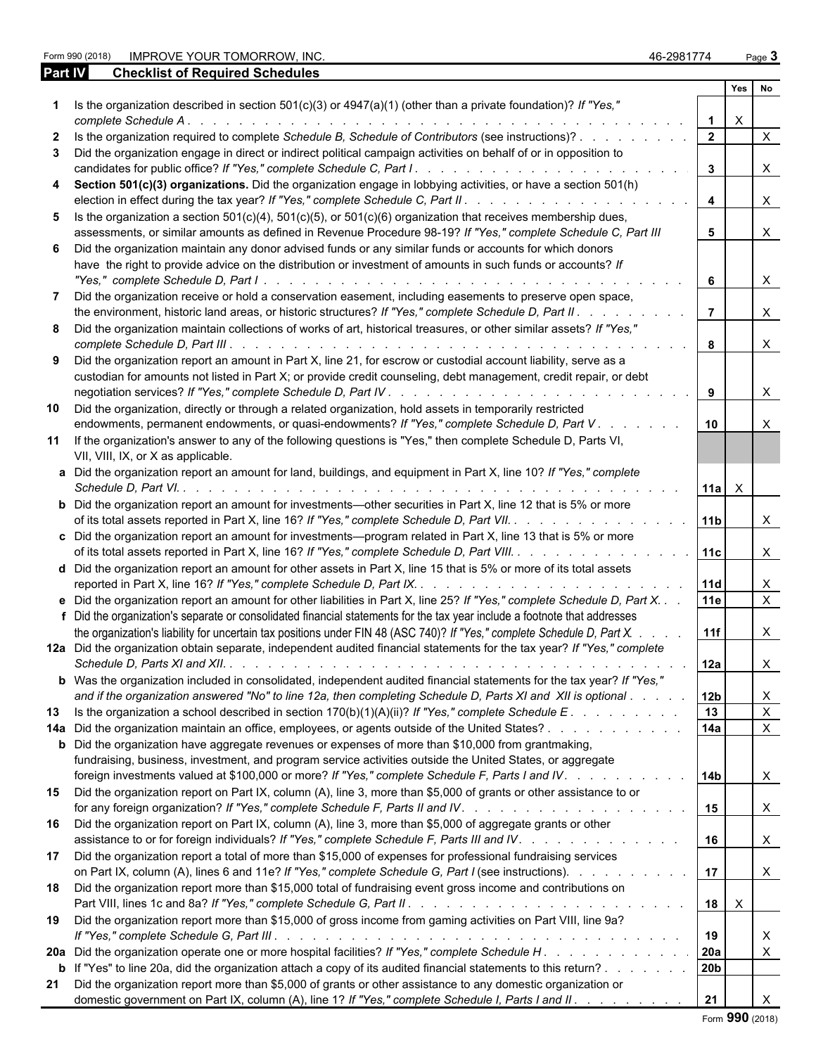Form 990 (2018) IMPROVE YOUR TOMORROW, INC. 46-2981774 Page 3

## Part IV Checklist of Required Schedules

| | | | Yes | No |
|---|---|---|---|---|
| **1** | Is the organization described in section 501(c)(3) or 4947(a)(1) (other than a private foundation)? *If "Yes," complete Schedule A* | 1 | X | |
| **2** | Is the organization required to complete *Schedule B, Schedule of Contributors* (see instructions)? | 2 | | X |
| **3** | Did the organization engage in direct or indirect political campaign activities on behalf of or in opposition to candidates for public office? *If "Yes," complete Schedule C, Part I* | 3 | | X |
| **4** | **Section 501(c)(3) organizations.** Did the organization engage in lobbying activities, or have a section 501(h) election in effect during the tax year? *If "Yes," complete Schedule C, Part II* | 4 | | X |
| **5** | Is the organization a section 501(c)(4), 501(c)(5), or 501(c)(6) organization that receives membership dues, assessments, or similar amounts as defined in Revenue Procedure 98-19? *If "Yes," complete Schedule C, Part III* | 5 | | X |
| **6** | Did the organization maintain any donor advised funds or any similar funds or accounts for which donors have the right to provide advice on the distribution or investment of amounts in such funds or accounts? *If "Yes," complete Schedule D, Part I* | 6 | | X |
| **7** | Did the organization receive or hold a conservation easement, including easements to preserve open space, the environment, historic land areas, or historic structures? *If "Yes," complete Schedule D, Part II* | 7 | | X |
| **8** | Did the organization maintain collections of works of art, historical treasures, or other similar assets? *If "Yes," complete Schedule D, Part III* | 8 | | X |
| **9** | Did the organization report an amount in Part X, line 21, for escrow or custodial account liability, serve as a custodian for amounts not listed in Part X; or provide credit counseling, debt management, credit repair, or debt negotiation services? *If "Yes," complete Schedule D, Part IV* | 9 | | X |
| **10** | Did the organization, directly or through a related organization, hold assets in temporarily restricted endowments, permanent endowments, or quasi-endowments? *If "Yes," complete Schedule D, Part V* | 10 | | X |
| **11** | If the organization's answer to any of the following questions is "Yes," then complete Schedule D, Parts VI, VII, VIII, IX, or X as applicable. | | | |
| **a** | Did the organization report an amount for land, buildings, and equipment in Part X, line 10? *If "Yes," complete Schedule D, Part VI.* | 11a | X | |
| **b** | Did the organization report an amount for investments—other securities in Part X, line 12 that is 5% or more of its total assets reported in Part X, line 16? *If "Yes," complete Schedule D, Part VII.* | 11b | | X |
| **c** | Did the organization report an amount for investments—program related in Part X, line 13 that is 5% or more of its total assets reported in Part X, line 16? *If "Yes," complete Schedule D, Part VIII.* | 11c | | X |
| **d** | Did the organization report an amount for other assets in Part X, line 15 that is 5% or more of its total assets reported in Part X, line 16? *If "Yes," complete Schedule D, Part IX.* | 11d | | X |
| **e** | Did the organization report an amount for other liabilities in Part X, line 25? *If "Yes," complete Schedule D, Part X.* | 11e | | X |
| **f** | Did the organization's separate or consolidated financial statements for the tax year include a footnote that addresses the organization's liability for uncertain tax positions under FIN 48 (ASC 740)? *If "Yes," complete Schedule D, Part X.* | 11f | | X |
| **12a** | Did the organization obtain separate, independent audited financial statements for the tax year? *If "Yes," complete Schedule D, Parts XI and XII.* | 12a | | X |
| **b** | Was the organization included in consolidated, independent audited financial statements for the tax year? *If "Yes," and if the organization answered "No" to line 12a, then completing Schedule D, Parts XI and XII is optional* | 12b | | X |
| **13** | Is the organization a school described in section 170(b)(1)(A)(ii)? *If "Yes," complete Schedule E* | 13 | | X |
| **14a** | Did the organization maintain an office, employees, or agents outside of the United States? | 14a | | X |
| **b** | Did the organization have aggregate revenues or expenses of more than $10,000 from grantmaking, fundraising, business, investment, and program service activities outside the United States, or aggregate foreign investments valued at $100,000 or more? *If "Yes," complete Schedule F, Parts I and IV.* | 14b | | X |
| **15** | Did the organization report on Part IX, column (A), line 3, more than $5,000 of grants or other assistance to or for any foreign organization? *If "Yes," complete Schedule F, Parts II and IV.* | 15 | | X |
| **16** | Did the organization report on Part IX, column (A), line 3, more than $5,000 of aggregate grants or other assistance to or for foreign individuals? *If "Yes," complete Schedule F, Parts III and IV.* | 16 | | X |
| **17** | Did the organization report a total of more than $15,000 of expenses for professional fundraising services on Part IX, column (A), lines 6 and 11e? *If "Yes," complete Schedule G, Part I* (see instructions). | 17 | | X |
| **18** | Did the organization report more than $15,000 total of fundraising event gross income and contributions on Part VIII, lines 1c and 8a? *If "Yes," complete Schedule G, Part II* | 18 | X | |
| **19** | Did the organization report more than $15,000 of gross income from gaming activities on Part VIII, line 9a? *If "Yes," complete Schedule G, Part III* | 19 | | X |
| **20a** | Did the organization operate one or more hospital facilities? *If "Yes," complete Schedule H* | 20a | | X |
| **b** | If "Yes" to line 20a, did the organization attach a copy of its audited financial statements to this return? | 20b | | |
| **21** | Did the organization report more than $5,000 of grants or other assistance to any domestic organization or domestic government on Part IX, column (A), line 1? *If "Yes," complete Schedule I, Parts I and II* | 21 | | X |

Form **990** (2018)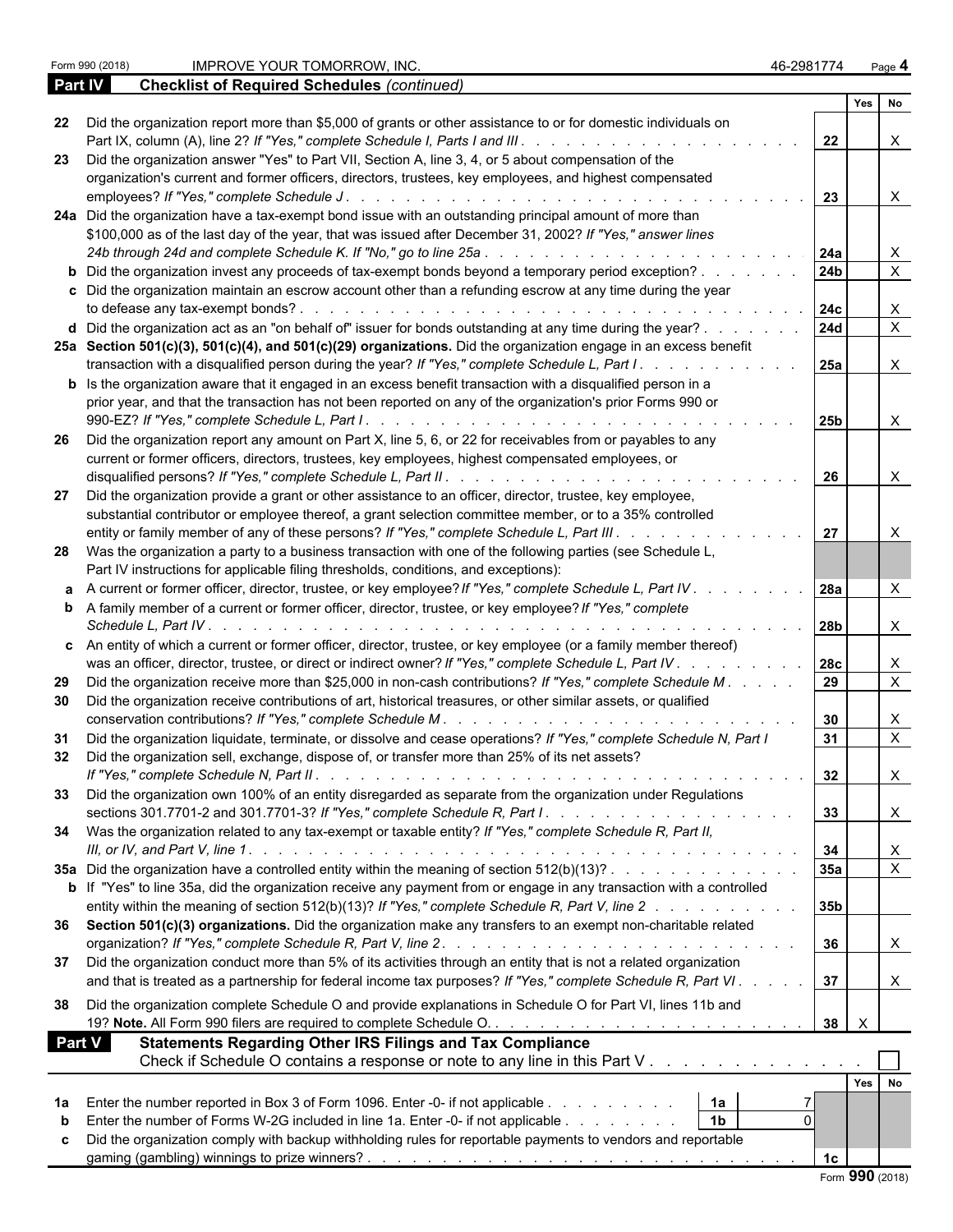Form 990 (2018) IMPROVE YOUR TOMORROW, INC. 46-2981774 Page **4**

## Part IV Checklist of Required Schedules *(continued)*

| | | | Yes | No |
|---|---|---|---|---|
| 22 | Did the organization report more than $5,000 of grants or other assistance to or for domestic individuals on Part IX, column (A), line 2? *If "Yes," complete Schedule I, Parts I and III* | 22 | | X |
| 23 | Did the organization answer "Yes" to Part VII, Section A, line 3, 4, or 5 about compensation of the organization's current and former officers, directors, trustees, key employees, and highest compensated employees? *If "Yes," complete Schedule J* | 23 | | X |
| 24a | Did the organization have a tax-exempt bond issue with an outstanding principal amount of more than $100,000 as of the last day of the year, that was issued after December 31, 2002? *If "Yes," answer lines 24b through 24d and complete Schedule K. If "No," go to line 25a* | 24a | | X |
| b | Did the organization invest any proceeds of tax-exempt bonds beyond a temporary period exception? | 24b | | X |
| c | Did the organization maintain an escrow account other than a refunding escrow at any time during the year to defease any tax-exempt bonds? | 24c | | X |
| d | Did the organization act as an "on behalf of" issuer for bonds outstanding at any time during the year? | 24d | | X |
| 25a | **Section 501(c)(3), 501(c)(4), and 501(c)(29) organizations.** Did the organization engage in an excess benefit transaction with a disqualified person during the year? *If "Yes," complete Schedule L, Part I* | 25a | | X |
| b | Is the organization aware that it engaged in an excess benefit transaction with a disqualified person in a prior year, and that the transaction has not been reported on any of the organization's prior Forms 990 or 990-EZ? *If "Yes," complete Schedule L, Part I* | 25b | | X |
| 26 | Did the organization report any amount on Part X, line 5, 6, or 22 for receivables from or payables to any current or former officers, directors, trustees, key employees, highest compensated employees, or disqualified persons? *If "Yes," complete Schedule L, Part II* | 26 | | X |
| 27 | Did the organization provide a grant or other assistance to an officer, director, trustee, key employee, substantial contributor or employee thereof, a grant selection committee member, or to a 35% controlled entity or family member of any of these persons? *If "Yes," complete Schedule L, Part III* | 27 | | X |
| 28 | Was the organization a party to a business transaction with one of the following parties (see Schedule L, Part IV instructions for applicable filing thresholds, conditions, and exceptions): | | | |
| a | A current or former officer, director, trustee, or key employee? *If "Yes," complete Schedule L, Part IV* | 28a | | X |
| b | A family member of a current or former officer, director, trustee, or key employee? *If "Yes," complete Schedule L, Part IV* | 28b | | X |
| c | An entity of which a current or former officer, director, trustee, or key employee (or a family member thereof) was an officer, director, trustee, or direct or indirect owner? *If "Yes," complete Schedule L, Part IV* | 28c | | X |
| 29 | Did the organization receive more than $25,000 in non-cash contributions? *If "Yes," complete Schedule M* | 29 | | X |
| 30 | Did the organization receive contributions of art, historical treasures, or other similar assets, or qualified conservation contributions? *If "Yes," complete Schedule M* | 30 | | X |
| 31 | Did the organization liquidate, terminate, or dissolve and cease operations? *If "Yes," complete Schedule N, Part I* | 31 | | X |
| 32 | Did the organization sell, exchange, dispose of, or transfer more than 25% of its net assets? *If "Yes," complete Schedule N, Part II* | 32 | | X |
| 33 | Did the organization own 100% of an entity disregarded as separate from the organization under Regulations sections 301.7701-2 and 301.7701-3? *If "Yes," complete Schedule R, Part I* | 33 | | X |
| 34 | Was the organization related to any tax-exempt or taxable entity? *If "Yes," complete Schedule R, Part II, III, or IV, and Part V, line 1* | 34 | | X |
| 35a | Did the organization have a controlled entity within the meaning of section 512(b)(13)? | 35a | | X |
| b | If "Yes" to line 35a, did the organization receive any payment from or engage in any transaction with a controlled entity within the meaning of section 512(b)(13)? *If "Yes," complete Schedule R, Part V, line 2* | 35b | | |
| 36 | **Section 501(c)(3) organizations.** Did the organization make any transfers to an exempt non-charitable related organization? *If "Yes," complete Schedule R, Part V, line 2* | 36 | | X |
| 37 | Did the organization conduct more than 5% of its activities through an entity that is not a related organization and that is treated as a partnership for federal income tax purposes? *If "Yes," complete Schedule R, Part VI* | 37 | | X |
| 38 | Did the organization complete Schedule O and provide explanations in Schedule O for Part VI, lines 11b and 19? **Note.** All Form 990 filers are required to complete Schedule O. | 38 | X | |

## Part V Statements Regarding Other IRS Filings and Tax Compliance

Check if Schedule O contains a response or note to any line in this Part V ☐

| | | | | | Yes | No |
|---|---|---|---|---|---|---|
| 1a | Enter the number reported in Box 3 of Form 1096. Enter -0- if not applicable | 1a | 7 | | | |
| b | Enter the number of Forms W-2G included in line 1a. Enter -0- if not applicable | 1b | 0 | | | |
| c | Did the organization comply with backup withholding rules for reportable payments to vendors and reportable gaming (gambling) winnings to prize winners? | | | 1c | | |

Form **990** (2018)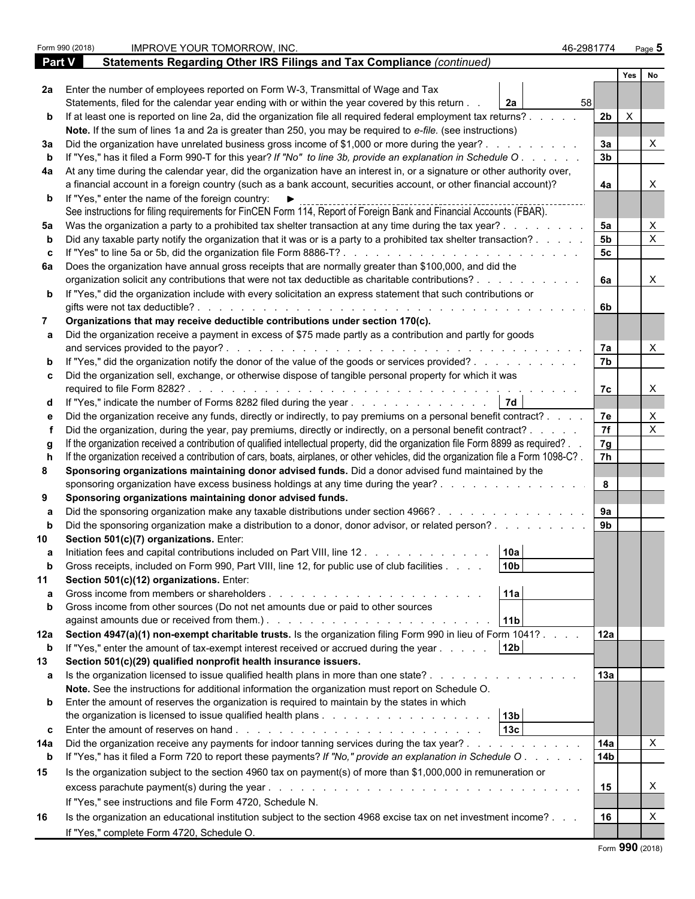Form 990 (2018) IMPROVE YOUR TOMORROW, INC. 46-2981774 Page 5

## Part V Statements Regarding Other IRS Filings and Tax Compliance *(continued)*

| | | | | Yes | No |
|---|---|---|---|---|---|
| **2a** | Enter the number of employees reported on Form W-3, Transmittal of Wage and Tax Statements, filed for the calendar year ending with or within the year covered by this return | 2a 58 | | | |
| **b** | If at least one is reported on line 2a, did the organization file all required federal employment tax returns? | | 2b | X | |
| | **Note.** If the sum of lines 1a and 2a is greater than 250, you may be required to *e-file.* (see instructions) | | | | |
| **3a** | Did the organization have unrelated business gross income of $1,000 or more during the year? | | 3a | | X |
| **b** | If "Yes," has it filed a Form 990-T for this year? *If "No" to line 3b, provide an explanation in Schedule O* | | 3b | | |
| **4a** | At any time during the calendar year, did the organization have an interest in, or a signature or other authority over, a financial account in a foreign country (such as a bank account, securities account, or other financial account)? | | 4a | | X |
| **b** | If "Yes," enter the name of the foreign country: ► | | | | |
| | See instructions for filing requirements for FinCEN Form 114, Report of Foreign Bank and Financial Accounts (FBAR). | | | | |
| **5a** | Was the organization a party to a prohibited tax shelter transaction at any time during the tax year? | | 5a | | X |
| **b** | Did any taxable party notify the organization that it was or is a party to a prohibited tax shelter transaction? | | 5b | | X |
| **c** | If "Yes" to line 5a or 5b, did the organization file Form 8886-T? | | 5c | | |
| **6a** | Does the organization have annual gross receipts that are normally greater than $100,000, and did the organization solicit any contributions that were not tax deductible as charitable contributions? | | 6a | | X |
| **b** | If "Yes," did the organization include with every solicitation an express statement that such contributions or gifts were not tax deductible? | | 6b | | |
| **7** | **Organizations that may receive deductible contributions under section 170(c).** | | | | |
| **a** | Did the organization receive a payment in excess of $75 made partly as a contribution and partly for goods and services provided to the payor? | | 7a | | X |
| **b** | If "Yes," did the organization notify the donor of the value of the goods or services provided? | | 7b | | |
| **c** | Did the organization sell, exchange, or otherwise dispose of tangible personal property for which it was required to file Form 8282? | | 7c | | X |
| **d** | If "Yes," indicate the number of Forms 8282 filed during the year | 7d | | | |
| **e** | Did the organization receive any funds, directly or indirectly, to pay premiums on a personal benefit contract? | | 7e | | X |
| **f** | Did the organization, during the year, pay premiums, directly or indirectly, on a personal benefit contract? | | 7f | | X |
| **g** | If the organization received a contribution of qualified intellectual property, did the organization file Form 8899 as required? | | 7g | | |
| **h** | If the organization received a contribution of cars, boats, airplanes, or other vehicles, did the organization file a Form 1098-C? | | 7h | | |
| **8** | **Sponsoring organizations maintaining donor advised funds.** Did a donor advised fund maintained by the sponsoring organization have excess business holdings at any time during the year? | | 8 | | |
| **9** | **Sponsoring organizations maintaining donor advised funds.** | | | | |
| **a** | Did the sponsoring organization make any taxable distributions under section 4966? | | 9a | | |
| **b** | Did the sponsoring organization make a distribution to a donor, donor advisor, or related person? | | 9b | | |
| **10** | **Section 501(c)(7) organizations.** Enter: | | | | |
| **a** | Initiation fees and capital contributions included on Part VIII, line 12 | 10a | | | |
| **b** | Gross receipts, included on Form 990, Part VIII, line 12, for public use of club facilities | 10b | | | |
| **11** | **Section 501(c)(12) organizations.** Enter: | | | | |
| **a** | Gross income from members or shareholders | 11a | | | |
| **b** | Gross income from other sources (Do not net amounts due or paid to other sources against amounts due or received from them.) | 11b | | | |
| **12a** | **Section 4947(a)(1) non-exempt charitable trusts.** Is the organization filing Form 990 in lieu of Form 1041? | | 12a | | |
| **b** | If "Yes," enter the amount of tax-exempt interest received or accrued during the year | 12b | | | |
| **13** | **Section 501(c)(29) qualified nonprofit health insurance issuers.** | | | | |
| **a** | Is the organization licensed to issue qualified health plans in more than one state? | | 13a | | |
| | **Note.** See the instructions for additional information the organization must report on Schedule O. | | | | |
| **b** | Enter the amount of reserves the organization is required to maintain by the states in which the organization is licensed to issue qualified health plans | 13b | | | |
| **c** | Enter the amount of reserves on hand | 13c | | | |
| **14a** | Did the organization receive any payments for indoor tanning services during the tax year? | | 14a | | X |
| **b** | If "Yes," has it filed a Form 720 to report these payments? *If "No," provide an explanation in Schedule O* | | 14b | | |
| **15** | Is the organization subject to the section 4960 tax on payment(s) of more than $1,000,000 in remuneration or excess parachute payment(s) during the year | | 15 | | X |
| | If "Yes," see instructions and file Form 4720, Schedule N. | | | | |
| **16** | Is the organization an educational institution subject to the section 4968 excise tax on net investment income? | | 16 | | X |
| | If "Yes," complete Form 4720, Schedule O. | | | | |

Form **990** (2018)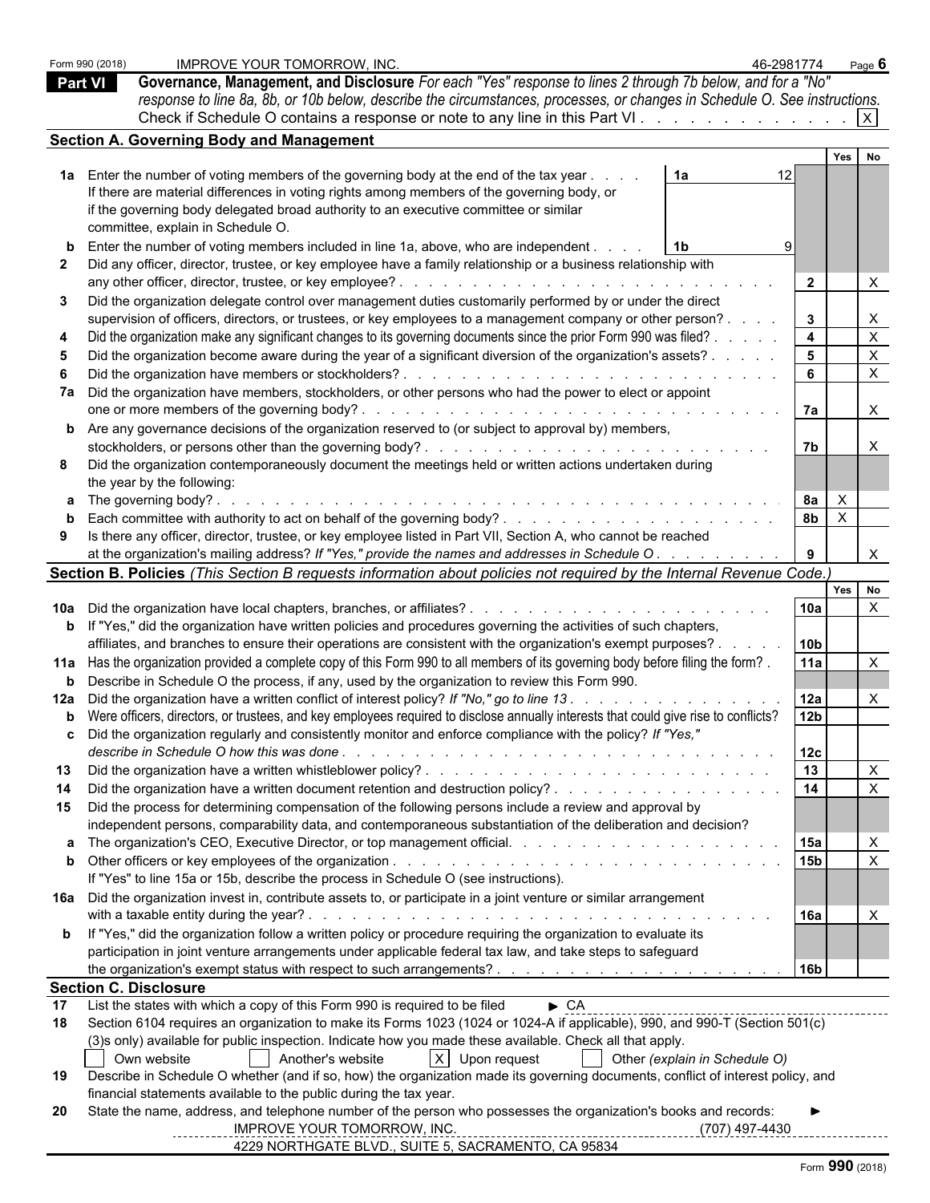Form 990 (2018) IMPROVE YOUR TOMORROW, INC. 46-2981774 Page 6

## Part VI Governance, Management, and Disclosure

*For each "Yes" response to lines 2 through 7b below, and for a "No" response to line 8a, 8b, or 10b below, describe the circumstances, processes, or changes in Schedule O. See instructions.*

Check if Schedule O contains a response or note to any line in this Part VI . . . . . . . . . . . . . [X]

### Section A. Governing Body and Management

| | | | | Yes | No |
|---|---|---|---|---|---|
| **1a** | Enter the number of voting members of the governing body at the end of the tax year . . . . If there are material differences in voting rights among members of the governing body, or if the governing body delegated broad authority to an executive committee or similar committee, explain in Schedule O. | 1a 12 | | | |
| **b** | Enter the number of voting members included in line 1a, above, who are independent . . . . | 1b 9 | | | |
| **2** | Did any officer, director, trustee, or key employee have a family relationship or a business relationship with any other officer, director, trustee, or key employee? | | 2 | | X |
| **3** | Did the organization delegate control over management duties customarily performed by or under the direct supervision of officers, directors, or trustees, or key employees to a management company or other person? | | 3 | | X |
| **4** | Did the organization make any significant changes to its governing documents since the prior Form 990 was filed? | | 4 | | X |
| **5** | Did the organization become aware during the year of a significant diversion of the organization's assets? | | 5 | | X |
| **6** | Did the organization have members or stockholders? | | 6 | | X |
| **7a** | Did the organization have members, stockholders, or other persons who had the power to elect or appoint one or more members of the governing body? | | 7a | | X |
| **b** | Are any governance decisions of the organization reserved to (or subject to approval by) members, stockholders, or persons other than the governing body? | | 7b | | X |
| **8** | Did the organization contemporaneously document the meetings held or written actions undertaken during the year by the following: | | | | |
| **a** | The governing body? | | 8a | X | |
| **b** | Each committee with authority to act on behalf of the governing body? | | 8b | X | |
| **9** | Is there any officer, director, trustee, or key employee listed in Part VII, Section A, who cannot be reached at the organization's mailing address? *If "Yes," provide the names and addresses in Schedule O* | | 9 | | X |

### Section B. Policies *(This Section B requests information about policies not required by the Internal Revenue Code.)*

| | | | Yes | No |
|---|---|---|---|---|
| **10a** | Did the organization have local chapters, branches, or affiliates? | 10a | | X |
| **b** | If "Yes," did the organization have written policies and procedures governing the activities of such chapters, affiliates, and branches to ensure their operations are consistent with the organization's exempt purposes? | 10b | | |
| **11a** | Has the organization provided a complete copy of this Form 990 to all members of its governing body before filing the form? | 11a | | X |
| **b** | Describe in Schedule O the process, if any, used by the organization to review this Form 990. | | | |
| **12a** | Did the organization have a written conflict of interest policy? *If "No," go to line 13* | 12a | | X |
| **b** | Were officers, directors, or trustees, and key employees required to disclose annually interests that could give rise to conflicts? | 12b | | |
| **c** | Did the organization regularly and consistently monitor and enforce compliance with the policy? *If "Yes," describe in Schedule O how this was done* | 12c | | |
| **13** | Did the organization have a written whistleblower policy? | 13 | | X |
| **14** | Did the organization have a written document retention and destruction policy? | 14 | | X |
| **15** | Did the process for determining compensation of the following persons include a review and approval by independent persons, comparability data, and contemporaneous substantiation of the deliberation and decision? | | | |
| **a** | The organization's CEO, Executive Director, or top management official. | 15a | | X |
| **b** | Other officers or key employees of the organization. If "Yes" to line 15a or 15b, describe the process in Schedule O (see instructions). | 15b | | X |
| **16a** | Did the organization invest in, contribute assets to, or participate in a joint venture or similar arrangement with a taxable entity during the year? | 16a | | X |
| **b** | If "Yes," did the organization follow a written policy or procedure requiring the organization to evaluate its participation in joint venture arrangements under applicable federal tax law, and take steps to safeguard the organization's exempt status with respect to such arrangements? | 16b | | |

### Section C. Disclosure

**17** List the states with which a copy of this Form 990 is required to be filed ► CA

**18** Section 6104 requires an organization to make its Forms 1023 (1024 or 1024-A if applicable), 990, and 990-T (Section 501(c)(3)s only) available for public inspection. Indicate how you made these available. Check all that apply.

[ ] Own website [ ] Another's website [X] Upon request [ ] Other *(explain in Schedule O)*

**19** Describe in Schedule O whether (and if so, how) the organization made its governing documents, conflict of interest policy, and financial statements available to the public during the tax year.

**20** State the name, address, and telephone number of the person who possesses the organization's books and records: ►

IMPROVE YOUR TOMORROW, INC. (707) 497-4430
4229 NORTHGATE BLVD., SUITE 5, SACRAMENTO, CA 95834

Form **990** (2018)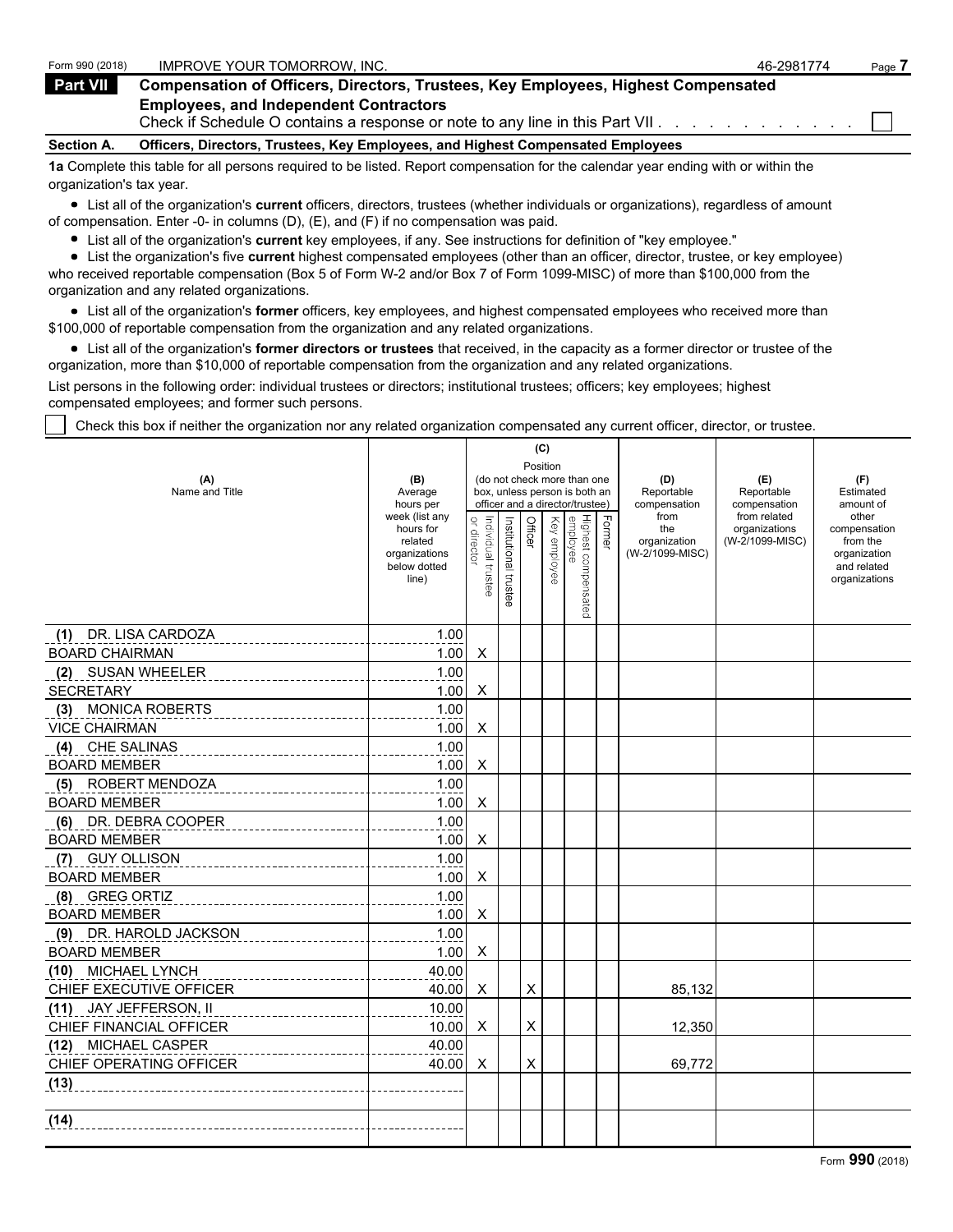Form 990 (2018) IMPROVE YOUR TOMORROW, INC. 46-2981774

## Part VII Compensation of Officers, Directors, Trustees, Key Employees, Highest Compensated Employees, and Independent Contractors

Check if Schedule O contains a response or note to any line in this Part VII . . . . . . . . . . . . ☐

### Section A. Officers, Directors, Trustees, Key Employees, and Highest Compensated Employees

**1a** Complete this table for all persons required to be listed. Report compensation for the calendar year ending with or within the organization's tax year.

- List all of the organization's **current** officers, directors, trustees (whether individuals or organizations), regardless of amount of compensation. Enter -0- in columns (D), (E), and (F) if no compensation was paid.
- List all of the organization's **current** key employees, if any. See instructions for definition of "key employee."
- List the organization's five **current** highest compensated employees (other than an officer, director, trustee, or key employee) who received reportable compensation (Box 5 of Form W-2 and/or Box 7 of Form 1099-MISC) of more than $100,000 from the organization and any related organizations.
- List all of the organization's **former** officers, key employees, and highest compensated employees who received more than $100,000 of reportable compensation from the organization and any related organizations.
- List all of the organization's **former directors or trustees** that received, in the capacity as a former director or trustee of the organization, more than $10,000 of reportable compensation from the organization and any related organizations.

List persons in the following order: individual trustees or directors; institutional trustees; officers; key employees; highest compensated employees; and former such persons.

☐ Check this box if neither the organization nor any related organization compensated any current officer, director, or trustee.

| (A) Name and Title | (B) Average hours per week (list any hours for related organizations below dotted line) | (C) Position (do not check more than one box, unless person is both an officer and a director/trustee) | | | | | | (D) Reportable compensation from the organization (W-2/1099-MISC) | (E) Reportable compensation from related organizations (W-2/1099-MISC) | (F) Estimated amount of other compensation from the organization and related organizations |
|---|---|---|---|---|---|---|---|---|---|---|
| | | Individual trustee or director | Institutional trustee | Officer | Key employee | Highest compensated employee | Former | | | |
| (1) DR. LISA CARDOZA<br>BOARD CHAIRMAN | 1.00<br>1.00 | X | | | | | | | | |
| (2) SUSAN WHEELER<br>SECRETARY | 1.00<br>1.00 | X | | | | | | | | |
| (3) MONICA ROBERTS<br>VICE CHAIRMAN | 1.00<br>1.00 | X | | | | | | | | |
| (4) CHE SALINAS<br>BOARD MEMBER | 1.00<br>1.00 | X | | | | | | | | |
| (5) ROBERT MENDOZA<br>BOARD MEMBER | 1.00<br>1.00 | X | | | | | | | | |
| (6) DR. DEBRA COOPER<br>BOARD MEMBER | 1.00<br>1.00 | X | | | | | | | | |
| (7) GUY OLLISON<br>BOARD MEMBER | 1.00<br>1.00 | X | | | | | | | | |
| (8) GREG ORTIZ<br>BOARD MEMBER | 1.00<br>1.00 | X | | | | | | | | |
| (9) DR. HAROLD JACKSON<br>BOARD MEMBER | 1.00<br>1.00 | X | | | | | | | | |
| (10) MICHAEL LYNCH<br>CHIEF EXECUTIVE OFFICER | 40.00<br>40.00 | X | | X | | | | 85,132 | | |
| (11) JAY JEFFERSON, II<br>CHIEF FINANCIAL OFFICER | 10.00<br>10.00 | X | | X | | | | 12,350 | | |
| (12) MICHAEL CASPER<br>CHIEF OPERATING OFFICER | 40.00<br>40.00 | X | | X | | | | 69,772 | | |
| (13) | | | | | | | | | | |
| (14) | | | | | | | | | | |

Form **990** (2018)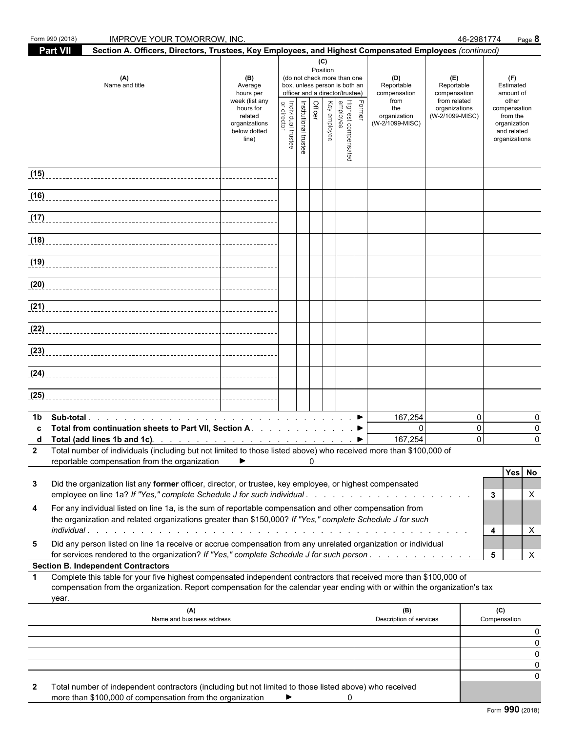Form 990 (2018) IMPROVE YOUR TOMORROW, INC. 46-2981774 Page **8**

## Part VII Section A. Officers, Directors, Trustees, Key Employees, and Highest Compensated Employees *(continued)*

| (A) Name and title | (B) Average hours per week (list any hours for related organizations below dotted line) | (C) Position (do not check more than one box, unless person is both an officer and a director/trustee): Individual trustee or director | Institutional trustee | Officer | Key employee | Highest compensated employee | Former | (D) Reportable compensation from the organization (W-2/1099-MISC) | (E) Reportable compensation from related organizations (W-2/1099-MISC) | (F) Estimated amount of other compensation from the organization and related organizations |
|---|---|---|---|---|---|---|---|---|---|---|
| (15) | | | | | | | | | | |
| (16) | | | | | | | | | | |
| (17) | | | | | | | | | | |
| (18) | | | | | | | | | | |
| (19) | | | | | | | | | | |
| (20) | | | | | | | | | | |
| (21) | | | | | | | | | | |
| (22) | | | | | | | | | | |
| (23) | | | | | | | | | | |
| (24) | | | | | | | | | | |
| (25) | | | | | | | | | | |

| | | (D) | (E) | (F) |
|---|---|---|---|---|
| 1b | Sub-total ► | 167,254 | 0 | 0 |
| c | Total from continuation sheets to Part VII, Section A ► | 0 | 0 | 0 |
| d | Total (add lines 1b and 1c) ► | 167,254 | 0 | 0 |

**2** Total number of individuals (including but not limited to those listed above) who received more than $100,000 of reportable compensation from the organization ► 0

| | | | Yes | No |
|---|---|---|---|---|
| 3 | Did the organization list any **former** officer, director, or trustee, key employee, or highest compensated employee on line 1a? *If "Yes," complete Schedule J for such individual* | 3 | | X |
| 4 | For any individual listed on line 1a, is the sum of reportable compensation and other compensation from the organization and related organizations greater than $150,000? *If "Yes," complete Schedule J for such individual* | 4 | | X |
| 5 | Did any person listed on line 1a receive or accrue compensation from any unrelated organization or individual for services rendered to the organization? *If "Yes," complete Schedule J for such person* | 5 | | X |

### Section B. Independent Contractors

**1** Complete this table for your five highest compensated independent contractors that received more than $100,000 of compensation from the organization. Report compensation for the calendar year ending with or within the organization's tax year.

| (A) Name and business address | (B) Description of services | (C) Compensation |
|---|---|---|
| | | 0 |
| | | 0 |
| | | 0 |
| | | 0 |
| | | 0 |

**2** Total number of independent contractors (including but not limited to those listed above) who received more than $100,000 of compensation from the organization ► 0

Form **990** (2018)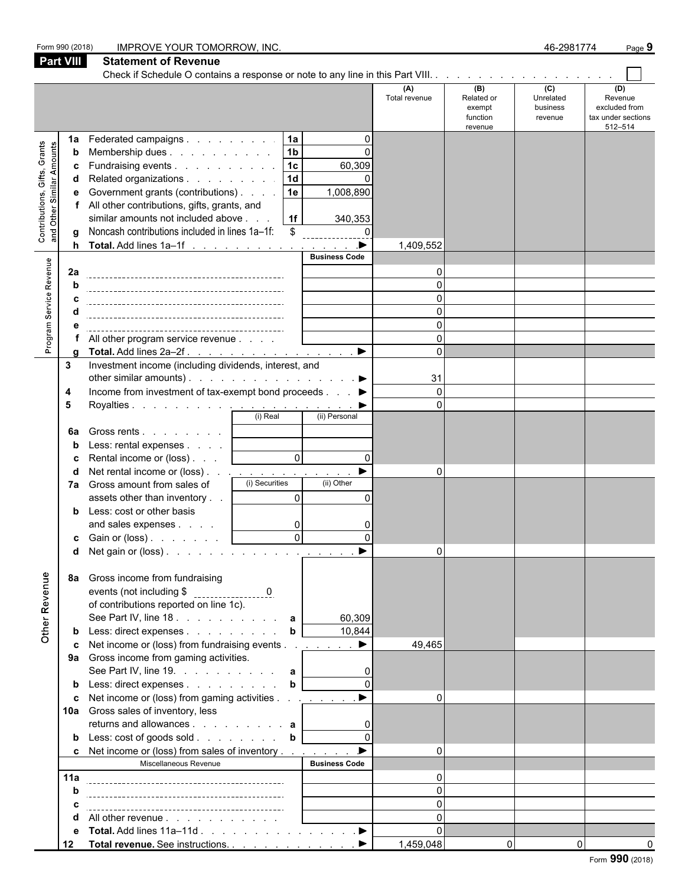Form 990 (2018) IMPROVE YOUR TOMORROW, INC. 46-2981774

## Part VIII Statement of Revenue

Check if Schedule O contains a response or note to any line in this Part VIII. . . . . . . . . . . . . . . . . . ☐

| | | | | (A) Total revenue | (B) Related or exempt function revenue | (C) Unrelated business revenue | (D) Revenue excluded from tax under sections 512–514 |
|---|---|---|---|---|---|---|---|
| **Contributions, Gifts, Grants and Other Similar Amounts** | 1a Federated campaigns | 1a | 0 | | | | |
| | b Membership dues | 1b | 0 | | | | |
| | c Fundraising events | 1c | 60,309 | | | | |
| | d Related organizations | 1d | 0 | | | | |
| | e Government grants (contributions) | 1e | 1,008,890 | | | | |
| | f All other contributions, gifts, grants, and similar amounts not included above | 1f | 340,353 | | | | |
| | g Noncash contributions included in lines 1a–1f: $ 0 | | | | | | |
| | h **Total.** Add lines 1a–1f ▶ | | | 1,409,552 | | | |
| **Program Service Revenue** | | | Business Code | | | | |
| | 2a | | | 0 | | | |
| | b | | | 0 | | | |
| | c | | | 0 | | | |
| | d | | | 0 | | | |
| | e | | | 0 | | | |
| | f All other program service revenue | | | 0 | | | |
| | g **Total.** Add lines 2a–2f ▶ | | | 0 | | | |
| | 3 Investment income (including dividends, interest, and other similar amounts) ▶ | | | 31 | | | |
| | 4 Income from investment of tax-exempt bond proceeds ▶ | | | 0 | | | |
| | 5 Royalties ▶ | | | 0 | | | |
| | | (i) Real | (ii) Personal | | | | |
| | 6a Gross rents | | | | | | |
| | b Less: rental expenses | | | | | | |
| | c Rental income or (loss) | 0 | 0 | | | | |
| | d Net rental income or (loss) ▶ | | | 0 | | | |
| | 7a Gross amount from sales of assets other than inventory | (i) Securities 0 | (ii) Other 0 | | | | |
| | b Less: cost or other basis and sales expenses | 0 | 0 | | | | |
| | c Gain or (loss) | 0 | 0 | | | | |
| | d Net gain or (loss) ▶ | | | 0 | | | |
| **Other Revenue** | 8a Gross income from fundraising events (not including $ 0 of contributions reported on line 1c). See Part IV, line 18 | a | 60,309 | | | | |
| | b Less: direct expenses | b | 10,844 | | | | |
| | c Net income or (loss) from fundraising events ▶ | | | 49,465 | | | |
| | 9a Gross income from gaming activities. See Part IV, line 19. | a | 0 | | | | |
| | b Less: direct expenses | b | 0 | | | | |
| | c Net income or (loss) from gaming activities ▶ | | | 0 | | | |
| | 10a Gross sales of inventory, less returns and allowances | a | 0 | | | | |
| | b Less: cost of goods sold | b | 0 | | | | |
| | c Net income or (loss) from sales of inventory ▶ | | | 0 | | | |
| | Miscellaneous Revenue | | Business Code | | | | |
| | 11a | | | 0 | | | |
| | b | | | 0 | | | |
| | c | | | 0 | | | |
| | d All other revenue | | | 0 | | | |
| | e **Total.** Add lines 11a–11d ▶ | | | 0 | | | |
| | 12 **Total revenue.** See instructions. ▶ | | | 1,459,048 | 0 | 0 | 0 |

Form **990** (2018)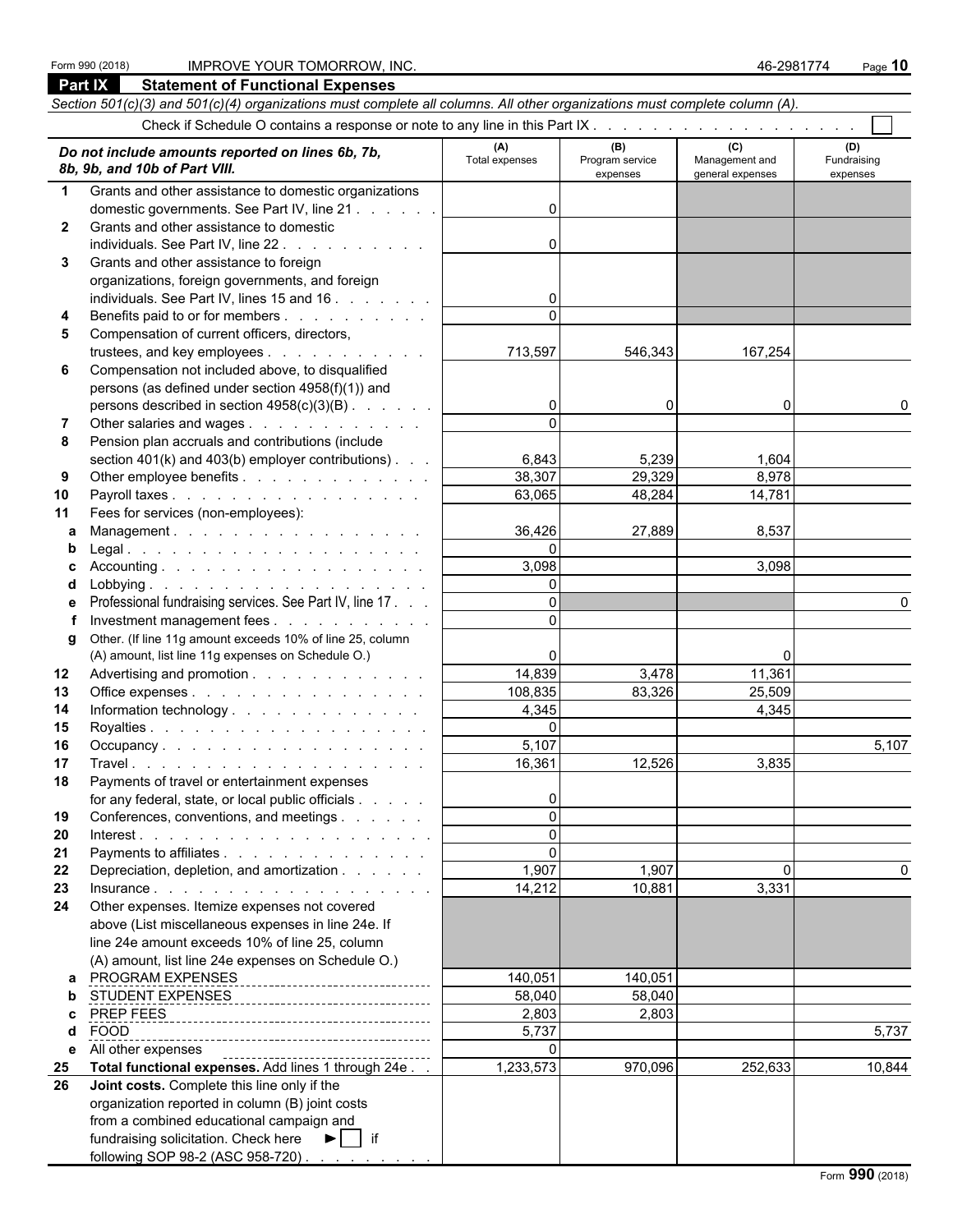Form 990 (2018) IMPROVE YOUR TOMORROW, INC. 46-2981774 Page **10**

## Part IX Statement of Functional Expenses

*Section 501(c)(3) and 501(c)(4) organizations must complete all columns. All other organizations must complete column (A).*

Check if Schedule O contains a response or note to any line in this Part IX . . . . . . . . . . . . . . . . . . . ☐

| | *Do not include amounts reported on lines 6b, 7b, 8b, 9b, and 10b of Part VIII.* | (A) Total expenses | (B) Program service expenses | (C) Management and general expenses | (D) Fundraising expenses |
|---|---|---|---|---|---|
| **1** | Grants and other assistance to domestic organizations domestic governments. See Part IV, line 21 | 0 | | | |
| **2** | Grants and other assistance to domestic individuals. See Part IV, line 22 | 0 | | | |
| **3** | Grants and other assistance to foreign organizations, foreign governments, and foreign individuals. See Part IV, lines 15 and 16 | 0 | | | |
| **4** | Benefits paid to or for members | 0 | | | |
| **5** | Compensation of current officers, directors, trustees, and key employees | 713,597 | 546,343 | 167,254 | |
| **6** | Compensation not included above, to disqualified persons (as defined under section 4958(f)(1)) and persons described in section 4958(c)(3)(B) | 0 | 0 | 0 | 0 |
| **7** | Other salaries and wages | 0 | | | |
| **8** | Pension plan accruals and contributions (include section 401(k) and 403(b) employer contributions) | 6,843 | 5,239 | 1,604 | |
| **9** | Other employee benefits | 38,307 | 29,329 | 8,978 | |
| **10** | Payroll taxes | 63,065 | 48,284 | 14,781 | |
| **11** | Fees for services (non-employees): | | | | |
| **a** | Management | 36,426 | 27,889 | 8,537 | |
| **b** | Legal | 0 | | | |
| **c** | Accounting | 3,098 | | 3,098 | |
| **d** | Lobbying | 0 | | | |
| **e** | Professional fundraising services. See Part IV, line 17 | 0 | | | 0 |
| **f** | Investment management fees | 0 | | | |
| **g** | Other. (If line 11g amount exceeds 10% of line 25, column (A) amount, list line 11g expenses on Schedule O.) | 0 | | 0 | |
| **12** | Advertising and promotion | 14,839 | 3,478 | 11,361 | |
| **13** | Office expenses | 108,835 | 83,326 | 25,509 | |
| **14** | Information technology | 4,345 | | 4,345 | |
| **15** | Royalties | 0 | | | |
| **16** | Occupancy | 5,107 | | | 5,107 |
| **17** | Travel | 16,361 | 12,526 | 3,835 | |
| **18** | Payments of travel or entertainment expenses for any federal, state, or local public officials | 0 | | | |
| **19** | Conferences, conventions, and meetings | 0 | | | |
| **20** | Interest | 0 | | | |
| **21** | Payments to affiliates | 0 | | | |
| **22** | Depreciation, depletion, and amortization | 1,907 | 1,907 | 0 | 0 |
| **23** | Insurance | 14,212 | 10,881 | 3,331 | |
| **24** | Other expenses. Itemize expenses not covered above (List miscellaneous expenses in line 24e. If line 24e amount exceeds 10% of line 25, column (A) amount, list line 24e expenses on Schedule O.) | | | | |
| **a** | PROGRAM EXPENSES | 140,051 | 140,051 | | |
| **b** | STUDENT EXPENSES | 58,040 | 58,040 | | |
| **c** | PREP FEES | 2,803 | 2,803 | | |
| **d** | FOOD | 5,737 | | | 5,737 |
| **e** | All other expenses | 0 | | | |
| **25** | **Total functional expenses.** Add lines 1 through 24e | 1,233,573 | 970,096 | 252,633 | 10,844 |
| **26** | **Joint costs.** Complete this line only if the organization reported in column (B) joint costs from a combined educational campaign and fundraising solicitation. Check here ► ☐ if following SOP 98-2 (ASC 958-720) | | | | |

Form **990** (2018)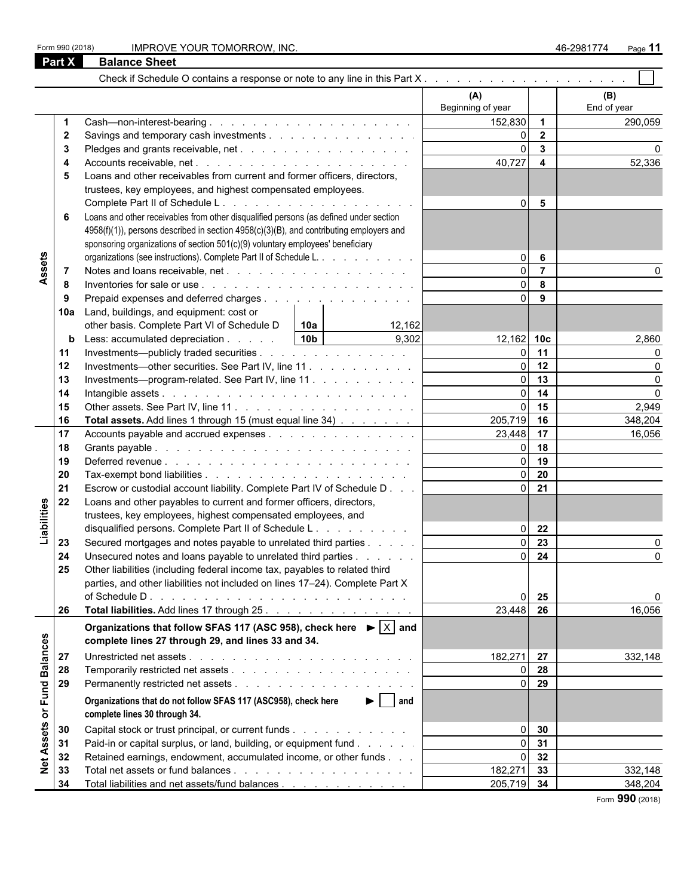Form 990 (2018) IMPROVE YOUR TOMORROW, INC. 46-2981774

## Part X Balance Sheet

Check if Schedule O contains a response or note to any line in this Part X . . . . . . . . . . . . . . . . . . . . ☐

| | | | (A) Beginning of year | | (B) End of year |
|---|---|---|---|---|---|
| **Assets** | 1 | Cash—non-interest-bearing | 152,830 | 1 | 290,059 |
| | 2 | Savings and temporary cash investments | 0 | 2 | |
| | 3 | Pledges and grants receivable, net | 0 | 3 | 0 |
| | 4 | Accounts receivable, net | 40,727 | 4 | 52,336 |
| | 5 | Loans and other receivables from current and former officers, directors, trustees, key employees, and highest compensated employees. Complete Part II of Schedule L | 0 | 5 | |
| | 6 | Loans and other receivables from other disqualified persons (as defined under section 4958(f)(1)), persons described in section 4958(c)(3)(B), and contributing employers and sponsoring organizations of section 501(c)(9) voluntary employees' beneficiary organizations (see instructions). Complete Part II of Schedule L | 0 | 6 | |
| | 7 | Notes and loans receivable, net | 0 | 7 | 0 |
| | 8 | Inventories for sale or use | 0 | 8 | |
| | 9 | Prepaid expenses and deferred charges | 0 | 9 | |
| | 10a | Land, buildings, and equipment: cost or other basis. Complete Part VI of Schedule D — 10a: 12,162 | | | |
| | b | Less: accumulated depreciation — 10b: 9,302 | 12,162 | 10c | 2,860 |
| | 11 | Investments—publicly traded securities | 0 | 11 | 0 |
| | 12 | Investments—other securities. See Part IV, line 11 | 0 | 12 | 0 |
| | 13 | Investments—program-related. See Part IV, line 11 | 0 | 13 | 0 |
| | 14 | Intangible assets | 0 | 14 | 0 |
| | 15 | Other assets. See Part IV, line 11 | 0 | 15 | 2,949 |
| | 16 | **Total assets.** Add lines 1 through 15 (must equal line 34) | 205,719 | 16 | 348,204 |
| **Liabilities** | 17 | Accounts payable and accrued expenses | 23,448 | 17 | 16,056 |
| | 18 | Grants payable | 0 | 18 | |
| | 19 | Deferred revenue | 0 | 19 | |
| | 20 | Tax-exempt bond liabilities | 0 | 20 | |
| | 21 | Escrow or custodial account liability. Complete Part IV of Schedule D | 0 | 21 | |
| | 22 | Loans and other payables to current and former officers, directors, trustees, key employees, highest compensated employees, and disqualified persons. Complete Part II of Schedule L | 0 | 22 | |
| | 23 | Secured mortgages and notes payable to unrelated third parties | 0 | 23 | 0 |
| | 24 | Unsecured notes and loans payable to unrelated third parties | 0 | 24 | 0 |
| | 25 | Other liabilities (including federal income tax, payables to related third parties, and other liabilities not included on lines 17–24). Complete Part X of Schedule D | 0 | 25 | 0 |
| | 26 | **Total liabilities.** Add lines 17 through 25 | 23,448 | 26 | 16,056 |
| **Net Assets or Fund Balances** | | **Organizations that follow SFAS 117 (ASC 958), check here ► ☒ and complete lines 27 through 29, and lines 33 and 34.** | | | |
| | 27 | Unrestricted net assets | 182,271 | 27 | 332,148 |
| | 28 | Temporarily restricted net assets | 0 | 28 | |
| | 29 | Permanently restricted net assets | 0 | 29 | |
| | | **Organizations that do not follow SFAS 117 (ASC958), check here ► ☐ and complete lines 30 through 34.** | | | |
| | 30 | Capital stock or trust principal, or current funds | 0 | 30 | |
| | 31 | Paid-in or capital surplus, or land, building, or equipment fund | 0 | 31 | |
| | 32 | Retained earnings, endowment, accumulated income, or other funds | 0 | 32 | |
| | 33 | Total net assets or fund balances | 182,271 | 33 | 332,148 |
| | 34 | Total liabilities and net assets/fund balances | 205,719 | 34 | 348,204 |

Form **990** (2018)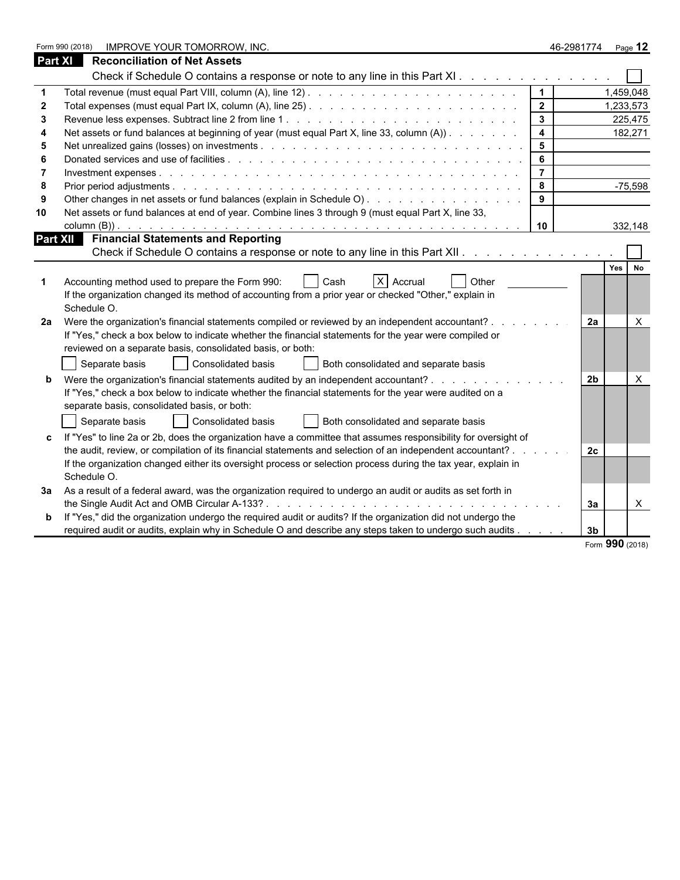Form 990 (2018) IMPROVE YOUR TOMORROW, INC. 46-2981774

## Part XI Reconciliation of Net Assets

Check if Schedule O contains a response or note to any line in this Part XI . . . . . . . . . . . . . ☐

| | | | |
|---|---|---|---|
| 1 | Total revenue (must equal Part VIII, column (A), line 12) | 1 | 1,459,048 |
| 2 | Total expenses (must equal Part IX, column (A), line 25) | 2 | 1,233,573 |
| 3 | Revenue less expenses. Subtract line 2 from line 1 | 3 | 225,475 |
| 4 | Net assets or fund balances at beginning of year (must equal Part X, line 33, column (A)) | 4 | 182,271 |
| 5 | Net unrealized gains (losses) on investments | 5 | |
| 6 | Donated services and use of facilities | 6 | |
| 7 | Investment expenses | 7 | |
| 8 | Prior period adjustments | 8 | -75,598 |
| 9 | Other changes in net assets or fund balances (explain in Schedule O) | 9 | |
| 10 | Net assets or fund balances at end of year. Combine lines 3 through 9 (must equal Part X, line 33, column (B)) | 10 | 332,148 |

## Part XII Financial Statements and Reporting

Check if Schedule O contains a response or note to any line in this Part XII . . . . . . . . . . . . ☐

| | | | Yes | No |
|---|---|---|---|---|
| 1 | Accounting method used to prepare the Form 990: ☐ Cash ☒ Accrual ☐ Other<br>If the organization changed its method of accounting from a prior year or checked "Other," explain in Schedule O. | | | |
| 2a | Were the organization's financial statements compiled or reviewed by an independent accountant?<br>If "Yes," check a box below to indicate whether the financial statements for the year were compiled or reviewed on a separate basis, consolidated basis, or both:<br>☐ Separate basis ☐ Consolidated basis ☐ Both consolidated and separate basis | 2a | | X |
| b | Were the organization's financial statements audited by an independent accountant?<br>If "Yes," check a box below to indicate whether the financial statements for the year were audited on a separate basis, consolidated basis, or both:<br>☐ Separate basis ☐ Consolidated basis ☐ Both consolidated and separate basis | 2b | | X |
| c | If "Yes" to line 2a or 2b, does the organization have a committee that assumes responsibility for oversight of the audit, review, or compilation of its financial statements and selection of an independent accountant?<br>If the organization changed either its oversight process or selection process during the tax year, explain in Schedule O. | 2c | | |
| 3a | As a result of a federal award, was the organization required to undergo an audit or audits as set forth in the Single Audit Act and OMB Circular A-133? | 3a | | X |
| b | If "Yes," did the organization undergo the required audit or audits? If the organization did not undergo the required audit or audits, explain why in Schedule O and describe any steps taken to undergo such audits | 3b | | |

Form **990** (2018)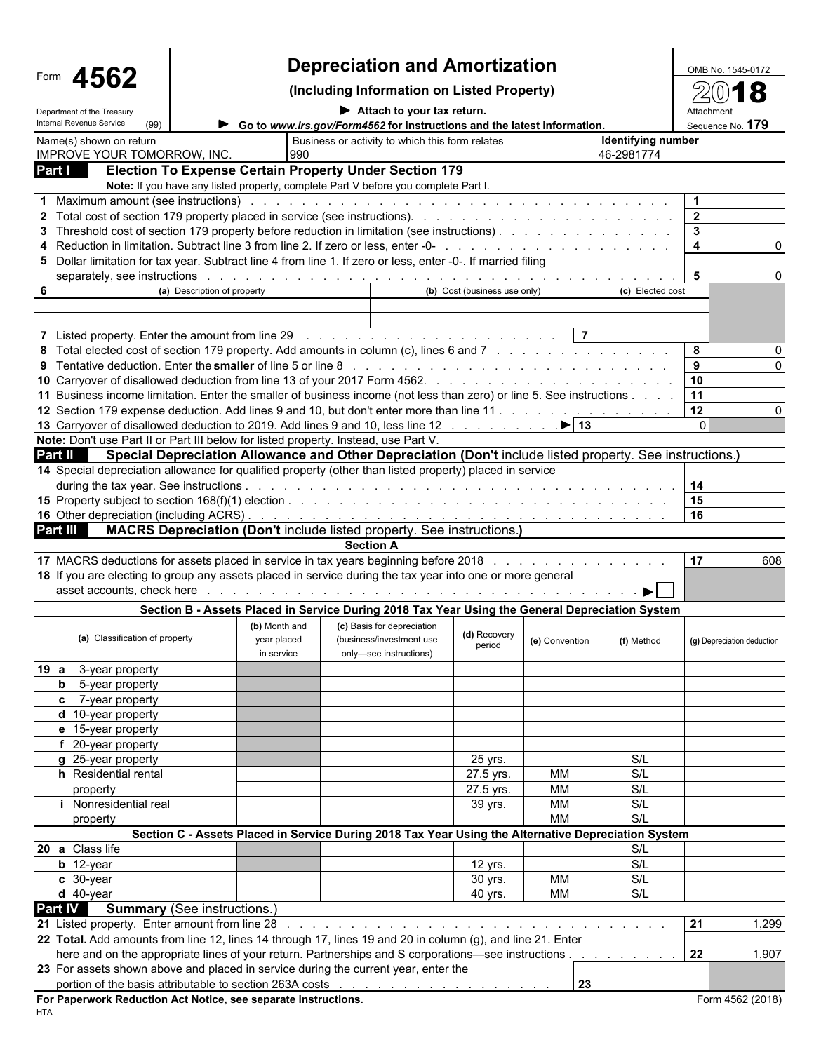Form **4562**

Department of the Treasury
Internal Revenue Service (99)

# Depreciation and Amortization

**(Including Information on Listed Property)**

▶ Attach to your tax return.

▶ Go to *www.irs.gov/Form4562* for instructions and the latest information.

OMB No. 1545-0172

2018

Attachment Sequence No. **179**

| Name(s) shown on return | Business or activity to which this form relates | Identifying number |
|---|---|---|
| IMPROVE YOUR TOMORROW, INC. | 990 | 46-2981774 |

## Part I Election To Expense Certain Property Under Section 179

**Note:** If you have any listed property, complete Part V before you complete Part I.

| Line | Description | Ref | Amount |
|---|---|---|---|
| 1 | Maximum amount (see instructions) | 1 | |
| 2 | Total cost of section 179 property placed in service (see instructions) | 2 | |
| 3 | Threshold cost of section 179 property before reduction in limitation (see instructions) | 3 | |
| 4 | Reduction in limitation. Subtract line 3 from line 2. If zero or less, enter -0- | 4 | 0 |
| 5 | Dollar limitation for tax year. Subtract line 4 from line 1. If zero or less, enter -0-. If married filing separately, see instructions | 5 | 0 |

| 6 (a) Description of property | (b) Cost (business use only) | (c) Elected cost |
|---|---|---|
| | | |
| | | |

| Line | Description | Ref | Amount |
|---|---|---|---|
| 7 | Listed property. Enter the amount from line 29 | 7 | |
| 8 | Total elected cost of section 179 property. Add amounts in column (c), lines 6 and 7 | 8 | 0 |
| 9 | Tentative deduction. Enter the **smaller** of line 5 or line 8 | 9 | 0 |
| 10 | Carryover of disallowed deduction from line 13 of your 2017 Form 4562 | 10 | |
| 11 | Business income limitation. Enter the smaller of business income (not less than zero) or line 5. See instructions | 11 | |
| 12 | Section 179 expense deduction. Add lines 9 and 10, but don't enter more than line 11 | 12 | 0 |
| 13 | Carryover of disallowed deduction to 2019. Add lines 9 and 10, less line 12 ▶ | 13 | 0 |

**Note:** Don't use Part II or Part III below for listed property. Instead, use Part V.

## Part II Special Depreciation Allowance and Other Depreciation (Don't include listed property. See instructions.)

| Line | Description | Ref | Amount |
|---|---|---|---|
| 14 | Special depreciation allowance for qualified property (other than listed property) placed in service during the tax year. See instructions | 14 | |
| 15 | Property subject to section 168(f)(1) election | 15 | |
| 16 | Other depreciation (including ACRS) | 16 | |

## Part III MACRS Depreciation (Don't include listed property. See instructions.)

**Section A**

| Line | Description | Ref | Amount |
|---|---|---|---|
| 17 | MACRS deductions for assets placed in service in tax years beginning before 2018 | 17 | 608 |
| 18 | If you are electing to group any assets placed in service during the tax year into one or more general asset accounts, check here ▶ ☐ | | |

**Section B - Assets Placed in Service During 2018 Tax Year Using the General Depreciation System**

| (a) Classification of property | (b) Month and year placed in service | (c) Basis for depreciation (business/investment use only—see instructions) | (d) Recovery period | (e) Convention | (f) Method | (g) Depreciation deduction |
|---|---|---|---|---|---|---|
| 19 a 3-year property | | | | | | |
| b 5-year property | | | | | | |
| c 7-year property | | | | | | |
| d 10-year property | | | | | | |
| e 15-year property | | | | | | |
| f 20-year property | | | | | | |
| g 25-year property | | | 25 yrs. | | S/L | |
| h Residential rental property | | | 27.5 yrs. | MM | S/L | |
| | | | 27.5 yrs. | MM | S/L | |
| i Nonresidential real property | | | 39 yrs. | MM | S/L | |
| | | | | MM | S/L | |

**Section C - Assets Placed in Service During 2018 Tax Year Using the Alternative Depreciation System**

| (a) Classification of property | (b) Month and year placed in service | (c) Basis for depreciation | (d) Recovery period | (e) Convention | (f) Method | (g) Depreciation deduction |
|---|---|---|---|---|---|---|
| 20 a Class life | | | | | S/L | |
| b 12-year | | | 12 yrs. | | S/L | |
| c 30-year | | | 30 yrs. | MM | S/L | |
| d 40-year | | | 40 yrs. | MM | S/L | |

## Part IV Summary (See instructions.)

| Line | Description | Ref | Amount |
|---|---|---|---|
| 21 | Listed property. Enter amount from line 28 | 21 | 1,299 |
| 22 | **Total.** Add amounts from line 12, lines 14 through 17, lines 19 and 20 in column (g), and line 21. Enter here and on the appropriate lines of your return. Partnerships and S corporations—see instructions | 22 | 1,907 |
| 23 | For assets shown above and placed in service during the current year, enter the portion of the basis attributable to section 263A costs | 23 | |

**For Paperwork Reduction Act Notice, see separate instructions.** Form 4562 (2018)

HTA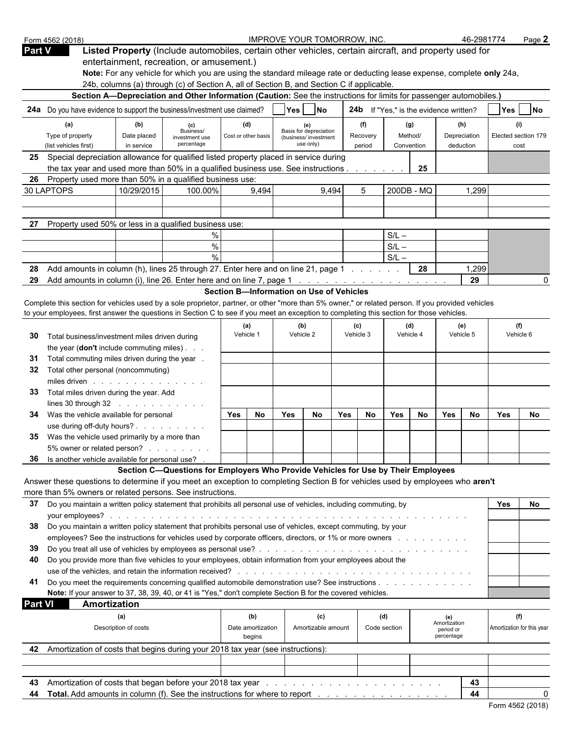Form 4562 (2018) IMPROVE YOUR TOMORROW, INC. 46-2981774 Page **2**

## Part V Listed Property (Include automobiles, certain other vehicles, certain aircraft, and property used for entertainment, recreation, or amusement.)

**Note:** For any vehicle for which you are using the standard mileage rate or deducting lease expense, complete **only** 24a, 24b, columns (a) through (c) of Section A, all of Section B, and Section C if applicable.

### Section A—Depreciation and Other Information (Caution: See the instructions for limits for passenger automobiles.)

**24a** Do you have evidence to support the business/investment use claimed? Yes No **24b** If "Yes," is the evidence written? Yes No

| | (a) Type of property (list vehicles first) | (b) Date placed in service | (c) Business/ investment use percentage | (d) Cost or other basis | (e) Basis for depreciation (business/ investment use only) | (f) Recovery period | (g) Method/ Convention | (h) Depreciation deduction | (i) Elected section 179 cost |
|---|---|---|---|---|---|---|---|---|---|
| **25** | Special depreciation allowance for qualified listed property placed in service during the tax year and used more than 50% in a qualified business use. See instructions | | | | | | 25 | | |
| **26** | Property used more than 50% in a qualified business use: | | | | | | | | |
| | 30 LAPTOPS | 10/29/2015 | 100.00% | 9,494 | 9,494 | 5 | 200DB - MQ | 1,299 | |
| | | | | | | | | | |
| | | | | | | | | | |
| **27** | Property used 50% or less in a qualified business use: | | | | | | | | |
| | | | % | | | | S/L – | | |
| | | | % | | | | S/L – | | |
| | | | % | | | | S/L – | | |
| **28** | Add amounts in column (h), lines 25 through 27. Enter here and on line 21, page 1 | | | | | | 28 | 1,299 | |
| **29** | Add amounts in column (i), line 26. Enter here and on line 7, page 1 | | | | | | | 29 | 0 |

### Section B—Information on Use of Vehicles

Complete this section for vehicles used by a sole proprietor, partner, or other "more than 5% owner," or related person. If you provided vehicles to your employees, first answer the questions in Section C to see if you meet an exception to completing this section for those vehicles.

| | | (a) Vehicle 1 | | (b) Vehicle 2 | | (c) Vehicle 3 | | (d) Vehicle 4 | | (e) Vehicle 5 | | (f) Vehicle 6 | |
|---|---|---|---|---|---|---|---|---|---|---|---|---|---|
| **30** | Total business/investment miles driven during the year (**don't** include commuting miles) | | | | | | | | | | | | |
| **31** | Total commuting miles driven during the year | | | | | | | | | | | | |
| **32** | Total other personal (noncommuting) miles driven | | | | | | | | | | | | |
| **33** | Total miles driven during the year. Add lines 30 through 32 | | | | | | | | | | | | |
| | | Yes | No | Yes | No | Yes | No | Yes | No | Yes | No | Yes | No |
| **34** | Was the vehicle available for personal use during off-duty hours? | | | | | | | | | | | | |
| **35** | Was the vehicle used primarily by a more than 5% owner or related person? | | | | | | | | | | | | |
| **36** | Is another vehicle available for personal use? | | | | | | | | | | | | |

### Section C—Questions for Employers Who Provide Vehicles for Use by Their Employees

Answer these questions to determine if you meet an exception to completing Section B for vehicles used by employees who **aren't** more than 5% owners or related persons. See instructions.

| | | Yes | No |
|---|---|---|---|
| **37** | Do you maintain a written policy statement that prohibits all personal use of vehicles, including commuting, by your employees? | | |
| **38** | Do you maintain a written policy statement that prohibits personal use of vehicles, except commuting, by your employees? See the instructions for vehicles used by corporate officers, directors, or 1% or more owners | | |
| **39** | Do you treat all use of vehicles by employees as personal use? | | |
| **40** | Do you provide more than five vehicles to your employees, obtain information from your employees about the use of the vehicles, and retain the information received? | | |
| **41** | Do you meet the requirements concerning qualified automobile demonstration use? See instructions | | |

**Note:** If your answer to 37, 38, 39, 40, or 41 is "Yes," don't complete Section B for the covered vehicles.

## Part VI Amortization

| | (a) Description of costs | (b) Date amortization begins | (c) Amortizable amount | (d) Code section | (e) Amortization period or percentage | (f) Amortization for this year |
|---|---|---|---|---|---|---|
| **42** | Amortization of costs that begins during your 2018 tax year (see instructions): | | | | | |
| | | | | | | |
| | | | | | | |
| **43** | Amortization of costs that began before your 2018 tax year | | | | 43 | |
| **44** | **Total.** Add amounts in column (f). See the instructions for where to report | | | | 44 | 0 |

Form 4562 (2018)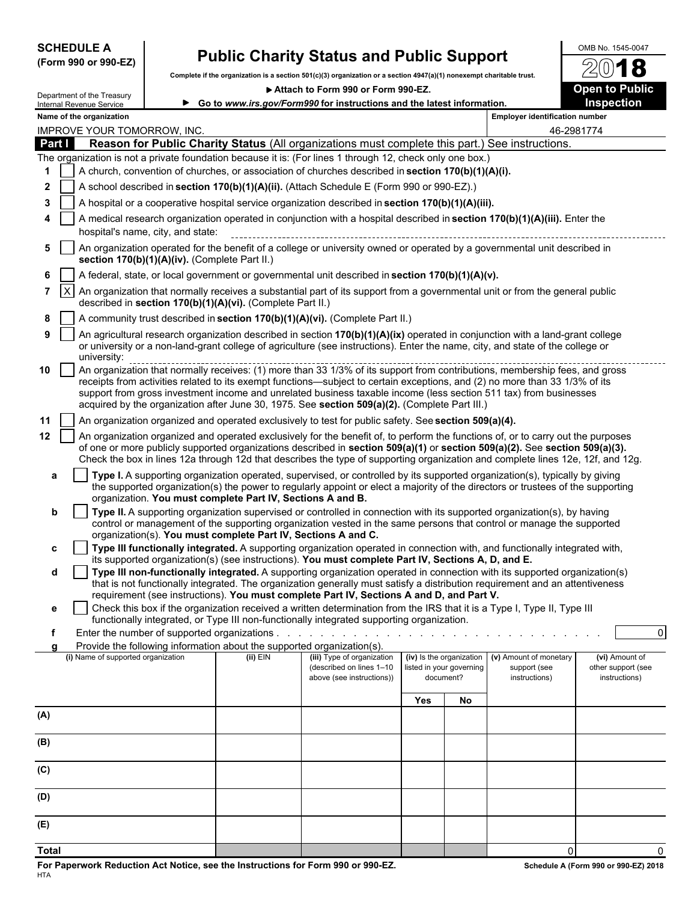**SCHEDULE A**
**(Form 990 or 990-EZ)**

Department of the Treasury
Internal Revenue Service

# Public Charity Status and Public Support

**Complete if the organization is a section 501(c)(3) organization or a section 4947(a)(1) nonexempt charitable trust.**

► **Attach to Form 990 or Form 990-EZ.**

► **Go to *www.irs.gov/Form990* for instructions and the latest information.**

OMB No. 1545-0047

**2018**

**Open to Public Inspection**

**Name of the organization:** IMPROVE YOUR TOMORROW, INC.

**Employer identification number:** 46-2981774

## Part I Reason for Public Charity Status (All organizations must complete this part.) See instructions.

The organization is not a private foundation because it is: (For lines 1 through 12, check only one box.)

1. [ ] A church, convention of churches, or association of churches described in **section 170(b)(1)(A)(i).**
2. [ ] A school described in **section 170(b)(1)(A)(ii).** (Attach Schedule E (Form 990 or 990-EZ).)
3. [ ] A hospital or a cooperative hospital service organization described in **section 170(b)(1)(A)(iii).**
4. [ ] A medical research organization operated in conjunction with a hospital described in **section 170(b)(1)(A)(iii).** Enter the hospital's name, city, and state:
5. [ ] An organization operated for the benefit of a college or university owned or operated by a governmental unit described in **section 170(b)(1)(A)(iv).** (Complete Part II.)
6. [ ] A federal, state, or local government or governmental unit described in **section 170(b)(1)(A)(v).**
7. [X] An organization that normally receives a substantial part of its support from a governmental unit or from the general public described in **section 170(b)(1)(A)(vi).** (Complete Part II.)
8. [ ] A community trust described in **section 170(b)(1)(A)(vi).** (Complete Part II.)
9. [ ] An agricultural research organization described in section **170(b)(1)(A)(ix)** operated in conjunction with a land-grant college or university or a non-land-grant college of agriculture (see instructions). Enter the name, city, and state of the college or university:
10. [ ] An organization that normally receives: (1) more than 33 1/3% of its support from contributions, membership fees, and gross receipts from activities related to its exempt functions—subject to certain exceptions, and (2) no more than 33 1/3% of its support from gross investment income and unrelated business taxable income (less section 511 tax) from businesses acquired by the organization after June 30, 1975. See **section 509(a)(2).** (Complete Part III.)
11. [ ] An organization organized and operated exclusively to test for public safety. See **section 509(a)(4).**
12. [ ] An organization organized and operated exclusively for the benefit of, to perform the functions of, or to carry out the purposes of one or more publicly supported organizations described in **section 509(a)(1)** or **section 509(a)(2).** See **section 509(a)(3).** Check the box in lines 12a through 12d that describes the type of supporting organization and complete lines 12e, 12f, and 12g.
   - **a** [ ] **Type I.** A supporting organization operated, supervised, or controlled by its supported organization(s), typically by giving the supported organization(s) the power to regularly appoint or elect a majority of the directors or trustees of the supporting organization. **You must complete Part IV, Sections A and B.**
   - **b** [ ] **Type II.** A supporting organization supervised or controlled in connection with its supported organization(s), by having control or management of the supporting organization vested in the same persons that control or manage the supported organization(s). **You must complete Part IV, Sections A and C.**
   - **c** [ ] **Type III functionally integrated.** A supporting organization operated in connection with, and functionally integrated with, its supported organization(s) (see instructions). **You must complete Part IV, Sections A, D, and E.**
   - **d** [ ] **Type III non-functionally integrated.** A supporting organization operated in connection with its supported organization(s) that is not functionally integrated. The organization generally must satisfy a distribution requirement and an attentiveness requirement (see instructions). **You must complete Part IV, Sections A and D, and Part V.**
   - **e** [ ] Check this box if the organization received a written determination from the IRS that it is a Type I, Type II, Type III functionally integrated, or Type III non-functionally integrated supporting organization.
   - **f** Enter the number of supported organizations . . . . . 0
   - **g** Provide the following information about the supported organization(s).

| (i) Name of supported organization | (ii) EIN | (iii) Type of organization (described on lines 1–10 above (see instructions)) | (iv) Is the organization listed in your governing document? | | (v) Amount of monetary support (see instructions) | (vi) Amount of other support (see instructions) |
|---|---|---|---|---|---|---|
| | | | Yes | No | | |
| (A) | | | | | | |
| (B) | | | | | | |
| (C) | | | | | | |
| (D) | | | | | | |
| (E) | | | | | | |
| **Total** | | | | | 0 | 0 |

**For Paperwork Reduction Act Notice, see the Instructions for Form 990 or 990-EZ.**
HTA

**Schedule A (Form 990 or 990-EZ) 2018**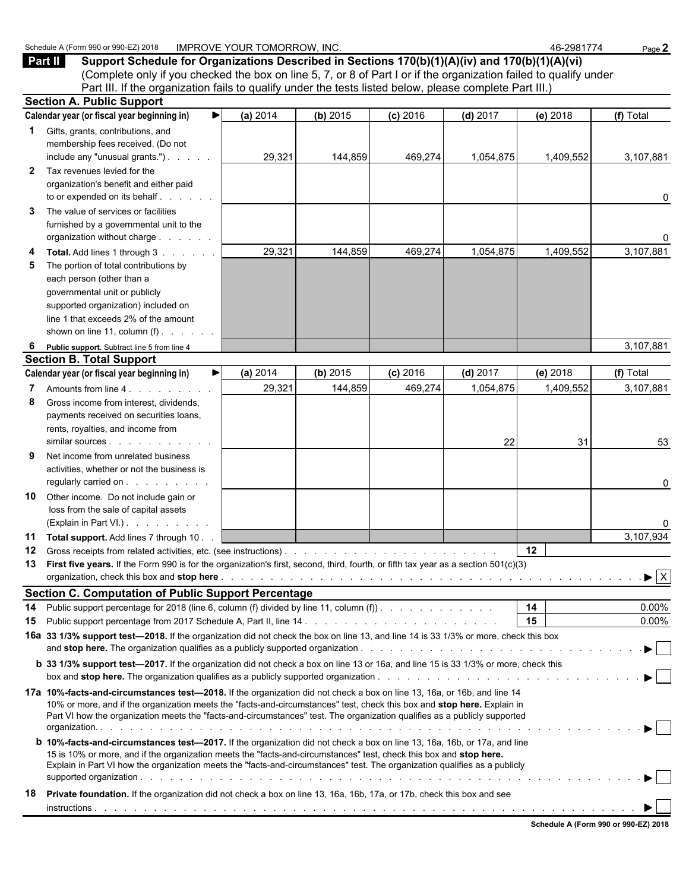Schedule A (Form 990 or 990-EZ) 2018 IMPROVE YOUR TOMORROW, INC. 46-2981774 Page 2

**Part II** **Support Schedule for Organizations Described in Sections 170(b)(1)(A)(iv) and 170(b)(1)(A)(vi)**
(Complete only if you checked the box on line 5, 7, or 8 of Part I or if the organization failed to qualify under Part III. If the organization fails to qualify under the tests listed below, please complete Part III.)

**Section A. Public Support**

| Calendar year (or fiscal year beginning in) ► | (a) 2014 | (b) 2015 | (c) 2016 | (d) 2017 | (e) 2018 | (f) Total |
|---|---|---|---|---|---|---|
| **1** Gifts, grants, contributions, and membership fees received. (Do not include any "unusual grants.") | 29,321 | 144,859 | 469,274 | 1,054,875 | 1,409,552 | 3,107,881 |
| **2** Tax revenues levied for the organization's benefit and either paid to or expended on its behalf | | | | | | 0 |
| **3** The value of services or facilities furnished by a governmental unit to the organization without charge | | | | | | 0 |
| **4** **Total.** Add lines 1 through 3 | 29,321 | 144,859 | 469,274 | 1,054,875 | 1,409,552 | 3,107,881 |
| **5** The portion of total contributions by each person (other than a governmental unit or publicly supported organization) included on line 1 that exceeds 2% of the amount shown on line 11, column (f) | | | | | | |
| **6** **Public support.** Subtract line 5 from line 4 | | | | | | 3,107,881 |

**Section B. Total Support**

| Calendar year (or fiscal year beginning in) ► | (a) 2014 | (b) 2015 | (c) 2016 | (d) 2017 | (e) 2018 | (f) Total |
|---|---|---|---|---|---|---|
| **7** Amounts from line 4 | 29,321 | 144,859 | 469,274 | 1,054,875 | 1,409,552 | 3,107,881 |
| **8** Gross income from interest, dividends, payments received on securities loans, rents, royalties, and income from similar sources | | | | 22 | 31 | 53 |
| **9** Net income from unrelated business activities, whether or not the business is regularly carried on | | | | | | 0 |
| **10** Other income. Do not include gain or loss from the sale of capital assets (Explain in Part VI.) | | | | | | 0 |
| **11** **Total support.** Add lines 7 through 10 | | | | | | 3,107,934 |

**12** Gross receipts from related activities, etc. (see instructions) . . . **12**

**13** **First five years.** If the Form 990 is for the organization's first, second, third, fourth, or fifth tax year as a section 501(c)(3) organization, check this box and **stop here** . . . ► [X]

**Section C. Computation of Public Support Percentage**

**14** Public support percentage for 2018 (line 6, column (f) divided by line 11, column (f)) . . . **14** 0.00%

**15** Public support percentage from 2017 Schedule A, Part II, line 14 . . . **15** 0.00%

**16a** **33 1/3% support test—2018.** If the organization did not check the box on line 13, and line 14 is 33 1/3% or more, check this box and **stop here.** The organization qualifies as a publicly supported organization . . . ► [ ]

**b** **33 1/3% support test—2017.** If the organization did not check a box on line 13 or 16a, and line 15 is 33 1/3% or more, check this box and **stop here.** The organization qualifies as a publicly supported organization . . . ► [ ]

**17a** **10%-facts-and-circumstances test—2018.** If the organization did not check a box on line 13, 16a, or 16b, and line 14 10% or more, and if the organization meets the "facts-and-circumstances" test, check this box and **stop here.** Explain in Part VI how the organization meets the "facts-and-circumstances" test. The organization qualifies as a publicly supported organization. . . . ► [ ]

**b** **10%-facts-and-circumstances test—2017.** If the organization did not check a box on line 13, 16a, 16b, or 17a, and line 15 is 10% or more, and if the organization meets the "facts-and-circumstances" test, check this box and **stop here.** Explain in Part VI how the organization meets the "facts-and-circumstances" test. The organization qualifies as a publicly supported organization . . . ► [ ]

**18** **Private foundation.** If the organization did not check a box on line 13, 16a, 16b, 17a, or 17b, check this box and see instructions . . . ► [ ]

**Schedule A (Form 990 or 990-EZ) 2018**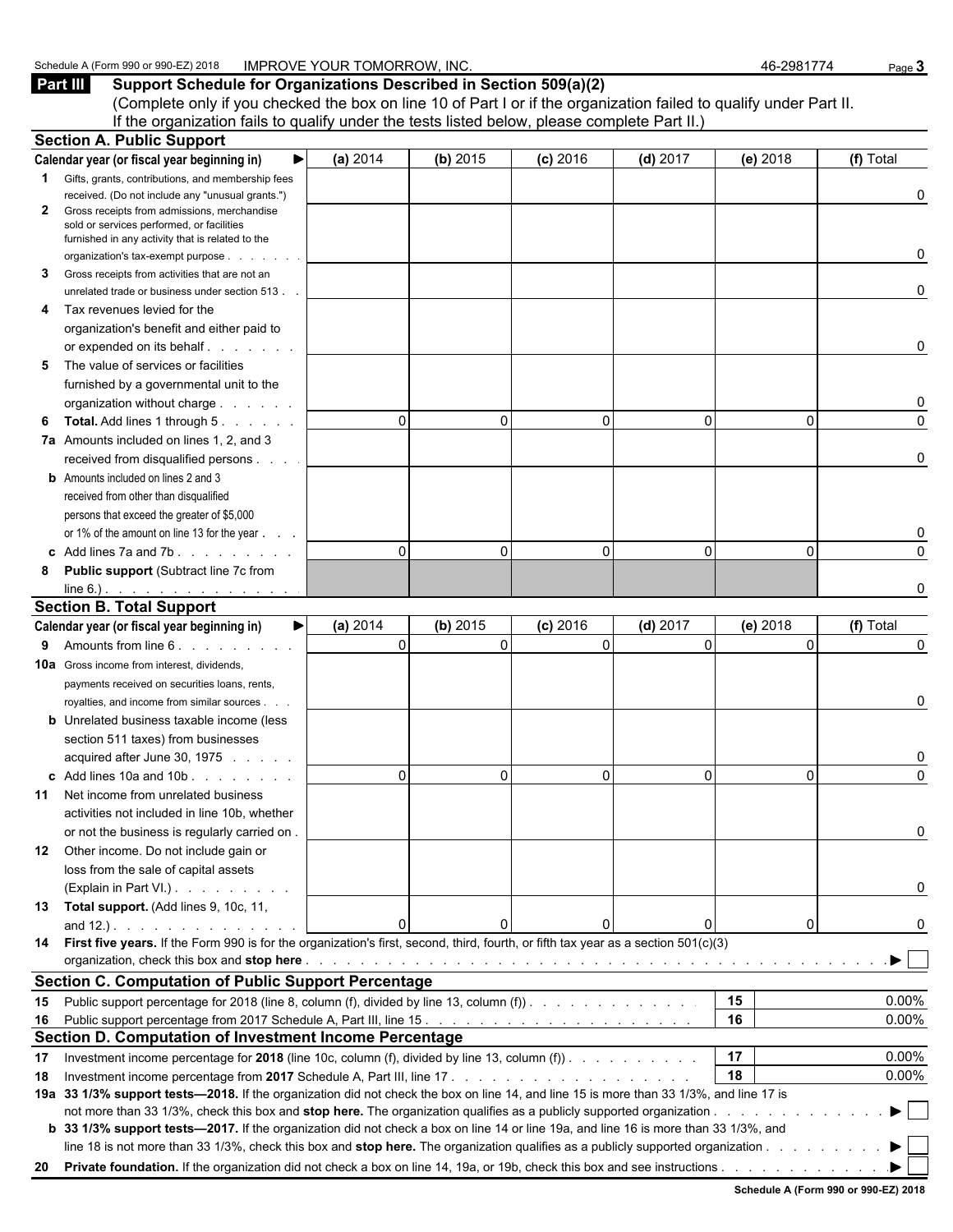Schedule A (Form 990 or 990-EZ) 2018 IMPROVE YOUR TOMORROW, INC. 46-2981774

## Part III Support Schedule for Organizations Described in Section 509(a)(2)

(Complete only if you checked the box on line 10 of Part I or if the organization failed to qualify under Part II. If the organization fails to qualify under the tests listed below, please complete Part II.)

### Section A. Public Support

| Calendar year (or fiscal year beginning in) ▶ | (a) 2014 | (b) 2015 | (c) 2016 | (d) 2017 | (e) 2018 | (f) Total |
|---|---|---|---|---|---|---|
| **1** Gifts, grants, contributions, and membership fees received. (Do not include any "unusual grants.") | | | | | | 0 |
| **2** Gross receipts from admissions, merchandise sold or services performed, or facilities furnished in any activity that is related to the organization's tax-exempt purpose | | | | | | 0 |
| **3** Gross receipts from activities that are not an unrelated trade or business under section 513 | | | | | | 0 |
| **4** Tax revenues levied for the organization's benefit and either paid to or expended on its behalf | | | | | | 0 |
| **5** The value of services or facilities furnished by a governmental unit to the organization without charge | | | | | | 0 |
| **6 Total.** Add lines 1 through 5 | 0 | 0 | 0 | 0 | 0 | 0 |
| **7a** Amounts included on lines 1, 2, and 3 received from disqualified persons | | | | | | 0 |
| **b** Amounts included on lines 2 and 3 received from other than disqualified persons that exceed the greater of $5,000 or 1% of the amount on line 13 for the year | | | | | | 0 |
| **c** Add lines 7a and 7b | 0 | 0 | 0 | 0 | 0 | 0 |
| **8 Public support** (Subtract line 7c from line 6.) | | | | | | 0 |

### Section B. Total Support

| Calendar year (or fiscal year beginning in) ▶ | (a) 2014 | (b) 2015 | (c) 2016 | (d) 2017 | (e) 2018 | (f) Total |
|---|---|---|---|---|---|---|
| **9** Amounts from line 6 | 0 | 0 | 0 | 0 | 0 | 0 |
| **10a** Gross income from interest, dividends, payments received on securities loans, rents, royalties, and income from similar sources | | | | | | 0 |
| **b** Unrelated business taxable income (less section 511 taxes) from businesses acquired after June 30, 1975 | | | | | | 0 |
| **c** Add lines 10a and 10b | 0 | 0 | 0 | 0 | 0 | 0 |
| **11** Net income from unrelated business activities not included in line 10b, whether or not the business is regularly carried on | | | | | | 0 |
| **12** Other income. Do not include gain or loss from the sale of capital assets (Explain in Part VI.) | | | | | | 0 |
| **13 Total support.** (Add lines 9, 10c, 11, and 12.) | 0 | 0 | 0 | 0 | 0 | 0 |

**14 First five years.** If the Form 990 is for the organization's first, second, third, fourth, or fifth tax year as a section 501(c)(3) organization, check this box and **stop here** ▶ ☐

### Section C. Computation of Public Support Percentage

| | | | |
|---|---|---|---|
| **15** | Public support percentage for 2018 (line 8, column (f), divided by line 13, column (f)) | 15 | 0.00% |
| **16** | Public support percentage from 2017 Schedule A, Part III, line 15 | 16 | 0.00% |

### Section D. Computation of Investment Income Percentage

| | | | |
|---|---|---|---|
| **17** | Investment income percentage for **2018** (line 10c, column (f), divided by line 13, column (f)) | 17 | 0.00% |
| **18** | Investment income percentage from **2017** Schedule A, Part III, line 17 | 18 | 0.00% |

**19a 33 1/3% support tests—2018.** If the organization did not check the box on line 14, and line 15 is more than 33 1/3%, and line 17 is not more than 33 1/3%, check this box and **stop here.** The organization qualifies as a publicly supported organization ▶ ☐

**b 33 1/3% support tests—2017.** If the organization did not check a box on line 14 or line 19a, and line 16 is more than 33 1/3%, and line 18 is not more than 33 1/3%, check this box and **stop here.** The organization qualifies as a publicly supported organization ▶ ☐

**20 Private foundation.** If the organization did not check a box on line 14, 19a, or 19b, check this box and see instructions ▶ ☐

Schedule A (Form 990 or 990-EZ) 2018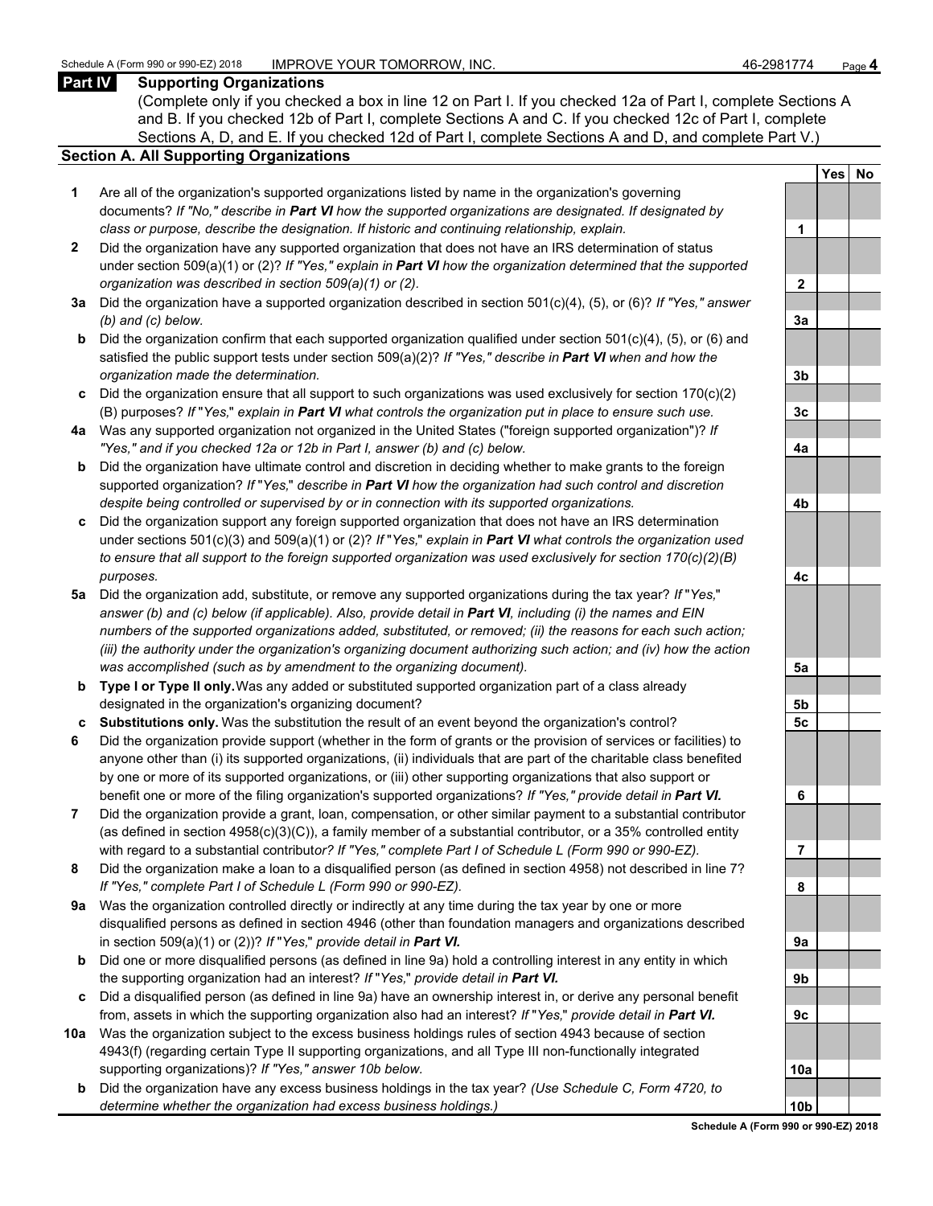## Part IV Supporting Organizations

(Complete only if you checked a box in line 12 on Part I. If you checked 12a of Part I, complete Sections A and B. If you checked 12b of Part I, complete Sections A and C. If you checked 12c of Part I, complete Sections A, D, and E. If you checked 12d of Part I, complete Sections A and D, and complete Part V.)

### Section A. All Supporting Organizations

| | | Line | Yes | No |
|---|---|---|---|---|
| **1** | Are all of the organization's supported organizations listed by name in the organization's governing documents? *If "No," describe in **Part VI** how the supported organizations are designated. If designated by class or purpose, describe the designation. If historic and continuing relationship, explain.* | 1 | | |
| **2** | Did the organization have any supported organization that does not have an IRS determination of status under section 509(a)(1) or (2)? *If "Yes," explain in **Part VI** how the organization determined that the supported organization was described in section 509(a)(1) or (2).* | 2 | | |
| **3a** | Did the organization have a supported organization described in section 501(c)(4), (5), or (6)? *If "Yes," answer (b) and (c) below.* | 3a | | |
| **b** | Did the organization confirm that each supported organization qualified under section 501(c)(4), (5), or (6) and satisfied the public support tests under section 509(a)(2)? *If "Yes," describe in **Part VI** when and how the organization made the determination.* | 3b | | |
| **c** | Did the organization ensure that all support to such organizations was used exclusively for section 170(c)(2)(B) purposes? *If "Yes," explain in **Part VI** what controls the organization put in place to ensure such use.* | 3c | | |
| **4a** | Was any supported organization not organized in the United States ("foreign supported organization")? *If "Yes," and if you checked 12a or 12b in Part I, answer (b) and (c) below.* | 4a | | |
| **b** | Did the organization have ultimate control and discretion in deciding whether to make grants to the foreign supported organization? *If "Yes," describe in **Part VI** how the organization had such control and discretion despite being controlled or supervised by or in connection with its supported organizations.* | 4b | | |
| **c** | Did the organization support any foreign supported organization that does not have an IRS determination under sections 501(c)(3) and 509(a)(1) or (2)? *If "Yes," explain in **Part VI** what controls the organization used to ensure that all support to the foreign supported organization was used exclusively for section 170(c)(2)(B) purposes.* | 4c | | |
| **5a** | Did the organization add, substitute, or remove any supported organizations during the tax year? *If "Yes," answer (b) and (c) below (if applicable). Also, provide detail in **Part VI**, including (i) the names and EIN numbers of the supported organizations added, substituted, or removed; (ii) the reasons for each such action; (iii) the authority under the organization's organizing document authorizing such action; and (iv) how the action was accomplished (such as by amendment to the organizing document).* | 5a | | |
| **b** | **Type I or Type II only.** Was any added or substituted supported organization part of a class already designated in the organization's organizing document? | 5b | | |
| **c** | **Substitutions only.** Was the substitution the result of an event beyond the organization's control? | 5c | | |
| **6** | Did the organization provide support (whether in the form of grants or the provision of services or facilities) to anyone other than (i) its supported organizations, (ii) individuals that are part of the charitable class benefited by one or more of its supported organizations, or (iii) other supporting organizations that also support or benefit one or more of the filing organization's supported organizations? *If "Yes," provide detail in **Part VI.*** | 6 | | |
| **7** | Did the organization provide a grant, loan, compensation, or other similar payment to a substantial contributor (as defined in section 4958(c)(3)(C)), a family member of a substantial contributor, or a 35% controlled entity with regard to a substantial contributor? *If "Yes," complete Part I of Schedule L (Form 990 or 990-EZ).* | 7 | | |
| **8** | Did the organization make a loan to a disqualified person (as defined in section 4958) not described in line 7? *If "Yes," complete Part I of Schedule L (Form 990 or 990-EZ).* | 8 | | |
| **9a** | Was the organization controlled directly or indirectly at any time during the tax year by one or more disqualified persons as defined in section 4946 (other than foundation managers and organizations described in section 509(a)(1) or (2))? *If "Yes," provide detail in **Part VI.*** | 9a | | |
| **b** | Did one or more disqualified persons (as defined in line 9a) hold a controlling interest in any entity in which the supporting organization had an interest? *If "Yes," provide detail in **Part VI.*** | 9b | | |
| **c** | Did a disqualified person (as defined in line 9a) have an ownership interest in, or derive any personal benefit from, assets in which the supporting organization also had an interest? *If "Yes," provide detail in **Part VI.*** | 9c | | |
| **10a** | Was the organization subject to the excess business holdings rules of section 4943 because of section 4943(f) (regarding certain Type II supporting organizations, and all Type III non-functionally integrated supporting organizations)? *If "Yes," answer 10b below.* | 10a | | |
| **b** | Did the organization have any excess business holdings in the tax year? *(Use Schedule C, Form 4720, to determine whether the organization had excess business holdings.)* | 10b | | |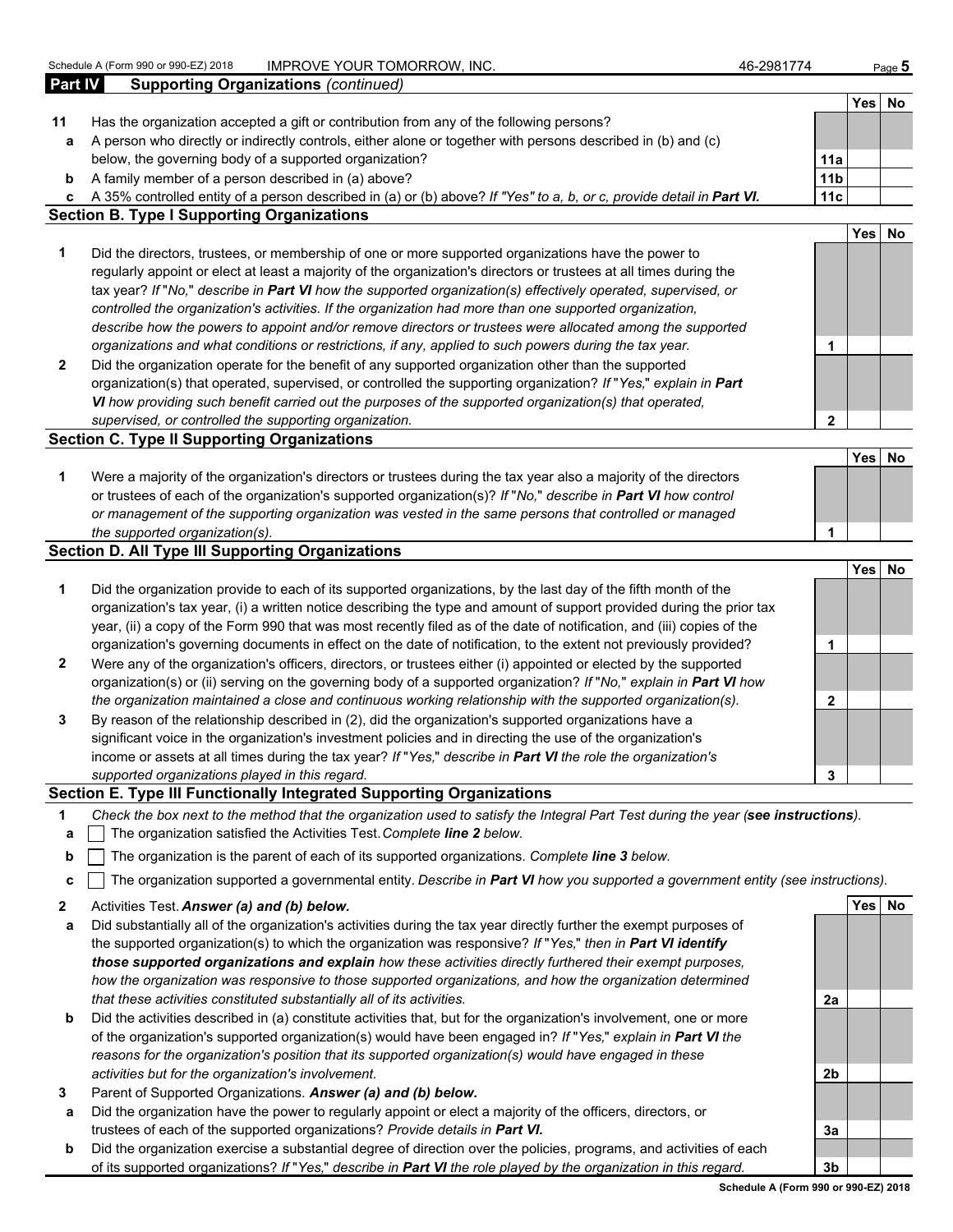Schedule A (Form 990 or 990-EZ) 2018 IMPROVE YOUR TOMORROW, INC. 46-2981774

## Part IV Supporting Organizations *(continued)*

| | | | Yes | No |
|---|---|---|---|---|
| **11** | Has the organization accepted a gift or contribution from any of the following persons? | | | |
| **a** | A person who directly or indirectly controls, either alone or together with persons described in (b) and (c) below, the governing body of a supported organization? | **11a** | | |
| **b** | A family member of a person described in (a) above? | **11b** | | |
| **c** | A 35% controlled entity of a person described in (a) or (b) above? *If "Yes" to a, b, or c, provide detail in **Part VI.*** | **11c** | | |

### Section B. Type I Supporting Organizations

| | | | Yes | No |
|---|---|---|---|---|
| **1** | Did the directors, trustees, or membership of one or more supported organizations have the power to regularly appoint or elect at least a majority of the organization's directors or trustees at all times during the tax year? *If "No," describe in **Part VI** how the supported organization(s) effectively operated, supervised, or controlled the organization's activities. If the organization had more than one supported organization, describe how the powers to appoint and/or remove directors or trustees were allocated among the supported organizations and what conditions or restrictions, if any, applied to such powers during the tax year.* | **1** | | |
| **2** | Did the organization operate for the benefit of any supported organization other than the supported organization(s) that operated, supervised, or controlled the supporting organization? *If "Yes," explain in **Part VI** how providing such benefit carried out the purposes of the supported organization(s) that operated, supervised, or controlled the supporting organization.* | **2** | | |

### Section C. Type II Supporting Organizations

| | | | Yes | No |
|---|---|---|---|---|
| **1** | Were a majority of the organization's directors or trustees during the tax year also a majority of the directors or trustees of each of the organization's supported organization(s)? *If "No," describe in **Part VI** how control or management of the supporting organization was vested in the same persons that controlled or managed the supported organization(s).* | **1** | | |

### Section D. All Type III Supporting Organizations

| | | | Yes | No |
|---|---|---|---|---|
| **1** | Did the organization provide to each of its supported organizations, by the last day of the fifth month of the organization's tax year, (i) a written notice describing the type and amount of support provided during the prior tax year, (ii) a copy of the Form 990 that was most recently filed as of the date of notification, and (iii) copies of the organization's governing documents in effect on the date of notification, to the extent not previously provided? | **1** | | |
| **2** | Were any of the organization's officers, directors, or trustees either (i) appointed or elected by the supported organization(s) or (ii) serving on the governing body of a supported organization? *If "No," explain in **Part VI** how the organization maintained a close and continuous working relationship with the supported organization(s).* | **2** | | |
| **3** | By reason of the relationship described in (2), did the organization's supported organizations have a significant voice in the organization's investment policies and in directing the use of the organization's income or assets at all times during the tax year? *If "Yes," describe in **Part VI** the role the organization's supported organizations played in this regard.* | **3** | | |

### Section E. Type III Functionally Integrated Supporting Organizations

**1** *Check the box next to the method that the organization used to satisfy the Integral Part Test during the year (**see instructions**).*

- **a** ☐ The organization satisfied the Activities Test. *Complete **line 2** below.*
- **b** ☐ The organization is the parent of each of its supported organizations. *Complete **line 3** below.*
- **c** ☐ The organization supported a governmental entity. *Describe in **Part VI** how you supported a government entity (see instructions).*

| | | | Yes | No |
|---|---|---|---|---|
| **2** | Activities Test. ***Answer (a) and (b) below.*** | | | |
| **a** | Did substantially all of the organization's activities during the tax year directly further the exempt purposes of the supported organization(s) to which the organization was responsive? *If "Yes," then in **Part VI identify those supported organizations and explain** how these activities directly furthered their exempt purposes, how the organization was responsive to those supported organizations, and how the organization determined that these activities constituted substantially all of its activities.* | **2a** | | |
| **b** | Did the activities described in (a) constitute activities that, but for the organization's involvement, one or more of the organization's supported organization(s) would have been engaged in? *If "Yes," explain in **Part VI** the reasons for the organization's position that its supported organization(s) would have engaged in these activities but for the organization's involvement.* | **2b** | | |
| **3** | Parent of Supported Organizations. ***Answer (a) and (b) below.*** | | | |
| **a** | Did the organization have the power to regularly appoint or elect a majority of the officers, directors, or trustees of each of the supported organizations? ***Provide details in Part VI.*** | **3a** | | |
| **b** | Did the organization exercise a substantial degree of direction over the policies, programs, and activities of each of its supported organizations? *If "Yes," describe in **Part VI** the role played by the organization in this regard.* | **3b** | | |

**Schedule A (Form 990 or 990-EZ) 2018**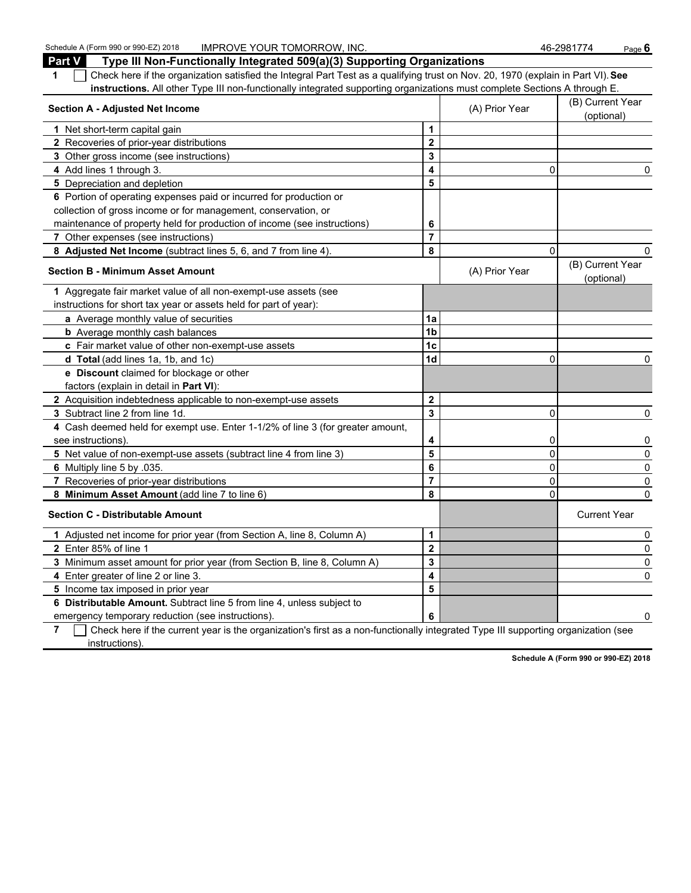Schedule A (Form 990 or 990-EZ) 2018 IMPROVE YOUR TOMORROW, INC. 46-2981774

## Part V Type III Non-Functionally Integrated 509(a)(3) Supporting Organizations

**1** ☐ Check here if the organization satisfied the Integral Part Test as a qualifying trust on Nov. 20, 1970 (explain in Part VI). **See instructions.** All other Type III non-functionally integrated supporting organizations must complete Sections A through E.

| **Section A - Adjusted Net Income** | | (A) Prior Year | (B) Current Year (optional) |
|---|---|---|---|
| **1** Net short-term capital gain | **1** | | |
| **2** Recoveries of prior-year distributions | **2** | | |
| **3** Other gross income (see instructions) | **3** | | |
| **4** Add lines 1 through 3. | **4** | 0 | 0 |
| **5** Depreciation and depletion | **5** | | |
| **6** Portion of operating expenses paid or incurred for production or collection of gross income or for management, conservation, or maintenance of property held for production of income (see instructions) | **6** | | |
| **7** Other expenses (see instructions) | **7** | | |
| **8 Adjusted Net Income** (subtract lines 5, 6, and 7 from line 4). | **8** | 0 | 0 |

| **Section B - Minimum Asset Amount** | | (A) Prior Year | (B) Current Year (optional) |
|---|---|---|---|
| **1** Aggregate fair market value of all non-exempt-use assets (see instructions for short tax year or assets held for part of year): | | | |
| **a** Average monthly value of securities | **1a** | | |
| **b** Average monthly cash balances | **1b** | | |
| **c** Fair market value of other non-exempt-use assets | **1c** | | |
| **d Total** (add lines 1a, 1b, and 1c) | **1d** | 0 | 0 |
| **e Discount** claimed for blockage or other factors (explain in detail in **Part VI**): | | | |
| **2** Acquisition indebtedness applicable to non-exempt-use assets | **2** | | |
| **3** Subtract line 2 from line 1d. | **3** | 0 | 0 |
| **4** Cash deemed held for exempt use. Enter 1-1/2% of line 3 (for greater amount, see instructions). | **4** | 0 | 0 |
| **5** Net value of non-exempt-use assets (subtract line 4 from line 3) | **5** | 0 | 0 |
| **6** Multiply line 5 by .035. | **6** | 0 | 0 |
| **7** Recoveries of prior-year distributions | **7** | 0 | 0 |
| **8 Minimum Asset Amount** (add line 7 to line 6) | **8** | 0 | 0 |

| **Section C - Distributable Amount** | | | Current Year |
|---|---|---|---|
| **1** Adjusted net income for prior year (from Section A, line 8, Column A) | **1** | | 0 |
| **2** Enter 85% of line 1 | **2** | | 0 |
| **3** Minimum asset amount for prior year (from Section B, line 8, Column A) | **3** | | 0 |
| **4** Enter greater of line 2 or line 3. | **4** | | 0 |
| **5** Income tax imposed in prior year | **5** | | |
| **6 Distributable Amount.** Subtract line 5 from line 4, unless subject to emergency temporary reduction (see instructions). | **6** | | 0 |

**7** ☐ Check here if the current year is the organization's first as a non-functionally integrated Type III supporting organization (see instructions).

**Schedule A (Form 990 or 990-EZ) 2018**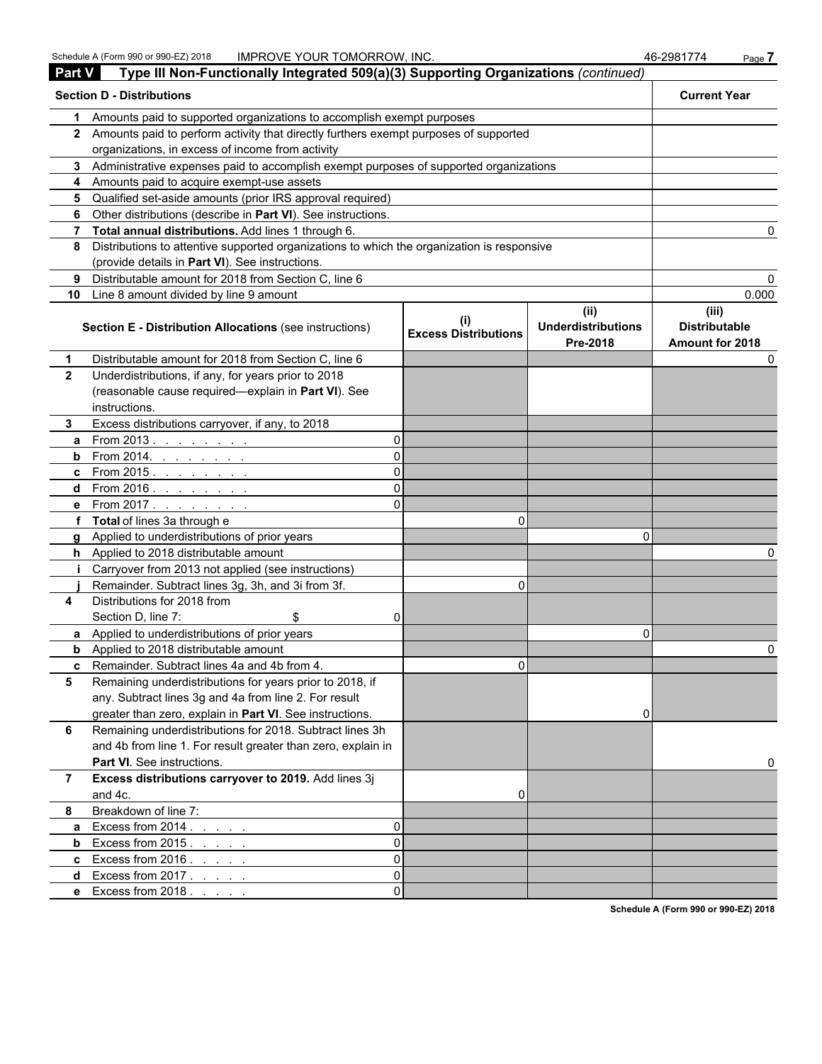## Part V Type III Non-Functionally Integrated 509(a)(3) Supporting Organizations *(continued)*

| Section D - Distributions | | Current Year |
|---|---|---|
| 1 | Amounts paid to supported organizations to accomplish exempt purposes | |
| 2 | Amounts paid to perform activity that directly furthers exempt purposes of supported organizations, in excess of income from activity | |
| 3 | Administrative expenses paid to accomplish exempt purposes of supported organizations | |
| 4 | Amounts paid to acquire exempt-use assets | |
| 5 | Qualified set-aside amounts (prior IRS approval required) | |
| 6 | Other distributions (describe in **Part VI**). See instructions. | |
| 7 | **Total annual distributions.** Add lines 1 through 6. | 0 |
| 8 | Distributions to attentive supported organizations to which the organization is responsive (provide details in **Part VI**). See instructions. | |
| 9 | Distributable amount for 2018 from Section C, line 6 | 0 |
| 10 | Line 8 amount divided by line 9 amount | 0.000 |

| | **Section E - Distribution Allocations** (see instructions) | | (i) Excess Distributions | (ii) Underdistributions Pre-2018 | (iii) Distributable Amount for 2018 |
|---|---|---|---|---|---|
| 1 | Distributable amount for 2018 from Section C, line 6 | | | | 0 |
| 2 | Underdistributions, if any, for years prior to 2018 (reasonable cause required—explain in **Part VI**). See instructions. | | | | |
| 3 | Excess distributions carryover, if any, to 2018 | | | | |
| a | From 2013 . . . . . . . . | 0 | | | |
| b | From 2014. . . . . . . . | 0 | | | |
| c | From 2015 . . . . . . . . | 0 | | | |
| d | From 2016 . . . . . . . . | 0 | | | |
| e | From 2017 . . . . . . . . | 0 | | | |
| f | **Total** of lines 3a through e | | 0 | | |
| g | Applied to underdistributions of prior years | | | 0 | |
| h | Applied to 2018 distributable amount | | | | 0 |
| i | Carryover from 2013 not applied (see instructions) | | | | |
| j | Remainder. Subtract lines 3g, 3h, and 3i from 3f. | | 0 | | |
| 4 | Distributions for 2018 from Section D, line 7: $ | 0 | | | |
| a | Applied to underdistributions of prior years | | | 0 | |
| b | Applied to 2018 distributable amount | | | | 0 |
| c | Remainder. Subtract lines 4a and 4b from 4. | | 0 | | |
| 5 | Remaining underdistributions for years prior to 2018, if any. Subtract lines 3g and 4a from line 2. For result greater than zero, explain in **Part VI**. See instructions. | | | 0 | |
| 6 | Remaining underdistributions for 2018. Subtract lines 3h and 4b from line 1. For result greater than zero, explain in **Part VI**. See instructions. | | | | 0 |
| 7 | **Excess distributions carryover to 2019.** Add lines 3j and 4c. | | 0 | | |
| 8 | Breakdown of line 7: | | | | |
| a | Excess from 2014 . . . . . | 0 | | | |
| b | Excess from 2015 . . . . . | 0 | | | |
| c | Excess from 2016 . . . . . | 0 | | | |
| d | Excess from 2017 . . . . . | 0 | | | |
| e | Excess from 2018 . . . . . | 0 | | | |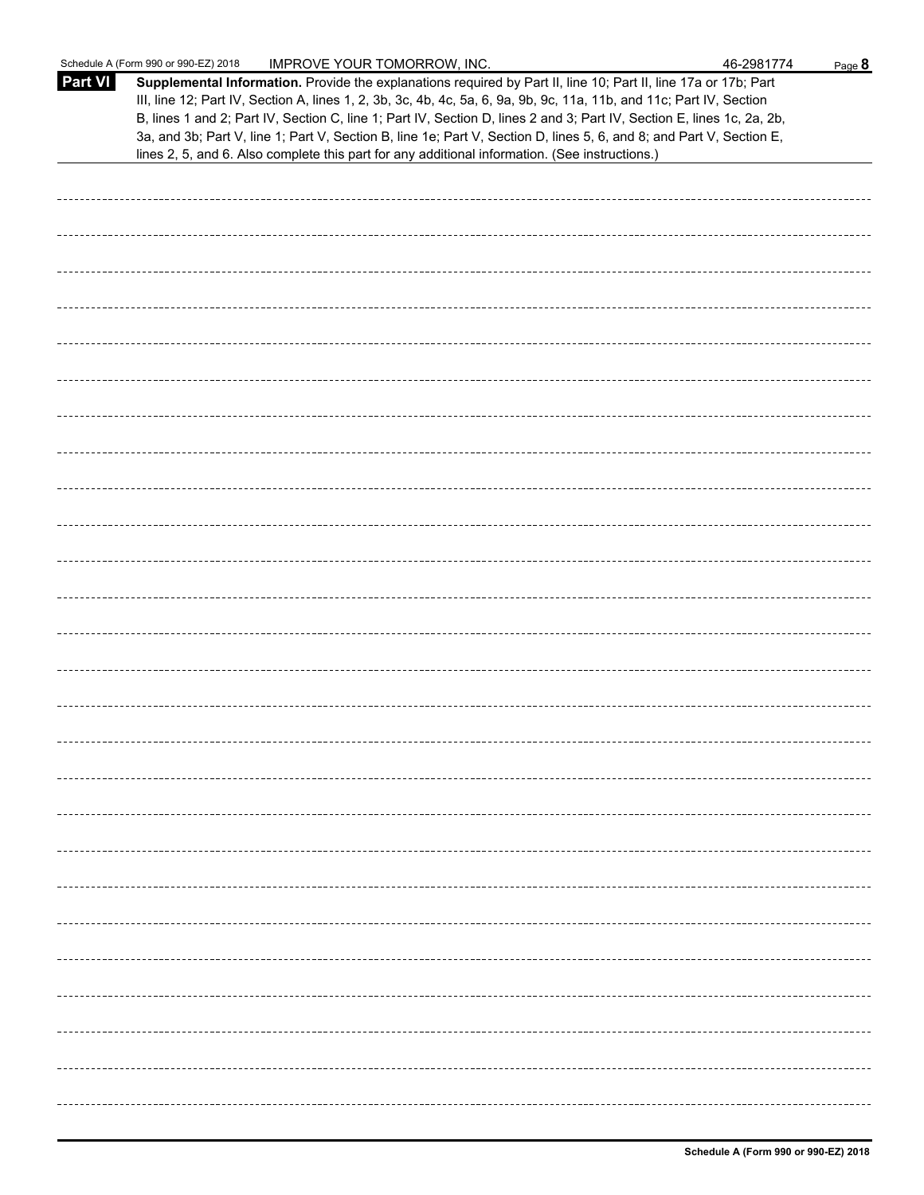Schedule A (Form 990 or 990-EZ) 2018 IMPROVE YOUR TOMORROW, INC. 46-2981774

## Part VI

**Supplemental Information.** Provide the explanations required by Part II, line 10; Part II, line 17a or 17b; Part III, line 12; Part IV, Section A, lines 1, 2, 3b, 3c, 4b, 4c, 5a, 6, 9a, 9b, 9c, 11a, 11b, and 11c; Part IV, Section B, lines 1 and 2; Part IV, Section C, line 1; Part IV, Section D, lines 2 and 3; Part IV, Section E, lines 1c, 2a, 2b, 3a, and 3b; Part V, line 1; Part V, Section B, line 1e; Part V, Section D, lines 5, 6, and 8; and Part V, Section E, lines 2, 5, and 6. Also complete this part for any additional information. (See instructions.)

Schedule A (Form 990 or 990-EZ) 2018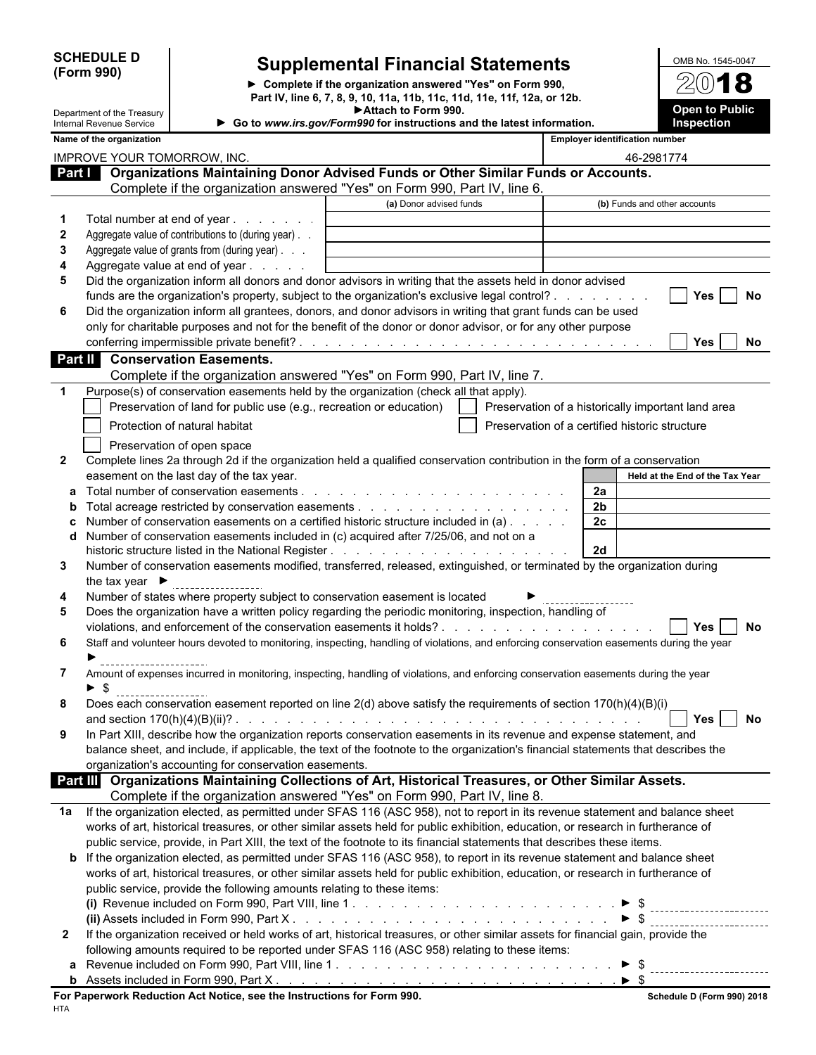**SCHEDULE D (Form 990)**

Department of the Treasury
Internal Revenue Service

# Supplemental Financial Statements

► Complete if the organization answered "Yes" on Form 990, Part IV, line 6, 7, 8, 9, 10, 11a, 11b, 11c, 11d, 11e, 11f, 12a, or 12b.
► Attach to Form 990.
► Go to *www.irs.gov/Form990* for instructions and the latest information.

OMB No. 1545-0047

**2018**

**Open to Public Inspection**

| Name of the organization | Employer identification number |
|---|---|
| IMPROVE YOUR TOMORROW, INC. | 46-2981774 |

## Part I Organizations Maintaining Donor Advised Funds or Other Similar Funds or Accounts.

Complete if the organization answered "Yes" on Form 990, Part IV, line 6.

| | | (a) Donor advised funds | (b) Funds and other accounts |
|---|---|---|---|
| 1 | Total number at end of year | | |
| 2 | Aggregate value of contributions to (during year) | | |
| 3 | Aggregate value of grants from (during year) | | |
| 4 | Aggregate value at end of year | | |

5 Did the organization inform all donors and donor advisors in writing that the assets held in donor advised funds are the organization's property, subject to the organization's exclusive legal control? ☐ Yes ☐ No

6 Did the organization inform all grantees, donors, and donor advisors in writing that grant funds can be used only for charitable purposes and not for the benefit of the donor or donor advisor, or for any other purpose conferring impermissible private benefit? ☐ Yes ☐ No

## Part II Conservation Easements.

Complete if the organization answered "Yes" on Form 990, Part IV, line 7.

1 Purpose(s) of conservation easements held by the organization (check all that apply).

- ☐ Preservation of land for public use (e.g., recreation or education)
- ☐ Protection of natural habitat
- ☐ Preservation of open space
- ☐ Preservation of a historically important land area
- ☐ Preservation of a certified historic structure

2 Complete lines 2a through 2d if the organization held a qualified conservation contribution in the form of a conservation easement on the last day of the tax year.

| | | | Held at the End of the Tax Year |
|---|---|---|---|
| a | Total number of conservation easements | 2a | |
| b | Total acreage restricted by conservation easements | 2b | |
| c | Number of conservation easements on a certified historic structure included in (a) | 2c | |
| d | Number of conservation easements included in (c) acquired after 7/25/06, and not on a historic structure listed in the National Register | 2d | |

3 Number of conservation easements modified, transferred, released, extinguished, or terminated by the organization during the tax year ►

4 Number of states where property subject to conservation easement is located ►

5 Does the organization have a written policy regarding the periodic monitoring, inspection, handling of violations, and enforcement of the conservation easements it holds? ☐ Yes ☐ No

6 Staff and volunteer hours devoted to monitoring, inspecting, handling of violations, and enforcing conservation easements during the year ►

7 Amount of expenses incurred in monitoring, inspecting, handling of violations, and enforcing conservation easements during the year ► $

8 Does each conservation easement reported on line 2(d) above satisfy the requirements of section 170(h)(4)(B)(i) and section 170(h)(4)(B)(ii)? ☐ Yes ☐ No

9 In Part XIII, describe how the organization reports conservation easements in its revenue and expense statement, and balance sheet, and include, if applicable, the text of the footnote to the organization's financial statements that describes the organization's accounting for conservation easements.

## Part III Organizations Maintaining Collections of Art, Historical Treasures, or Other Similar Assets.

Complete if the organization answered "Yes" on Form 990, Part IV, line 8.

1a If the organization elected, as permitted under SFAS 116 (ASC 958), not to report in its revenue statement and balance sheet works of art, historical treasures, or other similar assets held for public exhibition, education, or research in furtherance of public service, provide, in Part XIII, the text of the footnote to its financial statements that describes these items.

b If the organization elected, as permitted under SFAS 116 (ASC 958), to report in its revenue statement and balance sheet works of art, historical treasures, or other similar assets held for public exhibition, education, or research in furtherance of public service, provide the following amounts relating to these items:

(i) Revenue included on Form 990, Part VIII, line 1 ► $

(ii) Assets included in Form 990, Part X ► $

2 If the organization received or held works of art, historical treasures, or other similar assets for financial gain, provide the following amounts required to be reported under SFAS 116 (ASC 958) relating to these items:

a Revenue included on Form 990, Part VIII, line 1 ► $

b Assets included in Form 990, Part X ► $

**For Paperwork Reduction Act Notice, see the Instructions for Form 990.** **Schedule D (Form 990) 2018**

HTA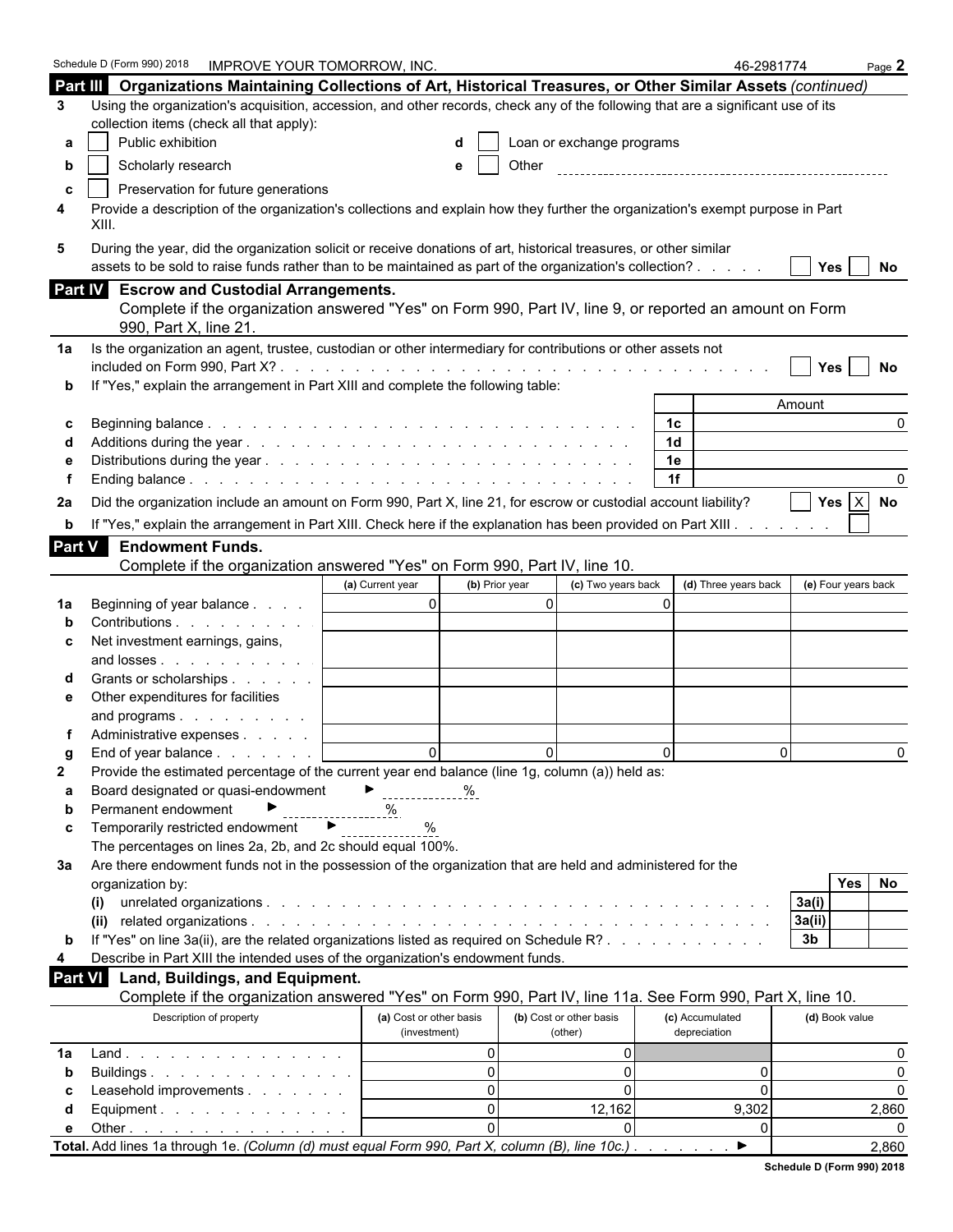Schedule D (Form 990) 2018 IMPROVE YOUR TOMORROW, INC. 46-2981774 Page **2**

## Part III Organizations Maintaining Collections of Art, Historical Treasures, or Other Similar Assets *(continued)*

**3** Using the organization's acquisition, accession, and other records, check any of the following that are a significant use of its collection items (check all that apply):

- **a** ☐ Public exhibition
- **b** ☐ Scholarly research
- **c** ☐ Preservation for future generations
- **d** ☐ Loan or exchange programs
- **e** ☐ Other

**4** Provide a description of the organization's collections and explain how they further the organization's exempt purpose in Part XIII.

**5** During the year, did the organization solicit or receive donations of art, historical treasures, or other similar assets to be sold to raise funds rather than to be maintained as part of the organization's collection? ☐ Yes ☐ No

## Part IV Escrow and Custodial Arrangements.

Complete if the organization answered "Yes" on Form 990, Part IV, line 9, or reported an amount on Form 990, Part X, line 21.

**1a** Is the organization an agent, trustee, custodian or other intermediary for contributions or other assets not included on Form 990, Part X? ☐ Yes ☐ No

**b** If "Yes," explain the arrangement in Part XIII and complete the following table:

| | | | Amount |
|---|---|---|---|
| **c** | Beginning balance | 1c | 0 |
| **d** | Additions during the year | 1d | |
| **e** | Distributions during the year | 1e | |
| **f** | Ending balance | 1f | 0 |

**2a** Did the organization include an amount on Form 990, Part X, line 21, for escrow or custodial account liability? ☐ Yes ☒ No

**b** If "Yes," explain the arrangement in Part XIII. Check here if the explanation has been provided on Part XIII ☐

## Part V Endowment Funds.

Complete if the organization answered "Yes" on Form 990, Part IV, line 10.

| | | (a) Current year | (b) Prior year | (c) Two years back | (d) Three years back | (e) Four years back |
|---|---|---|---|---|---|---|
| **1a** | Beginning of year balance | 0 | 0 | 0 | | |
| **b** | Contributions | | | | | |
| **c** | Net investment earnings, gains, and losses | | | | | |
| **d** | Grants or scholarships | | | | | |
| **e** | Other expenditures for facilities and programs | | | | | |
| **f** | Administrative expenses | | | | | |
| **g** | End of year balance | 0 | 0 | 0 | 0 | 0 |

**2** Provide the estimated percentage of the current year end balance (line 1g, column (a)) held as:

- **a** Board designated or quasi-endowment ► %
- **b** Permanent endowment ► %
- **c** Temporarily restricted endowment ► %

The percentages on lines 2a, 2b, and 2c should equal 100%.

**3a** Are there endowment funds not in the possession of the organization that are held and administered for the organization by:

| | | | Yes | No |
|---|---|---|---|---|
| **(i)** | unrelated organizations | 3a(i) | | |
| **(ii)** | related organizations | 3a(ii) | | |
| **b** | If "Yes" on line 3a(ii), are the related organizations listed as required on Schedule R? | 3b | | |

**4** Describe in Part XIII the intended uses of the organization's endowment funds.

## Part VI Land, Buildings, and Equipment.

Complete if the organization answered "Yes" on Form 990, Part IV, line 11a. See Form 990, Part X, line 10.

| | Description of property | (a) Cost or other basis (investment) | (b) Cost or other basis (other) | (c) Accumulated depreciation | (d) Book value |
|---|---|---|---|---|---|
| **1a** | Land | 0 | 0 | | 0 |
| **b** | Buildings | 0 | 0 | 0 | 0 |
| **c** | Leasehold improvements | 0 | 0 | 0 | 0 |
| **d** | Equipment | 0 | 12,162 | 9,302 | 2,860 |
| **e** | Other | 0 | 0 | 0 | 0 |

**Total.** Add lines 1a through 1e. *(Column (d) must equal Form 990, Part X, column (B), line 10c.)* ► 2,860

Schedule D (Form 990) 2018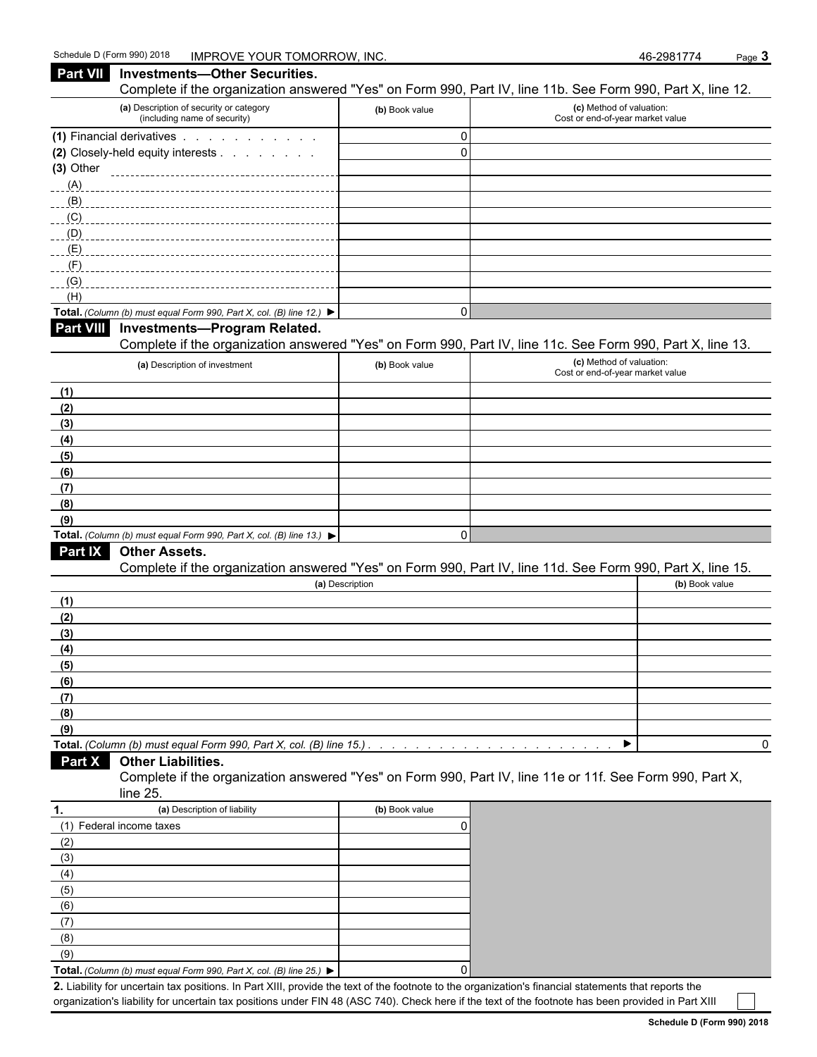## Part VII Investments—Other Securities.

Complete if the organization answered "Yes" on Form 990, Part IV, line 11b. See Form 990, Part X, line 12.

| (a) Description of security or category (including name of security) | (b) Book value | (c) Method of valuation: Cost or end-of-year market value |
|---|---|---|
| (1) Financial derivatives | 0 | |
| (2) Closely-held equity interests | 0 | |
| (3) Other | | |
| (A) | | |
| (B) | | |
| (C) | | |
| (D) | | |
| (E) | | |
| (F) | | |
| (G) | | |
| (H) | | |
| **Total.** *(Column (b) must equal Form 990, Part X, col. (B) line 12.)* ▶ | 0 | |

## Part VIII Investments—Program Related.

Complete if the organization answered "Yes" on Form 990, Part IV, line 11c. See Form 990, Part X, line 13.

| (a) Description of investment | (b) Book value | (c) Method of valuation: Cost or end-of-year market value |
|---|---|---|
| (1) | | |
| (2) | | |
| (3) | | |
| (4) | | |
| (5) | | |
| (6) | | |
| (7) | | |
| (8) | | |
| (9) | | |
| **Total.** *(Column (b) must equal Form 990, Part X, col. (B) line 13.)* ▶ | 0 | |

## Part IX Other Assets.

Complete if the organization answered "Yes" on Form 990, Part IV, line 11d. See Form 990, Part X, line 15.

| (a) Description | (b) Book value |
|---|---|
| (1) | |
| (2) | |
| (3) | |
| (4) | |
| (5) | |
| (6) | |
| (7) | |
| (8) | |
| (9) | |
| **Total.** *(Column (b) must equal Form 990, Part X, col. (B) line 15.)* ▶ | 0 |

## Part X Other Liabilities.

Complete if the organization answered "Yes" on Form 990, Part IV, line 11e or 11f. See Form 990, Part X, line 25.

| 1. (a) Description of liability | (b) Book value |
|---|---|
| (1) Federal income taxes | 0 |
| (2) | |
| (3) | |
| (4) | |
| (5) | |
| (6) | |
| (7) | |
| (8) | |
| (9) | |
| **Total.** *(Column (b) must equal Form 990, Part X, col. (B) line 25.)* ▶ | 0 |

**2.** Liability for uncertain tax positions. In Part XIII, provide the text of the footnote to the organization's financial statements that reports the organization's liability for uncertain tax positions under FIN 48 (ASC 740). Check here if the text of the footnote has been provided in Part XIII ☐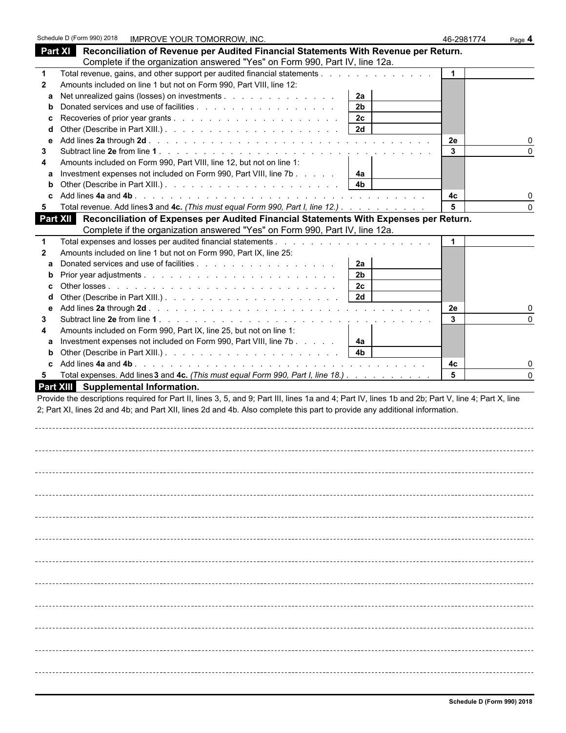Schedule D (Form 990) 2018 IMPROVE YOUR TOMORROW, INC. 46-2981774 Page **4**

## Part XI Reconciliation of Revenue per Audited Financial Statements With Revenue per Return.

Complete if the organization answered "Yes" on Form 990, Part IV, line 12a.

| | | | | | |
|---|---|---|---|---|---|
| **1** | Total revenue, gains, and other support per audited financial statements | | | 1 | |
| **2** | Amounts included on line 1 but not on Form 990, Part VIII, line 12: | | | | |
| **a** | Net unrealized gains (losses) on investments | 2a | | | |
| **b** | Donated services and use of facilities | 2b | | | |
| **c** | Recoveries of prior year grants | 2c | | | |
| **d** | Other (Describe in Part XIII.) | 2d | | | |
| **e** | Add lines **2a** through **2d** | | | 2e | 0 |
| **3** | Subtract line **2e** from line **1** | | | 3 | 0 |
| **4** | Amounts included on Form 990, Part VIII, line 12, but not on line 1: | | | | |
| **a** | Investment expenses not included on Form 990, Part VIII, line 7b | 4a | | | |
| **b** | Other (Describe in Part XIII.) | 4b | | | |
| **c** | Add lines **4a** and **4b** | | | 4c | 0 |
| **5** | Total revenue. Add lines **3** and **4c.** *(This must equal Form 990, Part I, line 12.)* | | | 5 | 0 |

## Part XII Reconciliation of Expenses per Audited Financial Statements With Expenses per Return.

Complete if the organization answered "Yes" on Form 990, Part IV, line 12a.

| | | | | | |
|---|---|---|---|---|---|
| **1** | Total expenses and losses per audited financial statements | | | 1 | |
| **2** | Amounts included on line 1 but not on Form 990, Part IX, line 25: | | | | |
| **a** | Donated services and use of facilities | 2a | | | |
| **b** | Prior year adjustments | 2b | | | |
| **c** | Other losses | 2c | | | |
| **d** | Other (Describe in Part XIII.) | 2d | | | |
| **e** | Add lines **2a** through **2d** | | | 2e | 0 |
| **3** | Subtract line **2e** from line **1** | | | 3 | 0 |
| **4** | Amounts included on Form 990, Part IX, line 25, but not on line 1: | | | | |
| **a** | Investment expenses not included on Form 990, Part VIII, line 7b | 4a | | | |
| **b** | Other (Describe in Part XIII.) | 4b | | | |
| **c** | Add lines **4a** and **4b** | | | 4c | 0 |
| **5** | Total expenses. Add lines **3** and **4c.** *(This must equal Form 990, Part I, line 18.)* | | | 5 | 0 |

## Part XIII Supplemental Information.

Provide the descriptions required for Part II, lines 3, 5, and 9; Part III, lines 1a and 4; Part IV, lines 1b and 2b; Part V, line 4; Part X, line 2; Part XI, lines 2d and 4b; and Part XII, lines 2d and 4b. Also complete this part to provide any additional information.

**Schedule D (Form 990) 2018**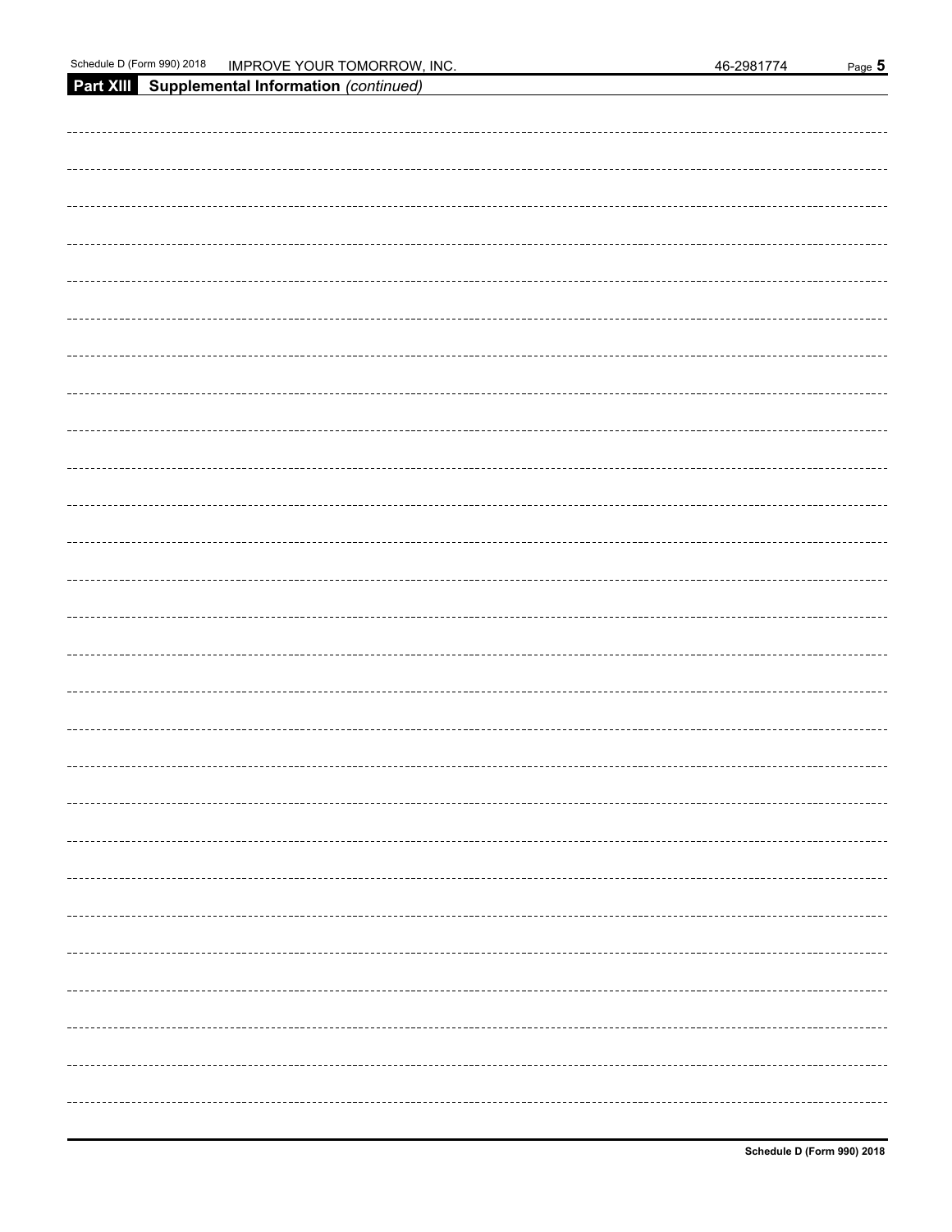## Part XIII Supplemental Information *(continued)*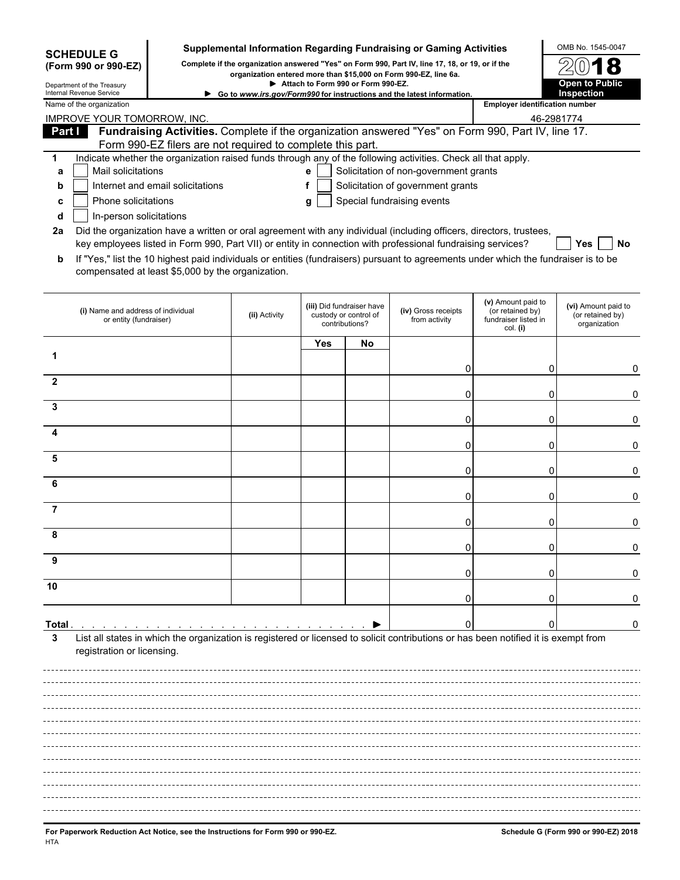**SCHEDULE G (Form 990 or 990-EZ)**

Department of the Treasury
Internal Revenue Service

# Supplemental Information Regarding Fundraising or Gaming Activities

**Complete if the organization answered "Yes" on Form 990, Part IV, line 17, 18, or 19, or if the organization entered more than $15,000 on Form 990-EZ, line 6a.**

**▶ Attach to Form 990 or Form 990-EZ.**

**▶ Go to *www.irs.gov/Form990* for instructions and the latest information.**

OMB No. 1545-0047

**2018**

**Open to Public Inspection**

Name of the organization: IMPROVE YOUR TOMORROW, INC.

Employer identification number: 46-2981774

## Part I Fundraising Activities. Complete if the organization answered "Yes" on Form 990, Part IV, line 17. Form 990-EZ filers are not required to complete this part.

**1** Indicate whether the organization raised funds through any of the following activities. Check all that apply.

- **a** ☐ Mail solicitations
- **b** ☐ Internet and email solicitations
- **c** ☐ Phone solicitations
- **d** ☐ In-person solicitations
- **e** ☐ Solicitation of non-government grants
- **f** ☐ Solicitation of government grants
- **g** ☐ Special fundraising events

**2a** Did the organization have a written or oral agreement with any individual (including officers, directors, trustees, key employees listed in Form 990, Part VII) or entity in connection with professional fundraising services? ☐ **Yes** ☐ **No**

**b** If "Yes," list the 10 highest paid individuals or entities (fundraisers) pursuant to agreements under which the fundraiser is to be compensated at least $5,000 by the organization.

| | (i) Name and address of individual or entity (fundraiser) | (ii) Activity | (iii) Did fundraiser have custody or control of contributions? | | (iv) Gross receipts from activity | (v) Amount paid to (or retained by) fundraiser listed in col. (i) | (vi) Amount paid to (or retained by) organization |
|---|---|---|---|---|---|---|---|
| | | | Yes | No | | | |
| 1 | | | | | 0 | 0 | 0 |
| 2 | | | | | 0 | 0 | 0 |
| 3 | | | | | 0 | 0 | 0 |
| 4 | | | | | 0 | 0 | 0 |
| 5 | | | | | 0 | 0 | 0 |
| 6 | | | | | 0 | 0 | 0 |
| 7 | | | | | 0 | 0 | 0 |
| 8 | | | | | 0 | 0 | 0 |
| 9 | | | | | 0 | 0 | 0 |
| 10 | | | | | 0 | 0 | 0 |
| **Total** . . . . . . . . . . . . . . . . . . . . . . . . . . . . ▶ | | | | | 0 | 0 | 0 |

**3** List all states in which the organization is registered or licensed to solicit contributions or has been notified it is exempt from registration or licensing.

**For Paperwork Reduction Act Notice, see the Instructions for Form 990 or 990-EZ.**

HTA

**Schedule G (Form 990 or 990-EZ) 2018**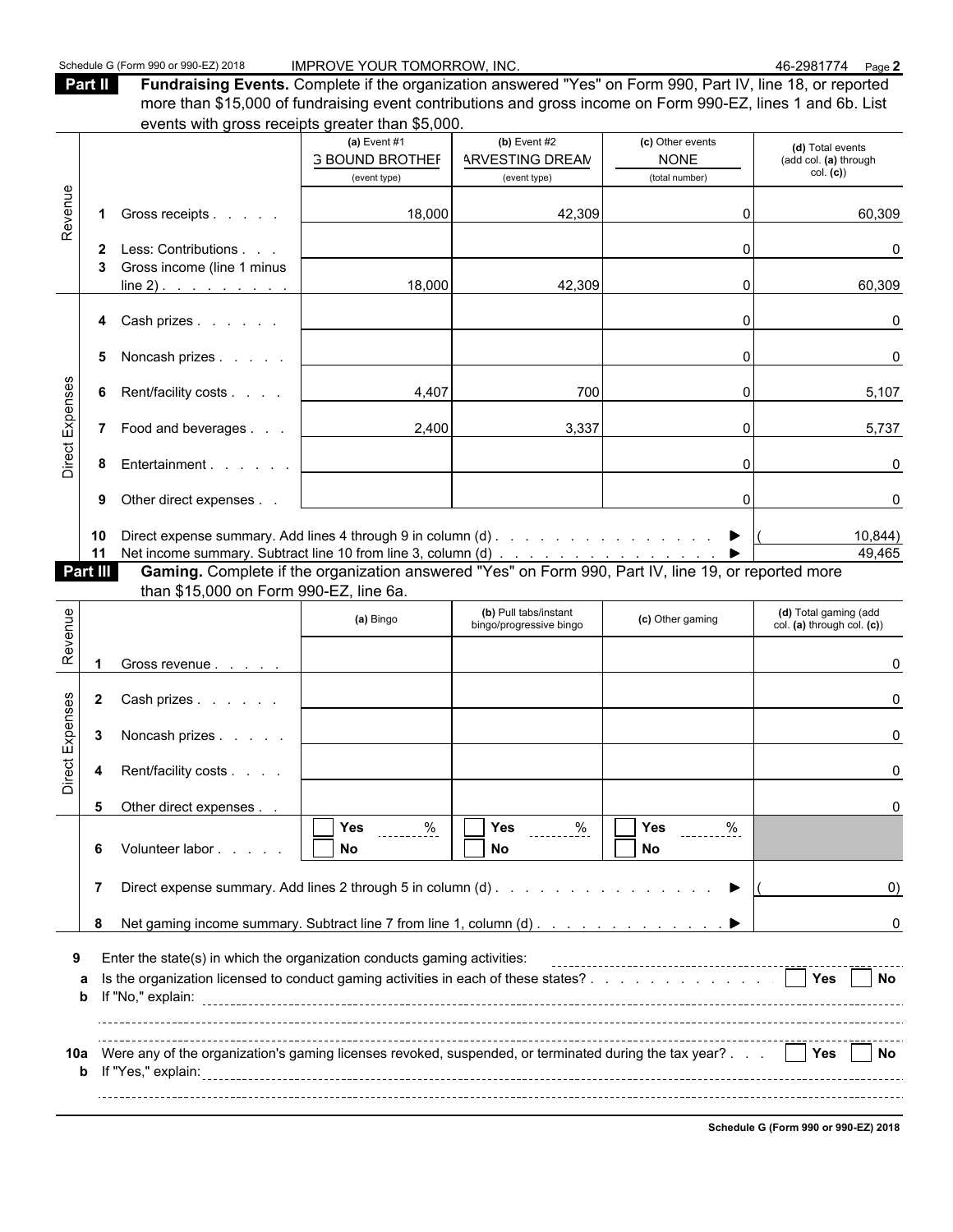**Part II** **Fundraising Events.** Complete if the organization answered "Yes" on Form 990, Part IV, line 18, or reported more than $15,000 of fundraising event contributions and gross income on Form 990-EZ, lines 1 and 6b. List events with gross receipts greater than $5,000.

| | | (a) Event #1<br>G BOUND BROTHEF<br>(event type) | (b) Event #2<br>ARVESTING DREAM<br>(event type) | (c) Other events<br>NONE<br>(total number) | (d) Total events (add col. (a) through col. (c)) |
|---|---|---|---|---|---|
| Revenue | 1 Gross receipts | 18,000 | 42,309 | 0 | 60,309 |
| | 2 Less: Contributions | | | 0 | 0 |
| | 3 Gross income (line 1 minus line 2) | 18,000 | 42,309 | 0 | 60,309 |
| Direct Expenses | 4 Cash prizes | | | 0 | 0 |
| | 5 Noncash prizes | | | 0 | 0 |
| | 6 Rent/facility costs | 4,407 | 700 | 0 | 5,107 |
| | 7 Food and beverages | 2,400 | 3,337 | 0 | 5,737 |
| | 8 Entertainment | | | 0 | 0 |
| | 9 Other direct expenses | | | 0 | 0 |
| | 10 Direct expense summary. Add lines 4 through 9 in column (d) ▶ | | | | (10,844) |
| | 11 Net income summary. Subtract line 10 from line 3, column (d) ▶ | | | | 49,465 |

**Part III** **Gaming.** Complete if the organization answered "Yes" on Form 990, Part IV, line 19, or reported more than $15,000 on Form 990-EZ, line 6a.

| | | (a) Bingo | (b) Pull tabs/instant bingo/progressive bingo | (c) Other gaming | (d) Total gaming (add col. (a) through col. (c)) |
|---|---|---|---|---|---|
| Revenue | 1 Gross revenue | | | | 0 |
| Direct Expenses | 2 Cash prizes | | | | 0 |
| | 3 Noncash prizes | | | | 0 |
| | 4 Rent/facility costs | | | | 0 |
| | 5 Other direct expenses | | | | 0 |
| | 6 Volunteer labor | ☐ Yes ___ %<br>☐ No | ☐ Yes ___ %<br>☐ No | ☐ Yes ___ %<br>☐ No | |
| | 7 Direct expense summary. Add lines 2 through 5 in column (d) ▶ | | | | (0) |
| | 8 Net gaming income summary. Subtract line 7 from line 1, column (d) ▶ | | | | 0 |

9 Enter the state(s) in which the organization conducts gaming activities:

a Is the organization licensed to conduct gaming activities in each of these states? ☐ Yes ☐ No

b If "No," explain:

10a Were any of the organization's gaming licenses revoked, suspended, or terminated during the tax year? ☐ Yes ☐ No

b If "Yes," explain:

**Schedule G (Form 990 or 990-EZ) 2018**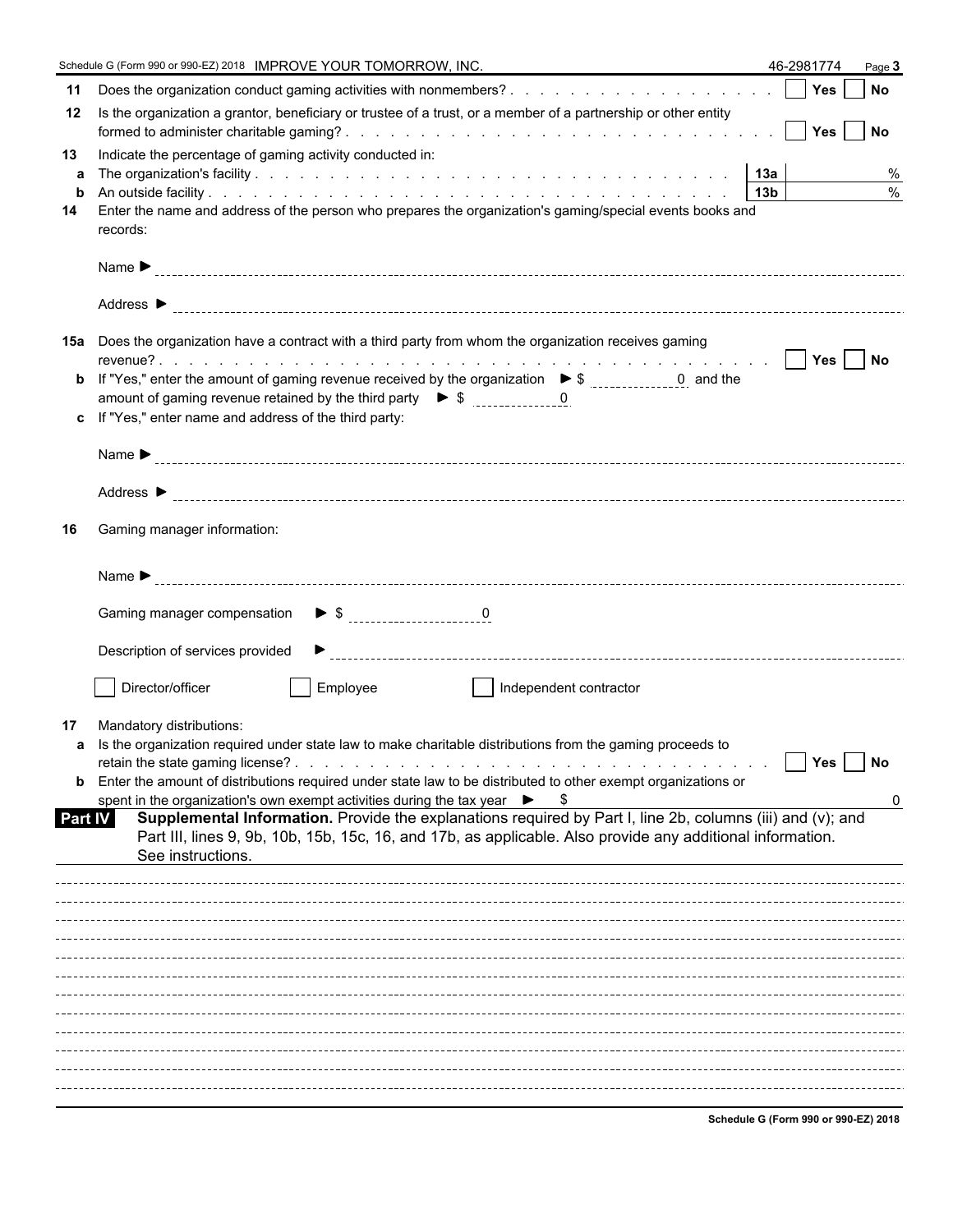Schedule G (Form 990 or 990-EZ) 2018 IMPROVE YOUR TOMORROW, INC. 46-2981774 Page **3**

**11** Does the organization conduct gaming activities with nonmembers? . . . . . . . . . . . . . . . . . . ☐ **Yes** ☐ **No**

**12** Is the organization a grantor, beneficiary or trustee of a trust, or a member of a partnership or other entity formed to administer charitable gaming? . . . . . . . . . . . . . . . . . . . . . . . . . . . ☐ **Yes** ☐ **No**

**13** Indicate the percentage of gaming activity conducted in:

**a** The organization's facility . . . . . . . . . . . . . . . . . . . . . . . . . . . . **13a** %

**b** An outside facility . . . . . . . . . . . . . . . . . . . . . . . . . . . . . . **13b** %

**14** Enter the name and address of the person who prepares the organization's gaming/special events books and records:

Name ►

Address ►

**15a** Does the organization have a contract with a third party from whom the organization receives gaming revenue? . . . . . . . . . . . . . . . . . . . . . . . . . . . . . . . . . . . . ☐ **Yes** ☐ **No**

**b** If "Yes," enter the amount of gaming revenue received by the organization ► $ 0 and the amount of gaming revenue retained by the third party ► $ 0

**c** If "Yes," enter name and address of the third party:

Name ►

Address ►

**16** Gaming manager information:

Name ►

Gaming manager compensation ► $ 0

Description of services provided ►

☐ Director/officer ☐ Employee ☐ Independent contractor

**17** Mandatory distributions:

**a** Is the organization required under state law to make charitable distributions from the gaming proceeds to retain the state gaming license? . . . . . . . . . . . . . . . . . . . . . . . . . . . . . ☐ **Yes** ☐ **No**

**b** Enter the amount of distributions required under state law to be distributed to other exempt organizations or spent in the organization's own exempt activities during the tax year ► $ 0

**Part IV** **Supplemental Information.** Provide the explanations required by Part I, line 2b, columns (iii) and (v); and Part III, lines 9, 9b, 10b, 15b, 15c, 16, and 17b, as applicable. Also provide any additional information. See instructions.

**Schedule G (Form 990 or 990-EZ) 2018**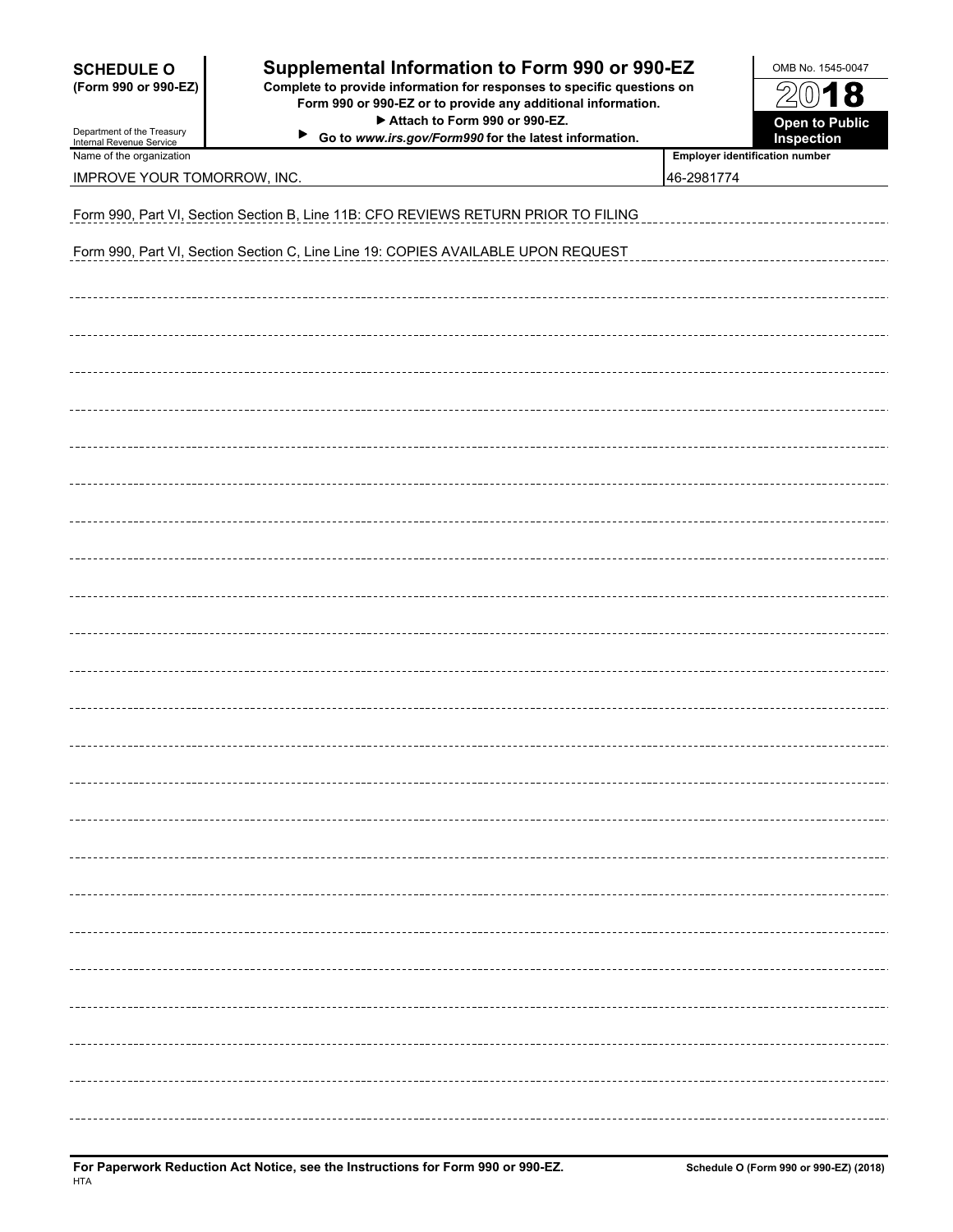**SCHEDULE O**
**(Form 990 or 990-EZ)**

Department of the Treasury
Internal Revenue Service

# Supplemental Information to Form 990 or 990-EZ

**Complete to provide information for responses to specific questions on Form 990 or 990-EZ or to provide any additional information.**
**▶ Attach to Form 990 or 990-EZ.**
**▶ Go to *www.irs.gov/Form990* for the latest information.**

OMB No. 1545-0047

**2018**

**Open to Public Inspection**

| Name of the organization | Employer identification number |
|---|---|
| IMPROVE YOUR TOMORROW, INC. | 46-2981774 |

Form 990, Part VI, Section Section B, Line 11B: CFO REVIEWS RETURN PRIOR TO FILING

Form 990, Part VI, Section Section C, Line Line 19: COPIES AVAILABLE UPON REQUEST

**For Paperwork Reduction Act Notice, see the Instructions for Form 990 or 990-EZ.**
HTA

**Schedule O (Form 990 or 990-EZ) (2018)**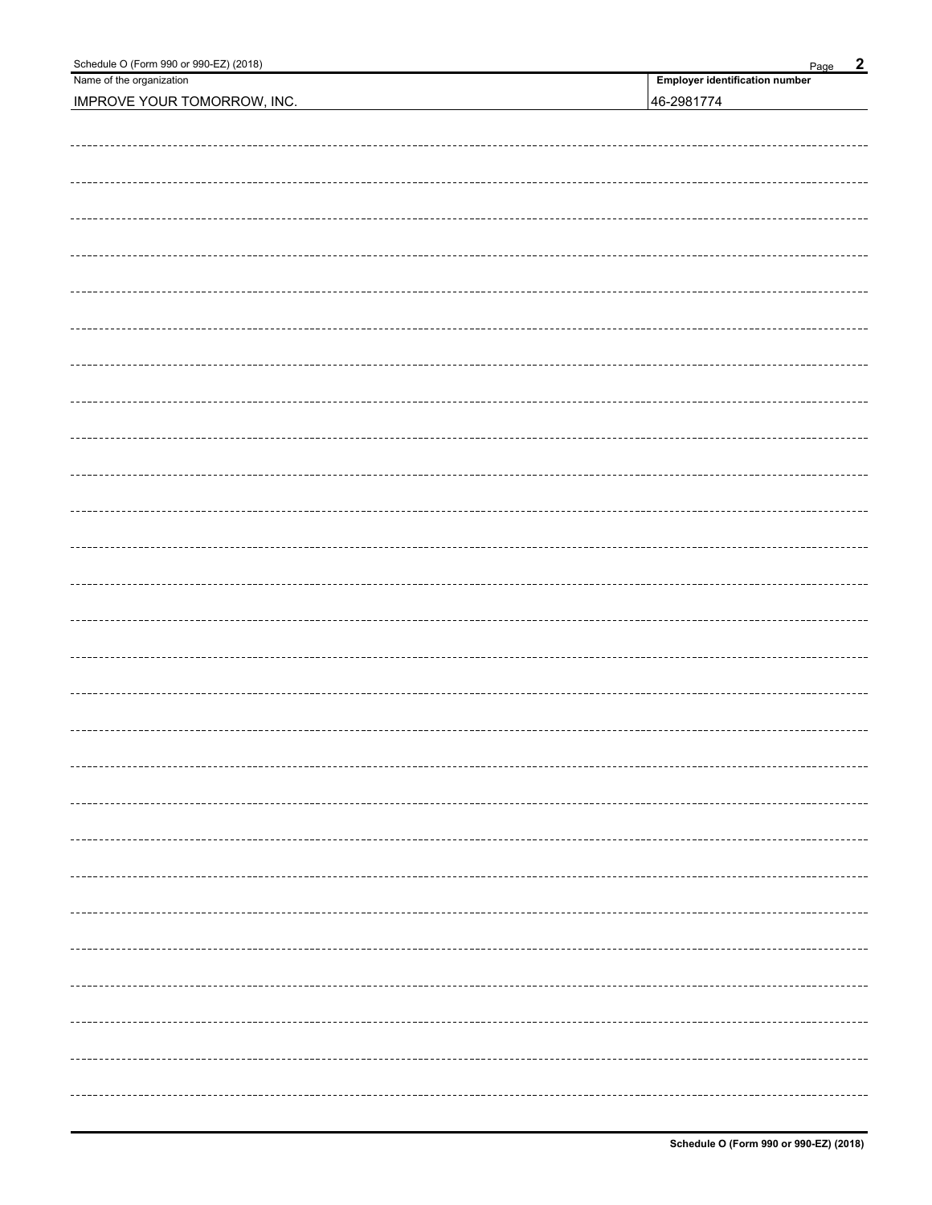Name of the organization: IMPROVE YOUR TOMORROW, INC.

Employer identification number: 46-2981774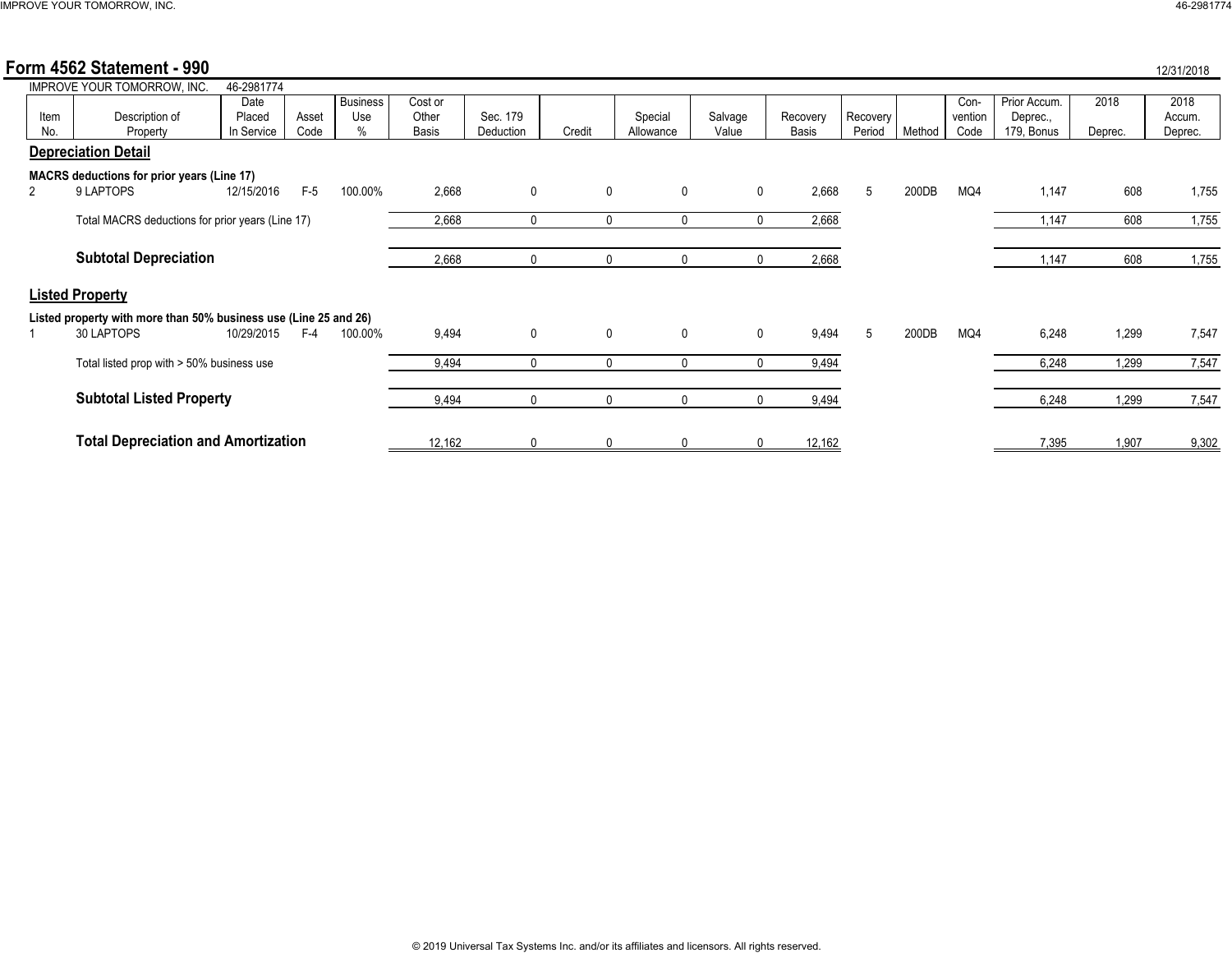## Form 4562 Statement - 990

12/31/2018

IMPROVE YOUR TOMORROW, INC. 46-2981774

| Item No. | Description of Property | Date Placed In Service | Asset Code | Business Use % | Cost or Other Basis | Sec. 179 Deduction | Credit | Special Allowance | Salvage Value | Recovery Basis | Recovery Period | Method | Convention Code | Prior Accum. Deprec., 179, Bonus | 2018 Deprec. | 2018 Accum. Deprec. |
|---|---|---|---|---|---|---|---|---|---|---|---|---|---|---|---|---|
| **Depreciation Detail** | | | | | | | | | | | | | | | | |
| **MACRS deductions for prior years (Line 17)** | | | | | | | | | | | | | | | | |
| 2 | 9 LAPTOPS | 12/15/2016 | F-5 | 100.00% | 2,668 | 0 | 0 | 0 | 0 | 2,668 | 5 | 200DB | MQ4 | 1,147 | 608 | 1,755 |
| | Total MACRS deductions for prior years (Line 17) | | | | 2,668 | 0 | 0 | 0 | 0 | 2,668 | | | | 1,147 | 608 | 1,755 |
| | **Subtotal Depreciation** | | | | 2,668 | 0 | 0 | 0 | 0 | 2,668 | | | | 1,147 | 608 | 1,755 |
| **Listed Property** | | | | | | | | | | | | | | | | |
| **Listed property with more than 50% business use (Line 25 and 26)** | | | | | | | | | | | | | | | | |
| 1 | 30 LAPTOPS | 10/29/2015 | F-4 | 100.00% | 9,494 | 0 | 0 | 0 | 0 | 9,494 | 5 | 200DB | MQ4 | 6,248 | 1,299 | 7,547 |
| | Total listed prop with > 50% business use | | | | 9,494 | 0 | 0 | 0 | 0 | 9,494 | | | | 6,248 | 1,299 | 7,547 |
| | **Subtotal Listed Property** | | | | 9,494 | 0 | 0 | 0 | 0 | 9,494 | | | | 6,248 | 1,299 | 7,547 |
| | **Total Depreciation and Amortization** | | | | 12,162 | 0 | 0 | 0 | 0 | 12,162 | | | | 7,395 | 1,907 | 9,302 |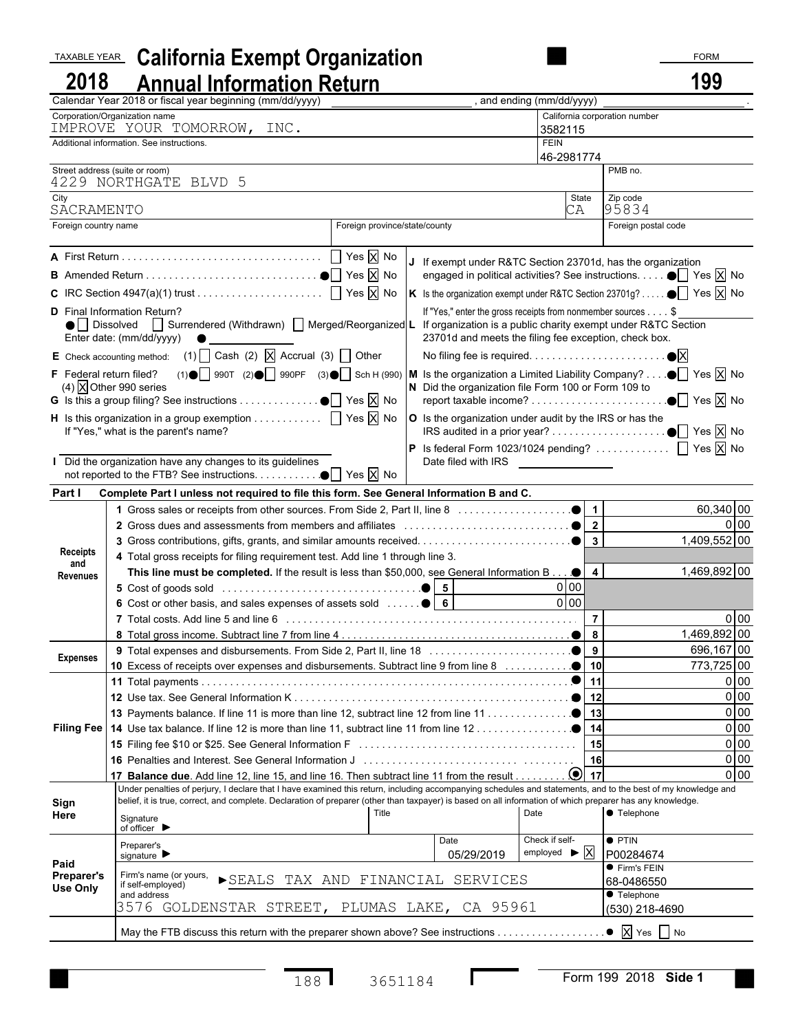TAXABLE YEAR **2018**

# California Exempt Organization Annual Information Return

FORM **199**

Calendar Year 2018 or fiscal year beginning (mm/dd/yyyy) ______, and ending (mm/dd/yyyy) ______.

| Corporation/Organization name | California corporation number |
|---|---|
| IMPROVE YOUR TOMORROW, INC. | 3582115 |
| Additional information. See instructions. | FEIN: 46-2981774 |
| Street address (suite or room): 4229 NORTHGATE BLVD 5 | PMB no. |
| City: SACRAMENTO | State: CA — Zip code: 95834 |
| Foreign country name | Foreign province/state/county — Foreign postal code |

**A** First Return .......... ☐ Yes ☒ No

**B** Amended Return .......... ☐ Yes ☒ No

**C** IRC Section 4947(a)(1) trust .......... ☐ Yes ☒ No

**D** Final Information Return? ☐ Dissolved ☐ Surrendered (Withdrawn) ☐ Merged/Reorganized
Enter date: (mm/dd/yyyy)

**E** Check accounting method: (1) ☐ Cash (2) ☒ Accrual (3) ☐ Other

**F** Federal return filed? (1) ☐ 990T (2) ☐ 990PF (3) ☐ Sch H (990) (4) ☒ Other 990 series

**G** Is this a group filing? See instructions .......... ☐ Yes ☒ No

**H** Is this organization in a group exemption .......... ☐ Yes ☒ No
If "Yes," what is the parent's name?

**I** Did the organization have any changes to its guidelines not reported to the FTB? See instructions.......... ☐ Yes ☒ No

**J** If exempt under R&TC Section 23701d, has the organization engaged in political activities? See instructions.......... ☐ Yes ☒ No

**K** Is the organization exempt under R&TC Section 23701g?.......... ☐ Yes ☒ No
If "Yes," enter the gross receipts from nonmember sources .... $

**L** If organization is a public charity exempt under R&TC Section 23701d and meets the filing fee exception, check box.
No filing fee is required.......... ☒

**M** Is the organization a Limited Liability Company?.......... ☐ Yes ☒ No

**N** Did the organization file Form 100 or Form 109 to report taxable income?.......... ☐ Yes ☒ No

**O** Is the organization under audit by the IRS or has the IRS audited in a prior year?.......... ☐ Yes ☒ No

**P** Is federal Form 1023/1024 pending? .......... ☐ Yes ☒ No
Date filed with IRS

## Part I Complete Part I unless not required to file this form. See General Information B and C.

| Section | Line | Description | | Line | Amount |
|---|---|---|---|---|---|
| Receipts and Revenues | 1 | Gross sales or receipts from other sources. From Side 2, Part II, line 8 | | 1 | 60,340 00 |
| | 2 | Gross dues and assessments from members and affiliates | | 2 | 0 00 |
| | 3 | Gross contributions, gifts, grants, and similar amounts received | | 3 | 1,409,552 00 |
| | 4 | Total gross receipts for filing requirement test. Add line 1 through line 3. **This line must be completed.** If the result is less than $50,000, see General Information B | | 4 | 1,469,892 00 |
| | 5 | Cost of goods sold | 5: 0 00 | | |
| | 6 | Cost or other basis, and sales expenses of assets sold | 6: 0 00 | | |
| | 7 | Total costs. Add line 5 and line 6 | | 7 | 0 00 |
| | 8 | Total gross income. Subtract line 7 from line 4 | | 8 | 1,469,892 00 |
| Expenses | 9 | Total expenses and disbursements. From Side 2, Part II, line 18 | | 9 | 696,167 00 |
| | 10 | Excess of receipts over expenses and disbursements. Subtract line 9 from line 8 | | 10 | 773,725 00 |
| Filing Fee | 11 | Total payments | | 11 | 0 00 |
| | 12 | Use tax. See General Information K | | 12 | 0 00 |
| | 13 | Payments balance. If line 11 is more than line 12, subtract line 12 from line 11 | | 13 | 0 00 |
| | 14 | Use tax balance. If line 12 is more than line 11, subtract line 11 from line 12 | | 14 | 0 00 |
| | 15 | Filing fee $10 or $25. See General Information F | | 15 | 0 00 |
| | 16 | Penalties and Interest. See General Information J | | 16 | 0 00 |
| | 17 | **Balance due.** Add line 12, line 15, and line 16. Then subtract line 11 from the result | | 17 | 0 00 |

**Sign Here**

Under penalties of perjury, I declare that I have examined this return, including accompanying schedules and statements, and to the best of my knowledge and belief, it is true, correct, and complete. Declaration of preparer (other than taxpayer) is based on all information of which preparer has any knowledge.

Signature of officer ▶ | Title | Date | Telephone

**Paid Preparer's Use Only**

| | | | |
|---|---|---|---|
| Preparer's signature ▶ | Date: 05/29/2019 | Check if self-employed ▶ ☒ | PTIN: P00284674 |
| Firm's name (or yours, if self-employed) and address | ▶SEALS TAX AND FINANCIAL SERVICES | | Firm's FEIN: 68-0486550 |
| | 3576 GOLDENSTAR STREET, PLUMAS LAKE, CA 95961 | | Telephone: (530) 218-4690 |

May the FTB discuss this return with the preparer shown above? See instructions .......... ☒ Yes ☐ No

188 3651184

Form 199 2018 Side 1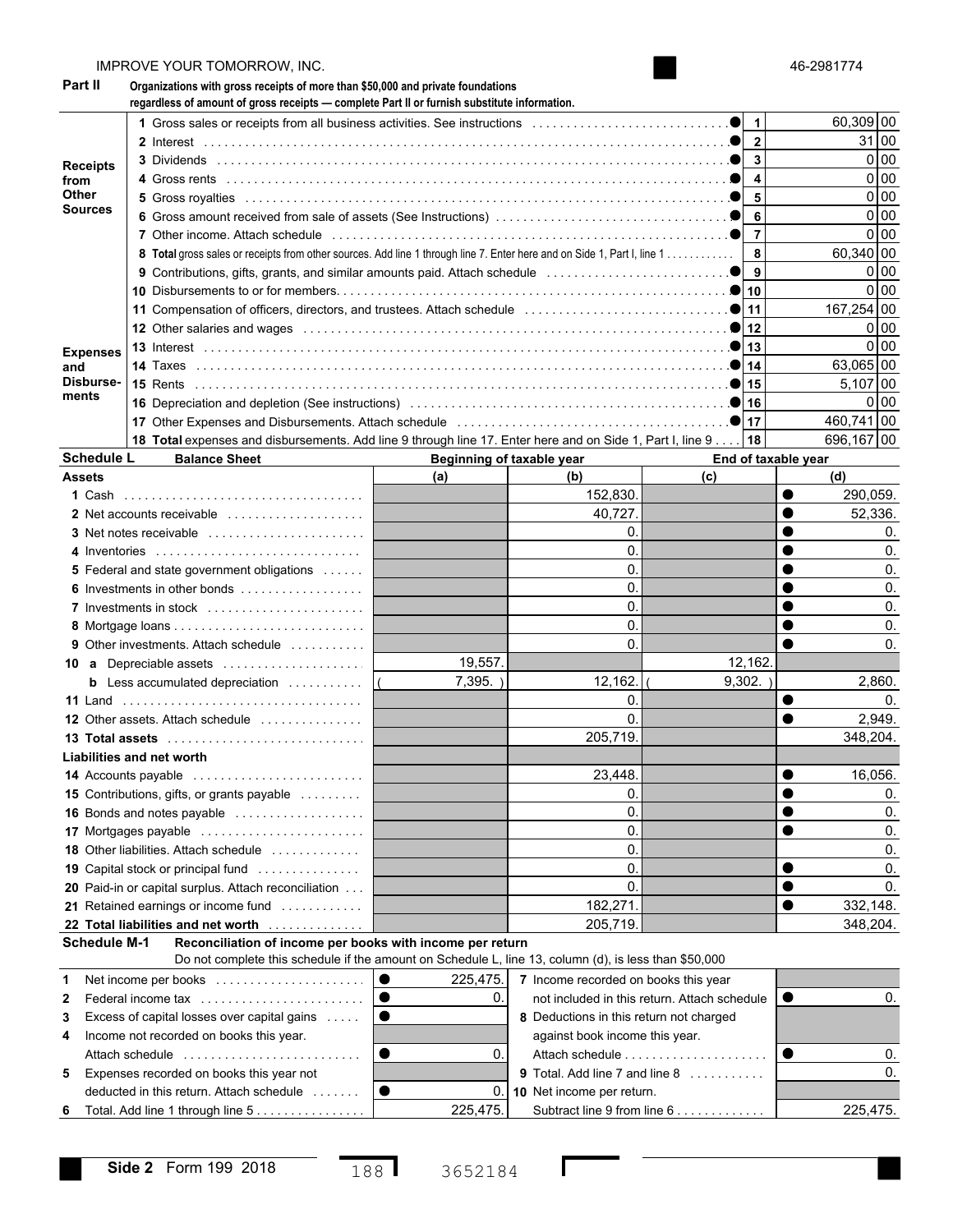IMPROVE YOUR TOMORROW, INC. 46-2981774

## Part II

**Organizations with gross receipts of more than $50,000 and private foundations regardless of amount of gross receipts — complete Part II or furnish substitute information.**

| Section | Line | Description | No. | Amount |
|---|---|---|---|---|
| Receipts from Other Sources | 1 | Gross sales or receipts from all business activities. See instructions | 1 | 60,309 00 |
| | 2 | Interest | 2 | 31 00 |
| | 3 | Dividends | 3 | 0 00 |
| | 4 | Gross rents | 4 | 0 00 |
| | 5 | Gross royalties | 5 | 0 00 |
| | 6 | Gross amount received from sale of assets (See Instructions) | 6 | 0 00 |
| | 7 | Other income. Attach schedule | 7 | 0 00 |
| | 8 | **Total** gross sales or receipts from other sources. Add line 1 through line 7. Enter here and on Side 1, Part I, line 1 | 8 | 60,340 00 |
| Expenses and Disbursements | 9 | Contributions, gifts, grants, and similar amounts paid. Attach schedule | 9 | 0 00 |
| | 10 | Disbursements to or for members | 10 | 0 00 |
| | 11 | Compensation of officers, directors, and trustees. Attach schedule | 11 | 167,254 00 |
| | 12 | Other salaries and wages | 12 | 0 00 |
| | 13 | Interest | 13 | 0 00 |
| | 14 | Taxes | 14 | 63,065 00 |
| | 15 | Rents | 15 | 5,107 00 |
| | 16 | Depreciation and depletion (See instructions) | 16 | 0 00 |
| | 17 | Other Expenses and Disbursements. Attach schedule | 17 | 460,741 00 |
| | 18 | **Total** expenses and disbursements. Add line 9 through line 17. Enter here and on Side 1, Part I, line 9 | 18 | 696,167 00 |

## Schedule L Balance Sheet

| | Beginning of taxable year (a) | (b) | End of taxable year (c) | (d) |
|---|---|---|---|---|
| **Assets** | | | | |
| 1 Cash | | 152,830. | | 290,059. |
| 2 Net accounts receivable | | 40,727. | | 52,336. |
| 3 Net notes receivable | | 0. | | 0. |
| 4 Inventories | | 0. | | 0. |
| 5 Federal and state government obligations | | 0. | | 0. |
| 6 Investments in other bonds | | 0. | | 0. |
| 7 Investments in stock | | 0. | | 0. |
| 8 Mortgage loans | | 0. | | 0. |
| 9 Other investments. Attach schedule | | 0. | | 0. |
| 10 a Depreciable assets | 19,557. | | 12,162. | |
| b Less accumulated depreciation | ( 7,395. ) | 12,162. | ( 9,302. ) | 2,860. |
| 11 Land | | 0. | | 0. |
| 12 Other assets. Attach schedule | | 0. | | 2,949. |
| 13 **Total assets** | | 205,719. | | 348,204. |
| **Liabilities and net worth** | | | | |
| 14 Accounts payable | | 23,448. | | 16,056. |
| 15 Contributions, gifts, or grants payable | | 0. | | 0. |
| 16 Bonds and notes payable | | 0. | | 0. |
| 17 Mortgages payable | | 0. | | 0. |
| 18 Other liabilities. Attach schedule | | 0. | | 0. |
| 19 Capital stock or principal fund | | 0. | | 0. |
| 20 Paid-in or capital surplus. Attach reconciliation | | 0. | | 0. |
| 21 Retained earnings or income fund | | 182,271. | | 332,148. |
| 22 **Total liabilities and net worth** | | 205,719. | | 348,204. |

## Schedule M-1 Reconciliation of income per books with income per return

Do not complete this schedule if the amount on Schedule L, line 13, column (d), is less than $50,000

| | | | |
|---|---|---|---|
| 1 Net income per books | 225,475. | 7 Income recorded on books this year not included in this return. Attach schedule | 0. |
| 2 Federal income tax | 0. | 8 Deductions in this return not charged against book income this year. Attach schedule | 0. |
| 3 Excess of capital losses over capital gains | | 9 Total. Add line 7 and line 8 | 0. |
| 4 Income not recorded on books this year. Attach schedule | 0. | 10 Net income per return. Subtract line 9 from line 6 | 225,475. |
| 5 Expenses recorded on books this year not deducted in this return. Attach schedule | 0. | | |
| 6 Total. Add line 1 through line 5 | 225,475. | | |

**Side 2** Form 199 2018 188 3652184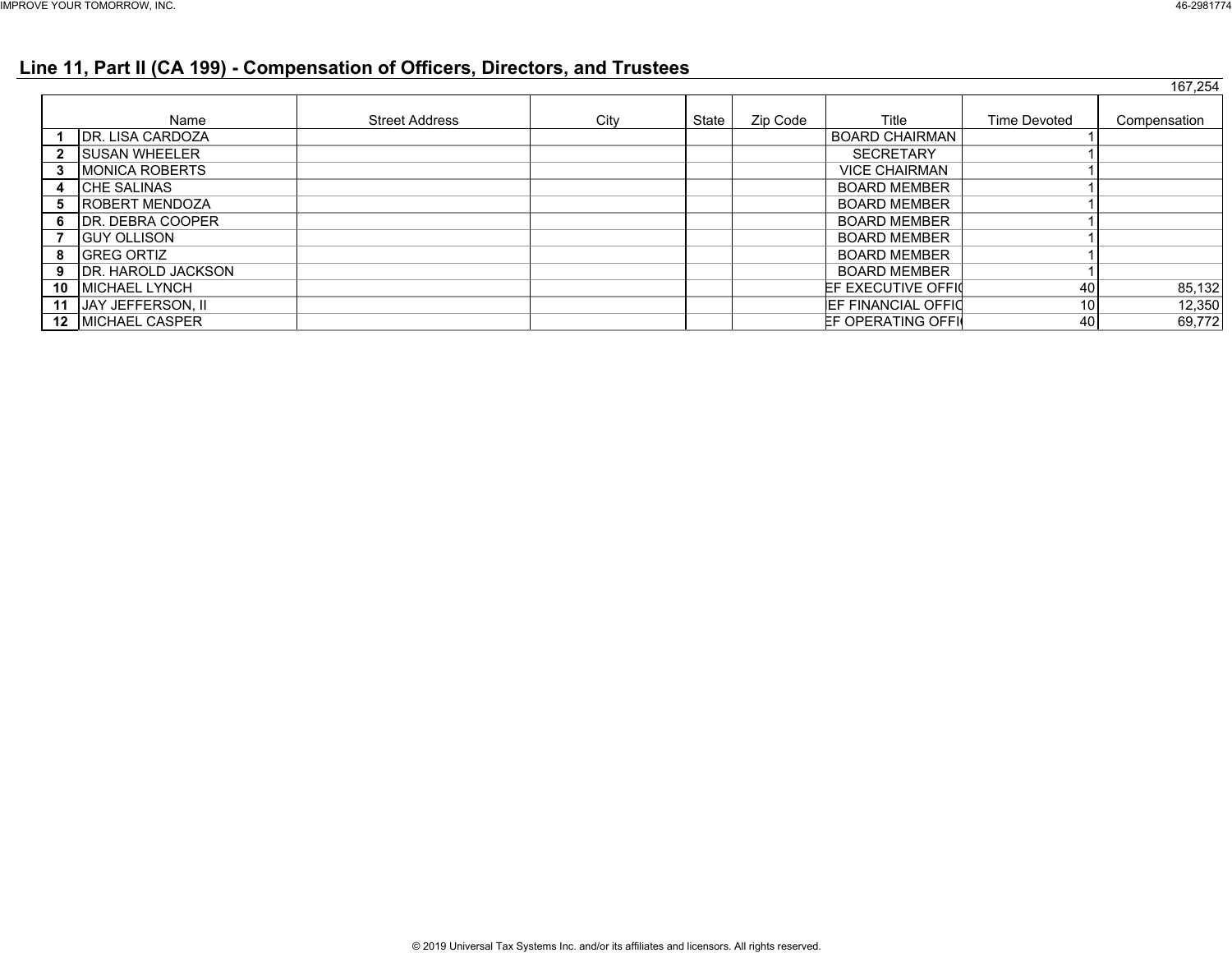## Line 11, Part II (CA 199) - Compensation of Officers, Directors, and Trustees

167,254

| | Name | Street Address | City | State | Zip Code | Title | Time Devoted | Compensation |
|---|---|---|---|---|---|---|---|---|
| **1** | DR. LISA CARDOZA | | | | | BOARD CHAIRMAN | 1 | |
| **2** | SUSAN WHEELER | | | | | SECRETARY | 1 | |
| **3** | MONICA ROBERTS | | | | | VICE CHAIRMAN | 1 | |
| **4** | CHE SALINAS | | | | | BOARD MEMBER | 1 | |
| **5** | ROBERT MENDOZA | | | | | BOARD MEMBER | 1 | |
| **6** | DR. DEBRA COOPER | | | | | BOARD MEMBER | 1 | |
| **7** | GUY OLLISON | | | | | BOARD MEMBER | 1 | |
| **8** | GREG ORTIZ | | | | | BOARD MEMBER | 1 | |
| **9** | DR. HAROLD JACKSON | | | | | BOARD MEMBER | 1 | |
| **10** | MICHAEL LYNCH | | | | | EF EXECUTIVE OFFIC | 40 | 85,132 |
| **11** | JAY JEFFERSON, II | | | | | EF FINANCIAL OFFIC | 10 | 12,350 |
| **12** | MICHAEL CASPER | | | | | EF OPERATING OFFI | 40 | 69,772 |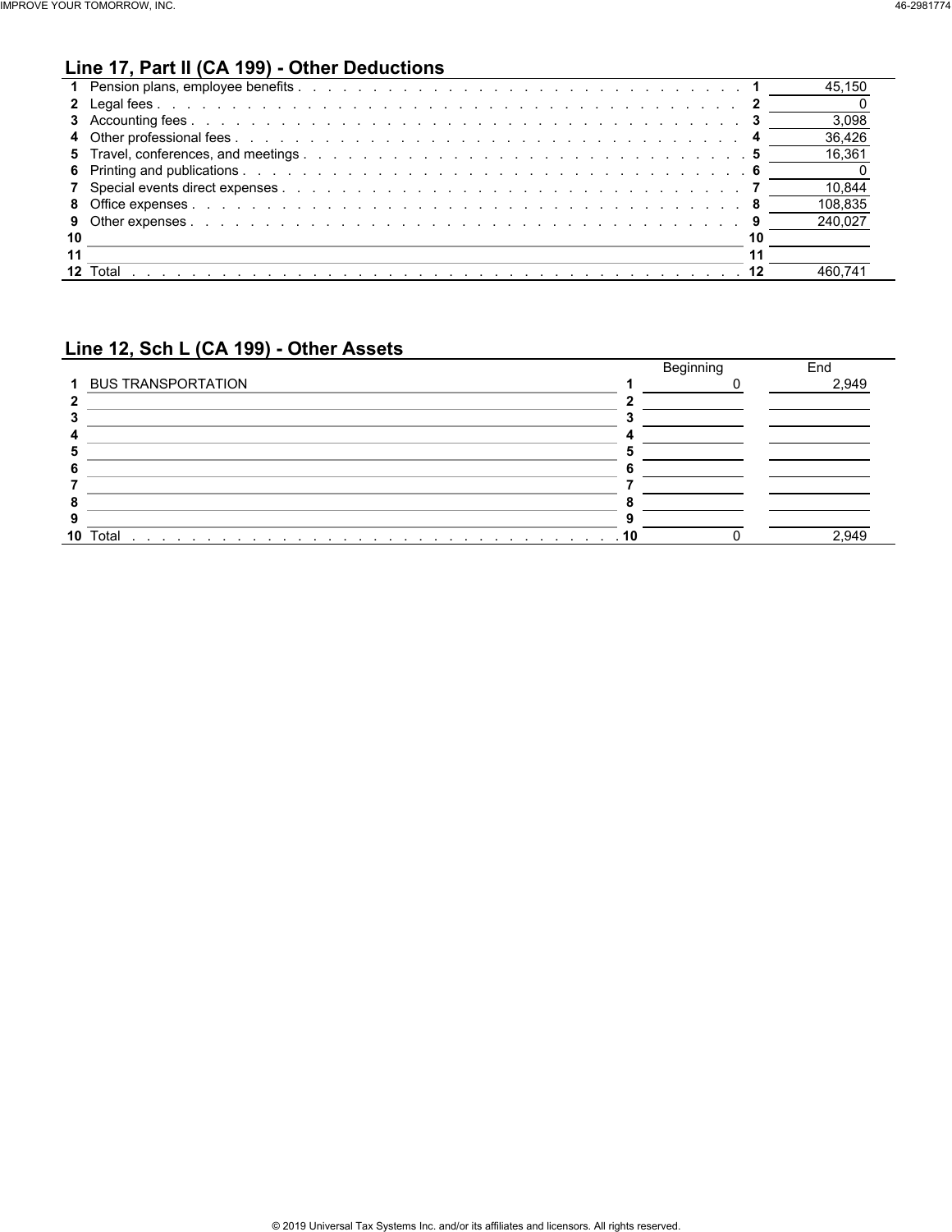## Line 17, Part II (CA 199) - Other Deductions

| | | | |
|---|---|---|---|
| 1 | Pension plans, employee benefits | 1 | 45,150 |
| 2 | Legal fees | 2 | 0 |
| 3 | Accounting fees | 3 | 3,098 |
| 4 | Other professional fees | 4 | 36,426 |
| 5 | Travel, conferences, and meetings | 5 | 16,361 |
| 6 | Printing and publications | 6 | 0 |
| 7 | Special events direct expenses | 7 | 10,844 |
| 8 | Office expenses | 8 | 108,835 |
| 9 | Other expenses | 9 | 240,027 |
| 10 | | 10 | |
| 11 | | 11 | |
| 12 | Total | 12 | 460,741 |

## Line 12, Sch L (CA 199) - Other Assets

| | | | Beginning | End |
|---|---|---|---|---|
| 1 | BUS TRANSPORTATION | 1 | 0 | 2,949 |
| 2 | | 2 | | |
| 3 | | 3 | | |
| 4 | | 4 | | |
| 5 | | 5 | | |
| 6 | | 6 | | |
| 7 | | 7 | | |
| 8 | | 8 | | |
| 9 | | 9 | | |
| 10 | Total | 10 | 0 | 2,949 |